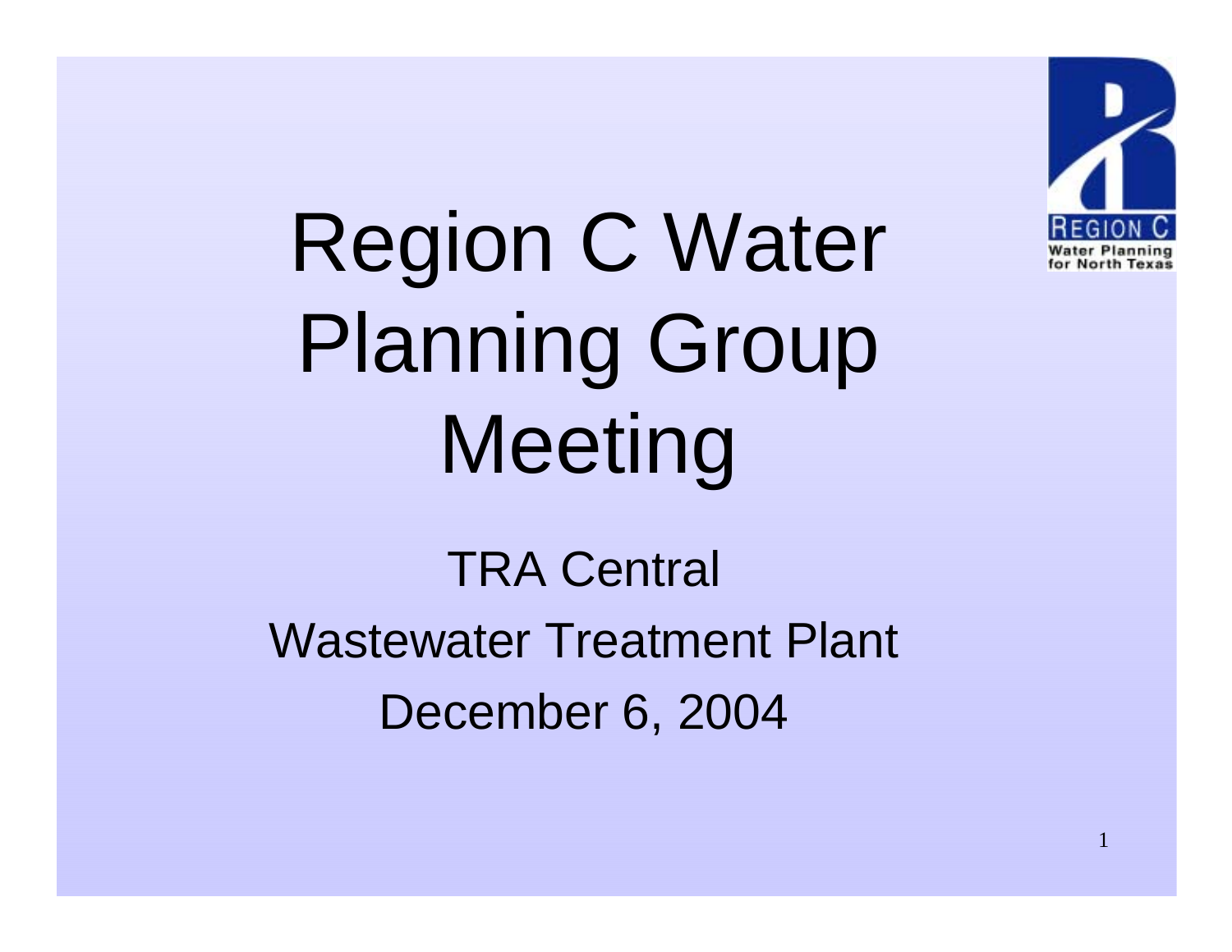# Region C Water Planning Group Meeting

TRA Central

Wastewater Treatment Plant

December 6, 2004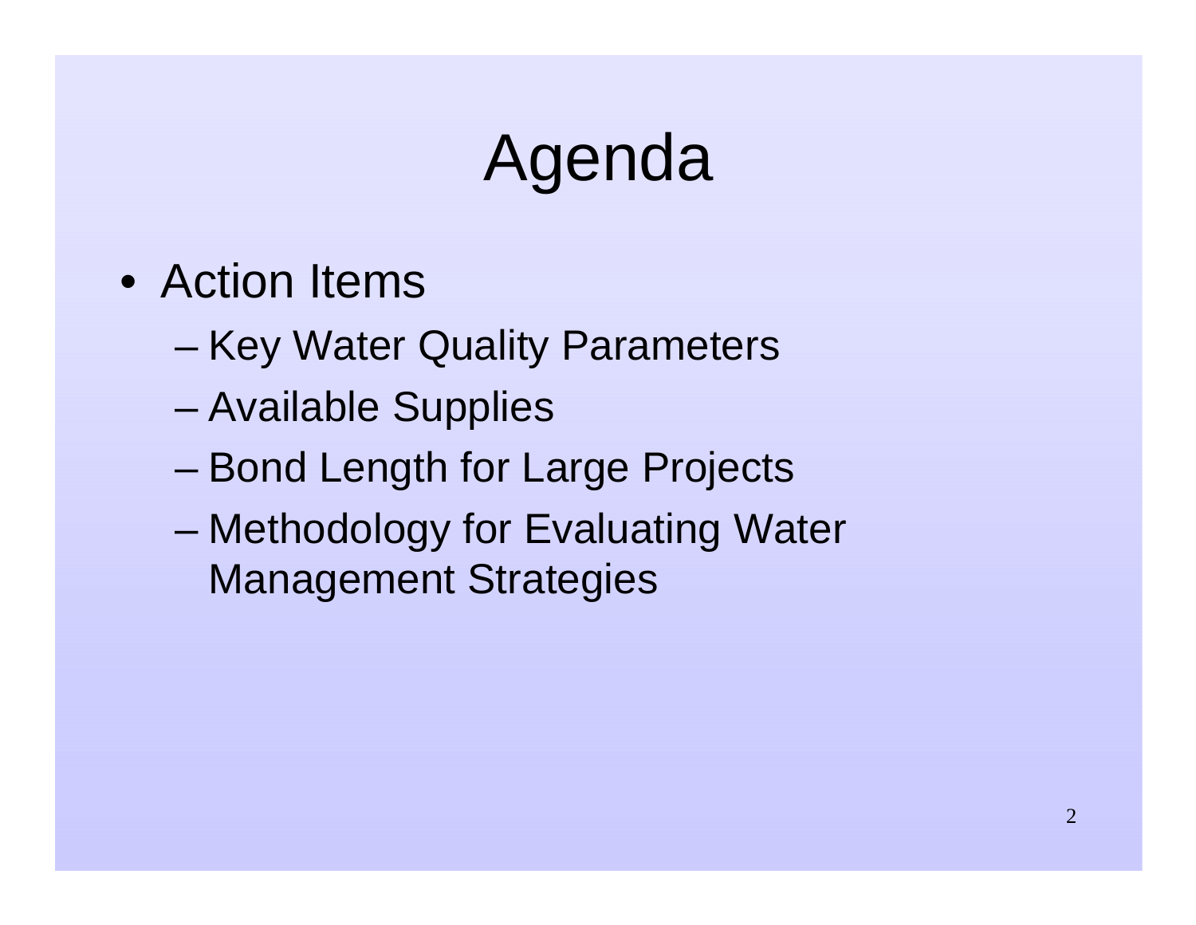# Agenda

- Action Items
  - Key Water Quality Parameters
  - Available Supplies
  - Bond Length for Large Projects
  - Methodology for Evaluating Water Management Strategies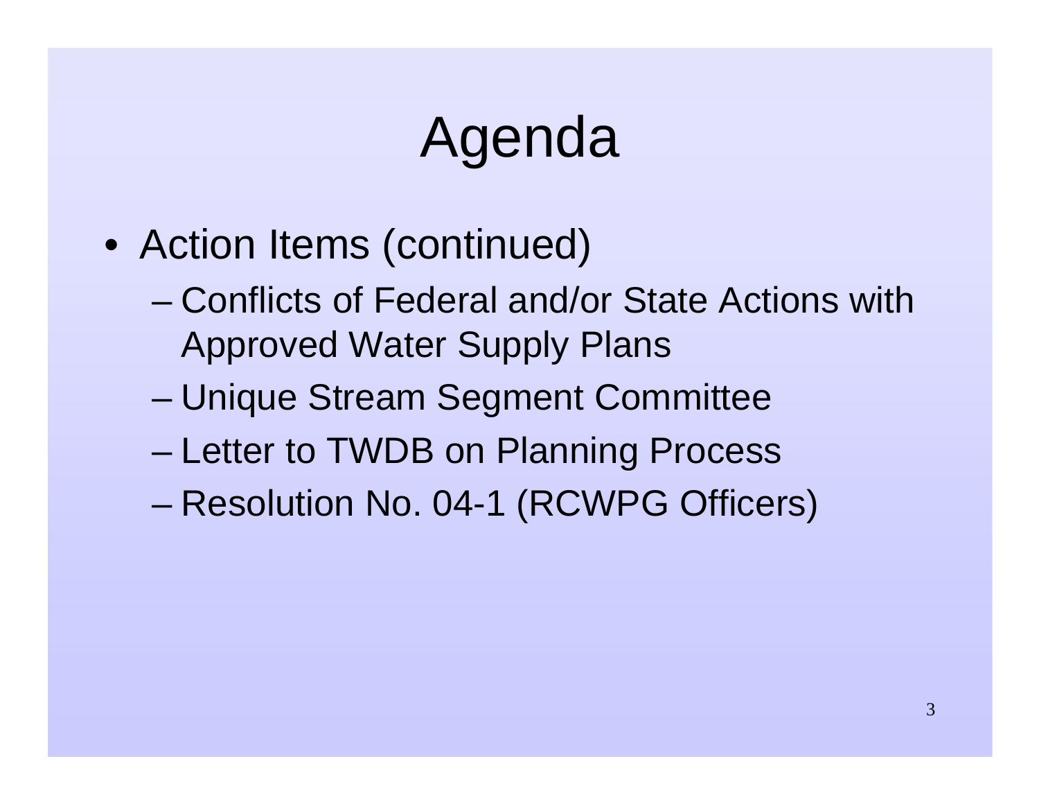# Agenda

- Action Items (continued)
  - Conflicts of Federal and/or State Actions with Approved Water Supply Plans
  - Unique Stream Segment Committee
  - Letter to TWDB on Planning Process
  - Resolution No. 04-1 (RCWPG Officers)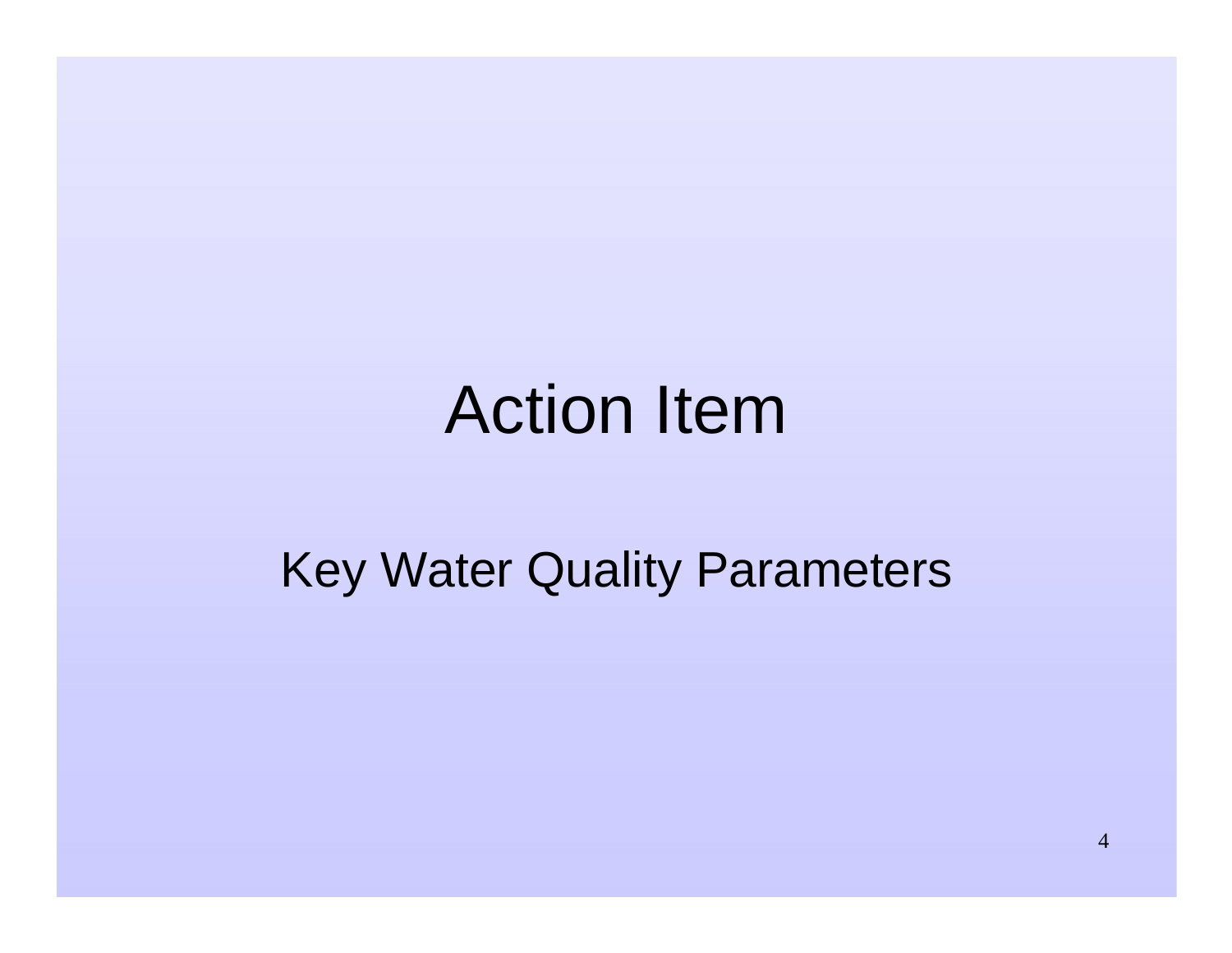# Action Item

## Key Water Quality Parameters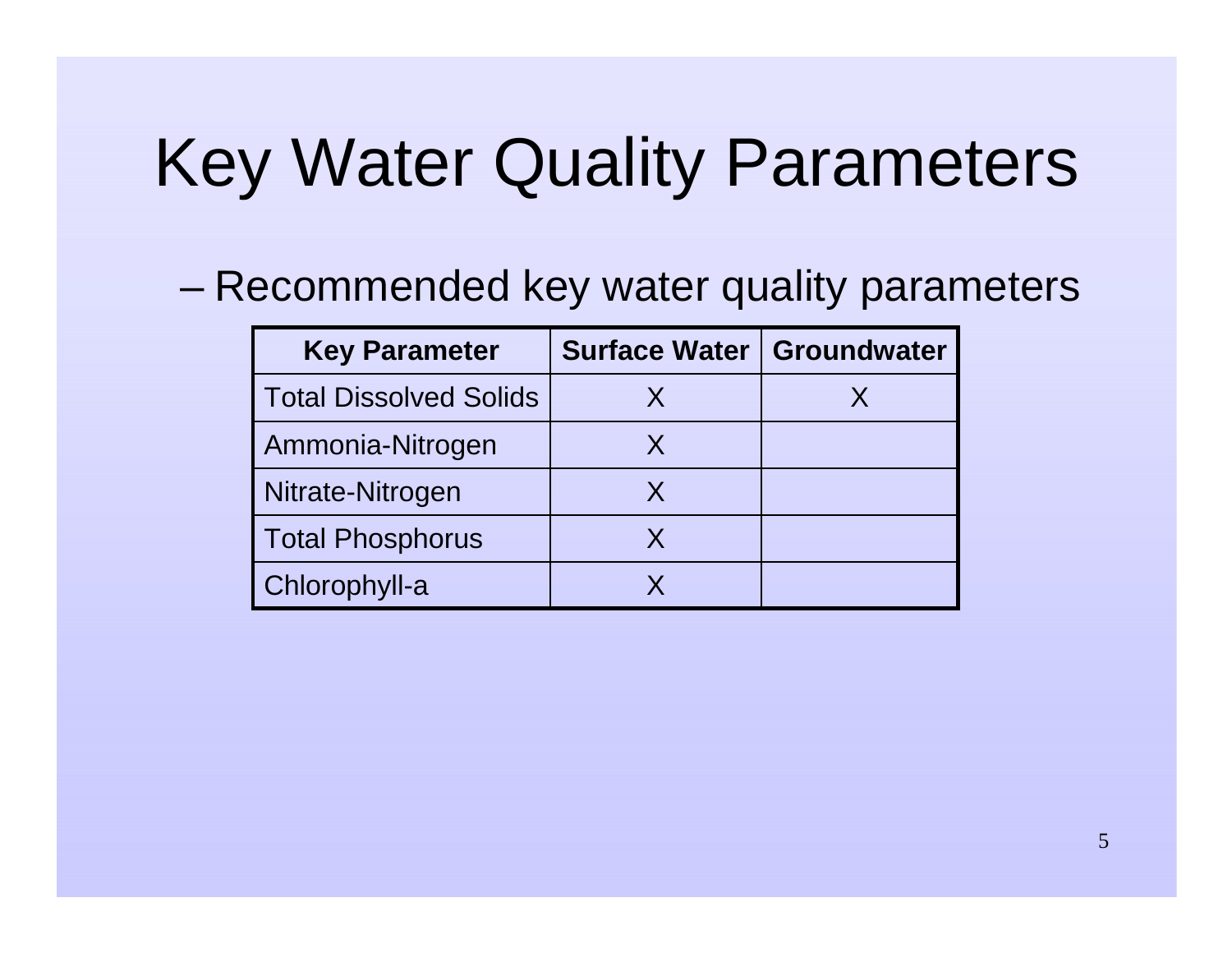# Key Water Quality Parameters

– Recommended key water quality parameters

| Key Parameter | Surface Water | Groundwater |
| --- | --- | --- |
| Total Dissolved Solids | X | X |
| Ammonia-Nitrogen | X | |
| Nitrate-Nitrogen | X | |
| Total Phosphorus | X | |
| Chlorophyll-a | X | |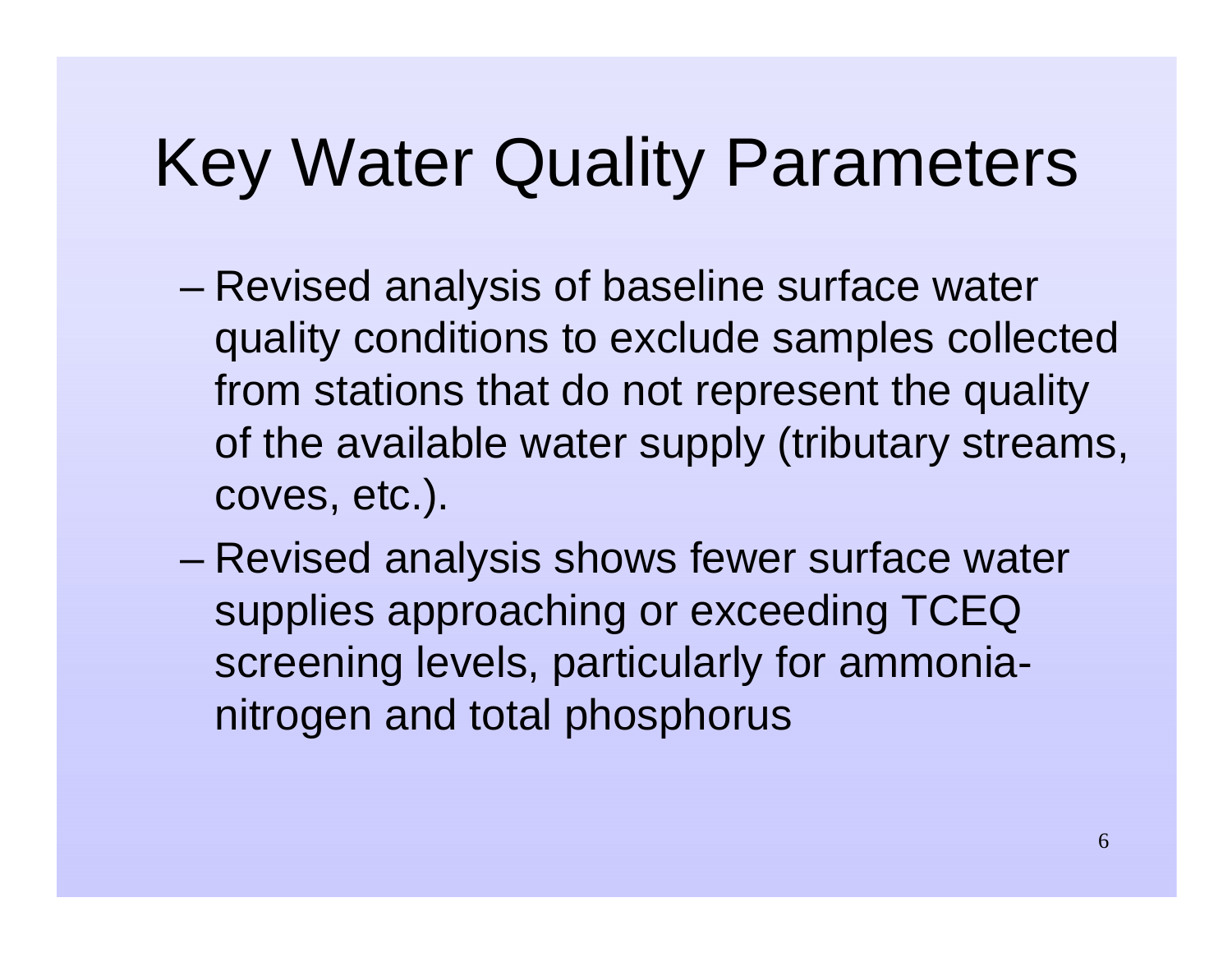# Key Water Quality Parameters

- Revised analysis of baseline surface water quality conditions to exclude samples collected from stations that do not represent the quality of the available water supply (tributary streams, coves, etc.).
- Revised analysis shows fewer surface water supplies approaching or exceeding TCEQ screening levels, particularly for ammonia-nitrogen and total phosphorus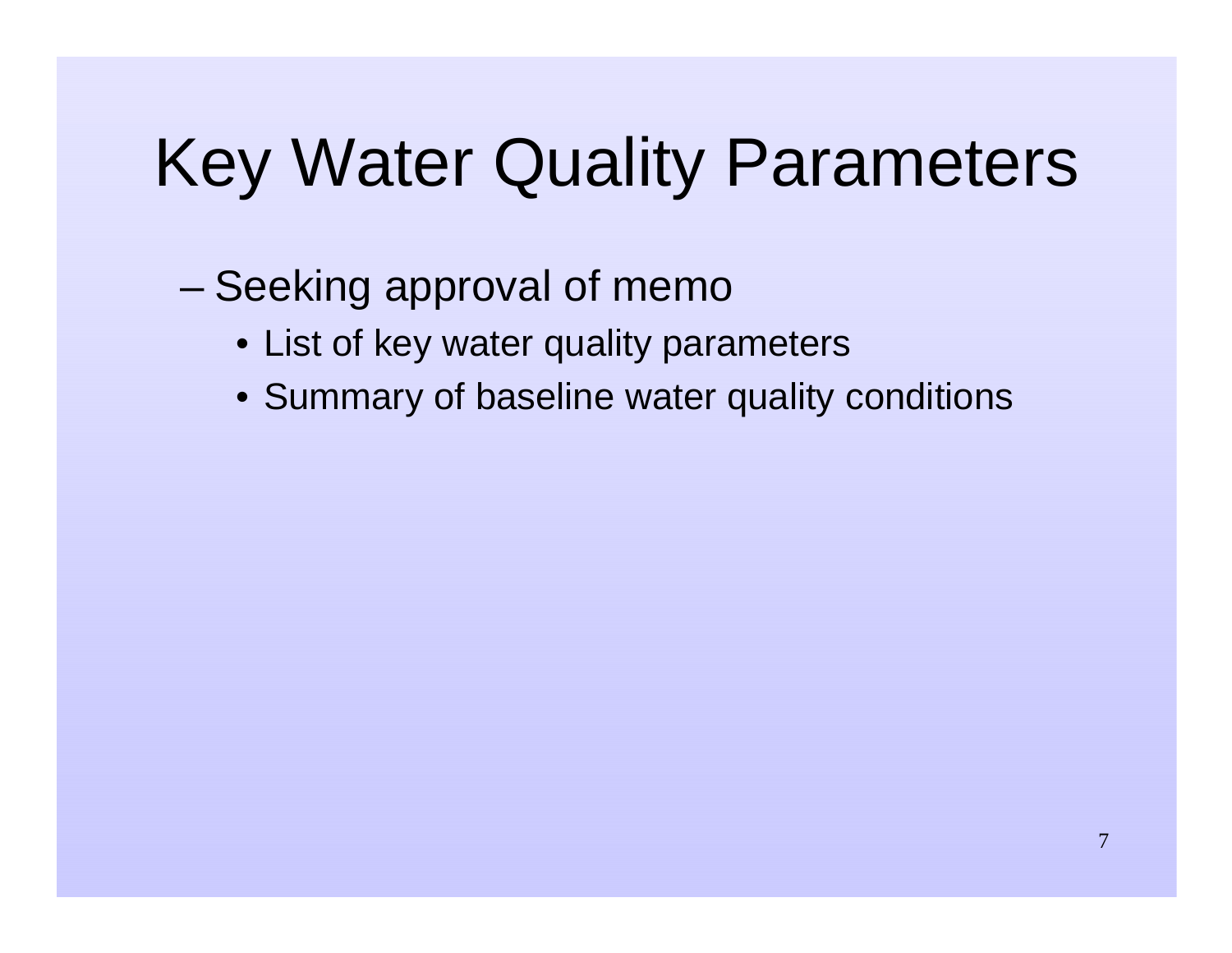# Key Water Quality Parameters

- Seeking approval of memo
  - List of key water quality parameters
  - Summary of baseline water quality conditions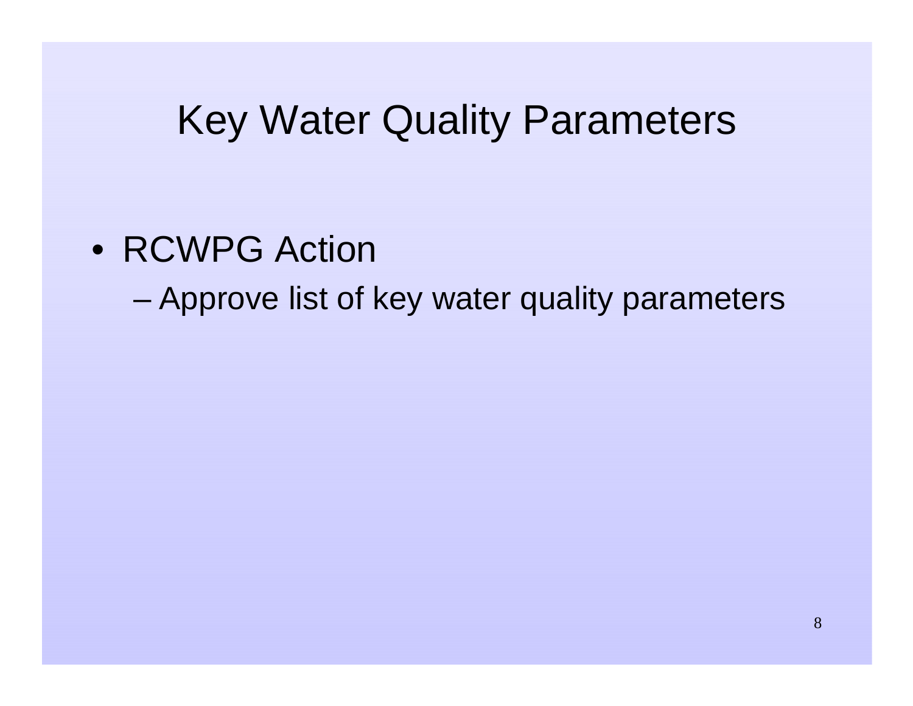# Key Water Quality Parameters

- RCWPG Action
  - Approve list of key water quality parameters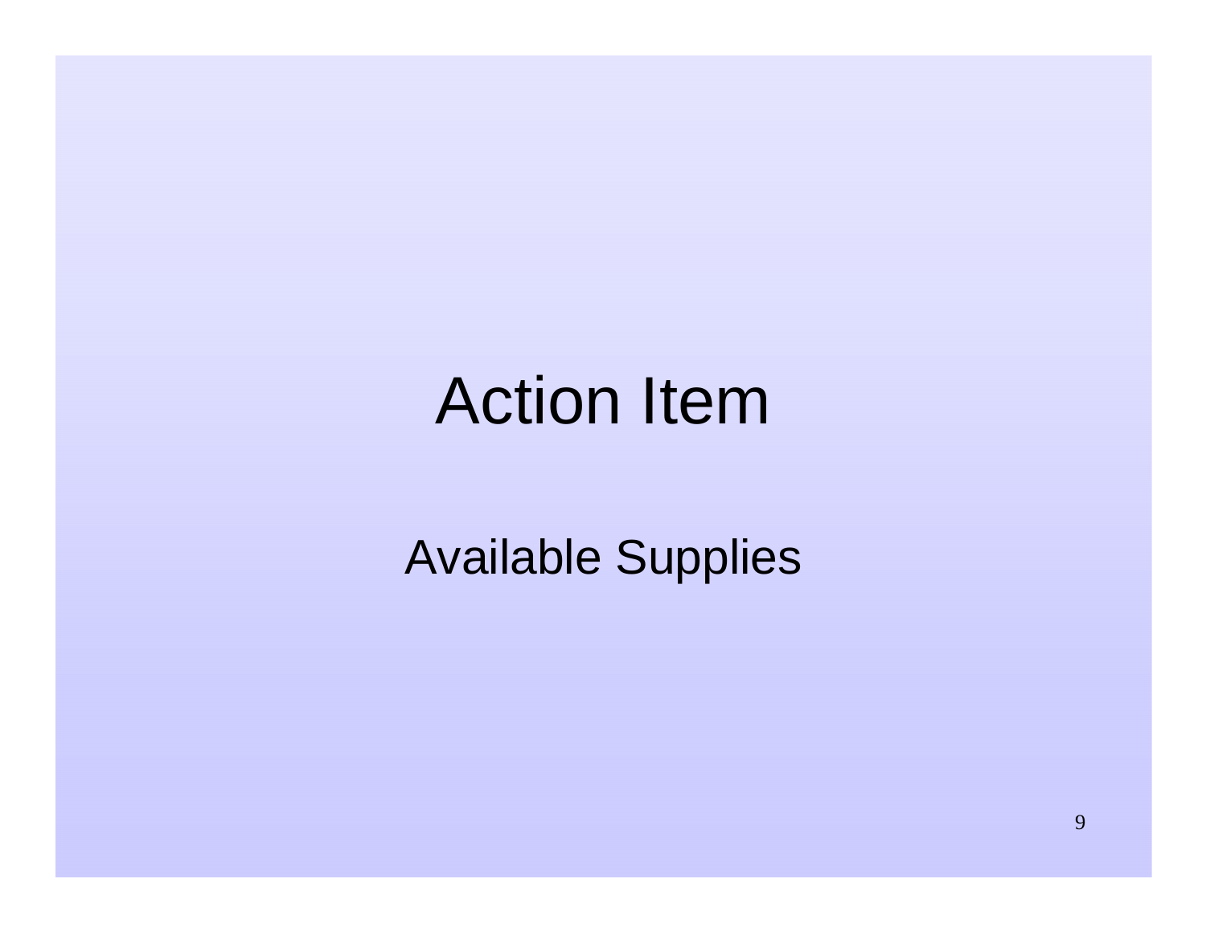# Action Item

Available Supplies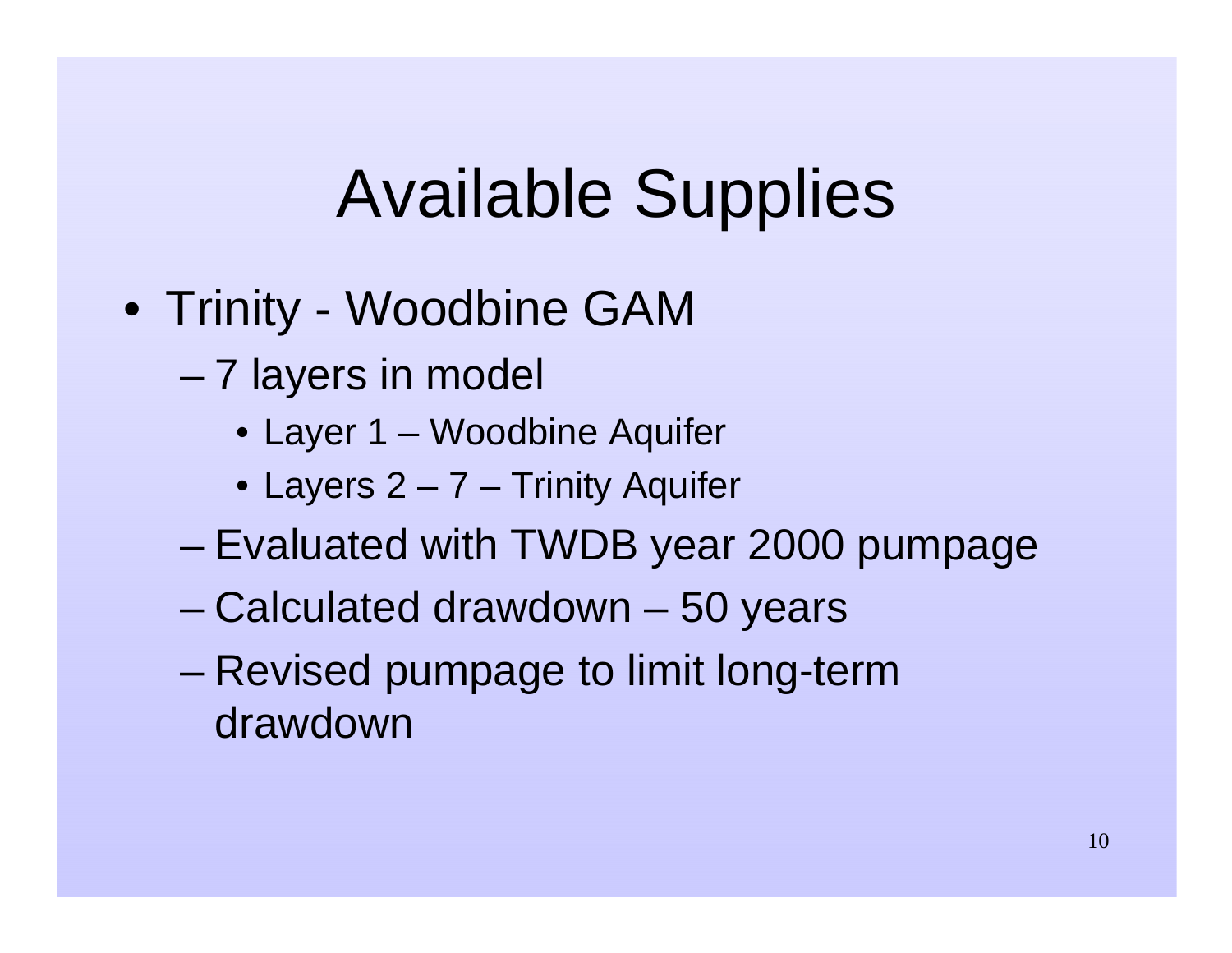# Available Supplies

- Trinity - Woodbine GAM
  - 7 layers in model
    - Layer 1 – Woodbine Aquifer
    - Layers 2 – 7 – Trinity Aquifer
  - Evaluated with TWDB year 2000 pumpage
  - Calculated drawdown – 50 years
  - Revised pumpage to limit long-term drawdown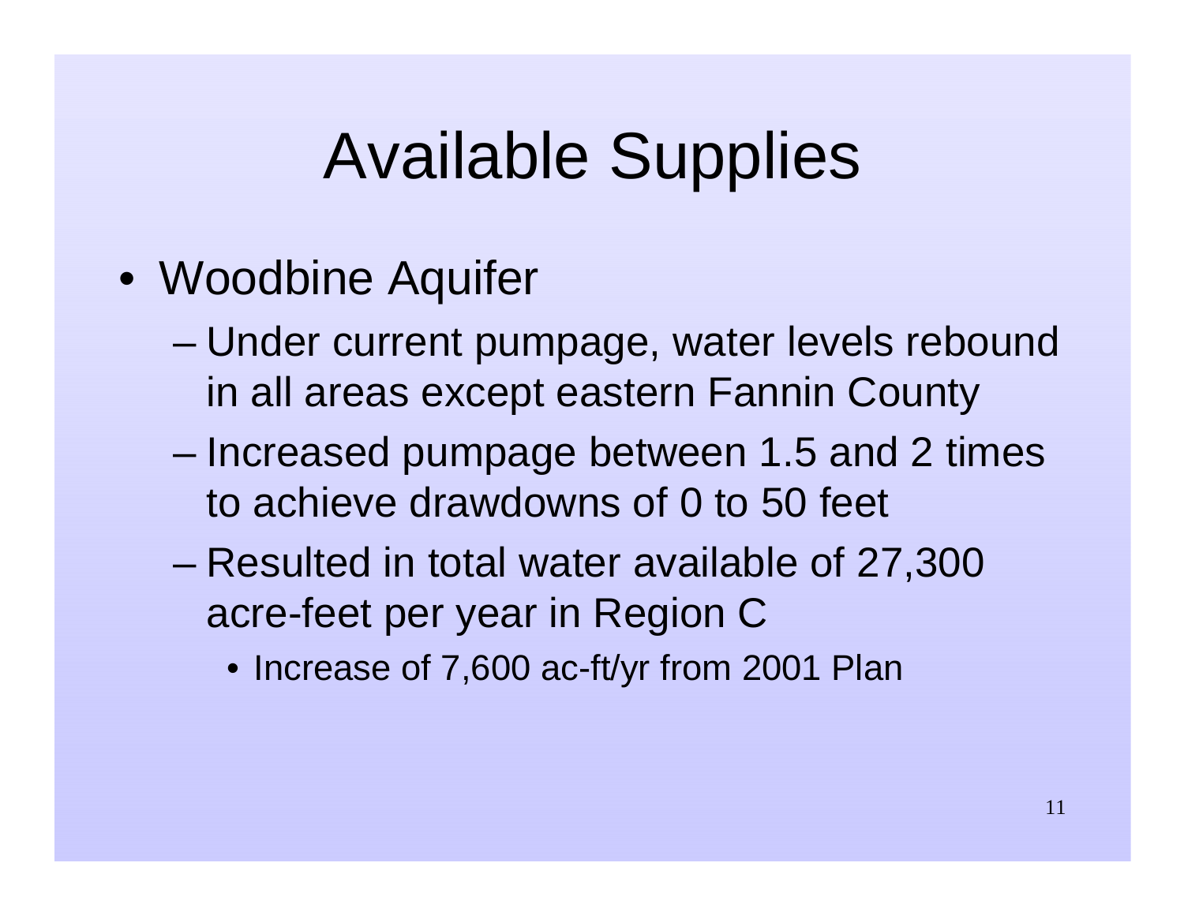# Available Supplies

- Woodbine Aquifer
  - Under current pumpage, water levels rebound in all areas except eastern Fannin County
  - Increased pumpage between 1.5 and 2 times to achieve drawdowns of 0 to 50 feet
  - Resulted in total water available of 27,300 acre-feet per year in Region C
    - Increase of 7,600 ac-ft/yr from 2001 Plan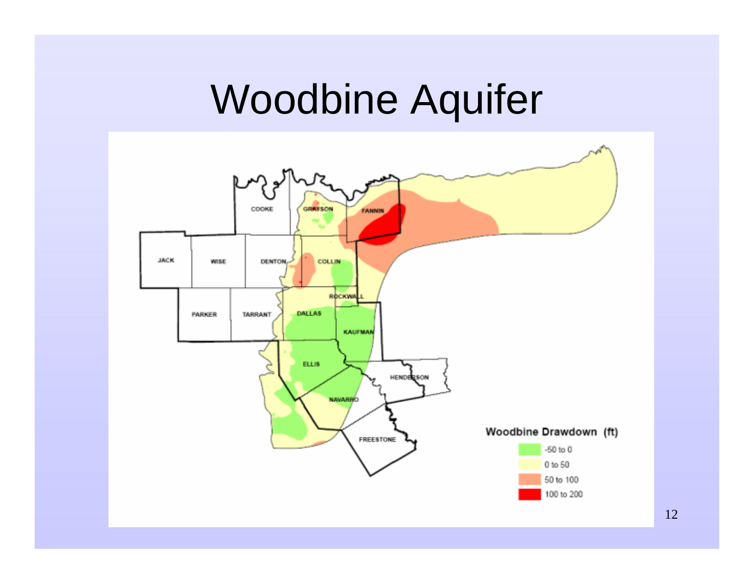# Woodbine Aquifer

COOKE
GRAYSON
FANNIN
JACK
WISE
DENTON
COLLIN
ROCKWALL
PARKER
TARRANT
DALLAS
KAUFMAN
ELLIS
HENDERSON
NAVARRO
FREESTONE

**Woodbine Drawdown (ft)**

- -50 to 0
- 0 to 50
- 50 to 100
- 100 to 200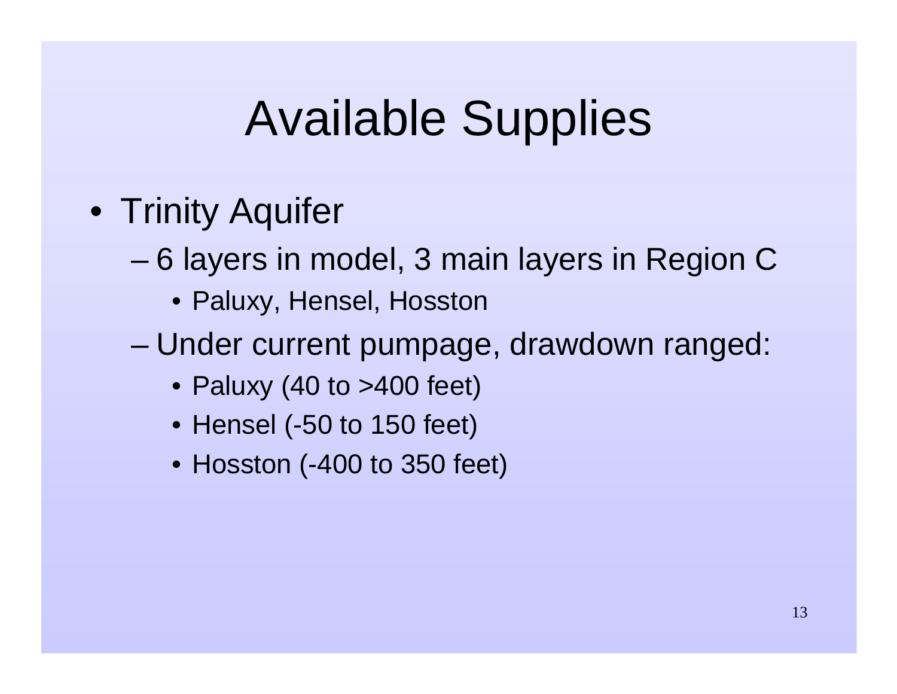# Available Supplies

- Trinity Aquifer
  - 6 layers in model, 3 main layers in Region C
    - Paluxy, Hensel, Hosston
  - Under current pumpage, drawdown ranged:
    - Paluxy (40 to >400 feet)
    - Hensel (-50 to 150 feet)
    - Hosston (-400 to 350 feet)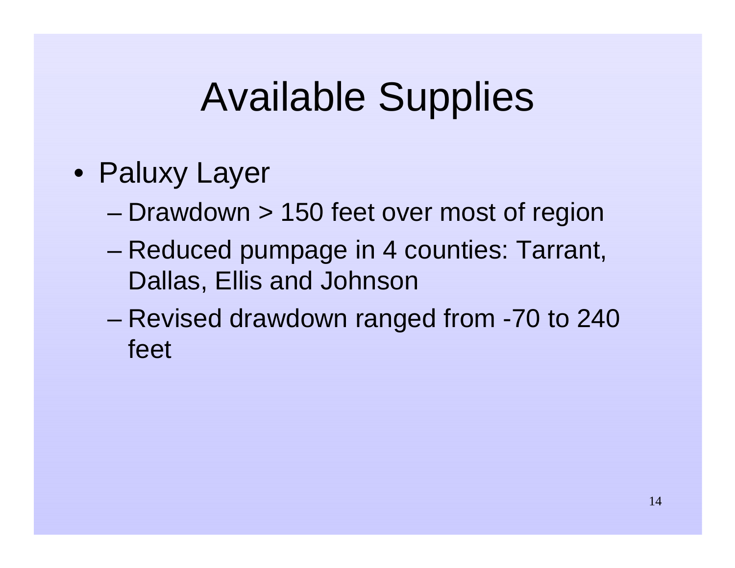# Available Supplies

- Paluxy Layer
  - Drawdown > 150 feet over most of region
  - Reduced pumpage in 4 counties: Tarrant, Dallas, Ellis and Johnson
  - Revised drawdown ranged from -70 to 240 feet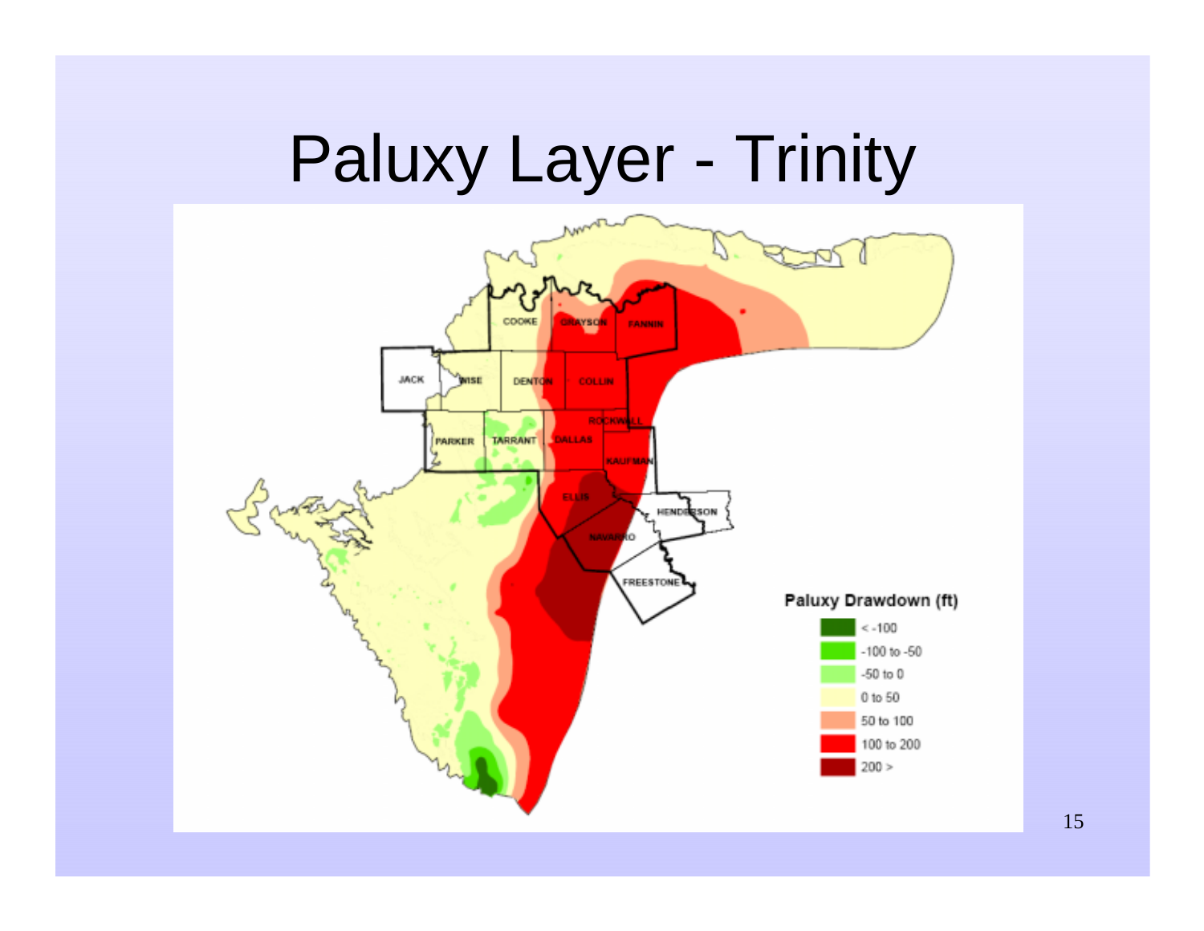# Paluxy Layer - Trinity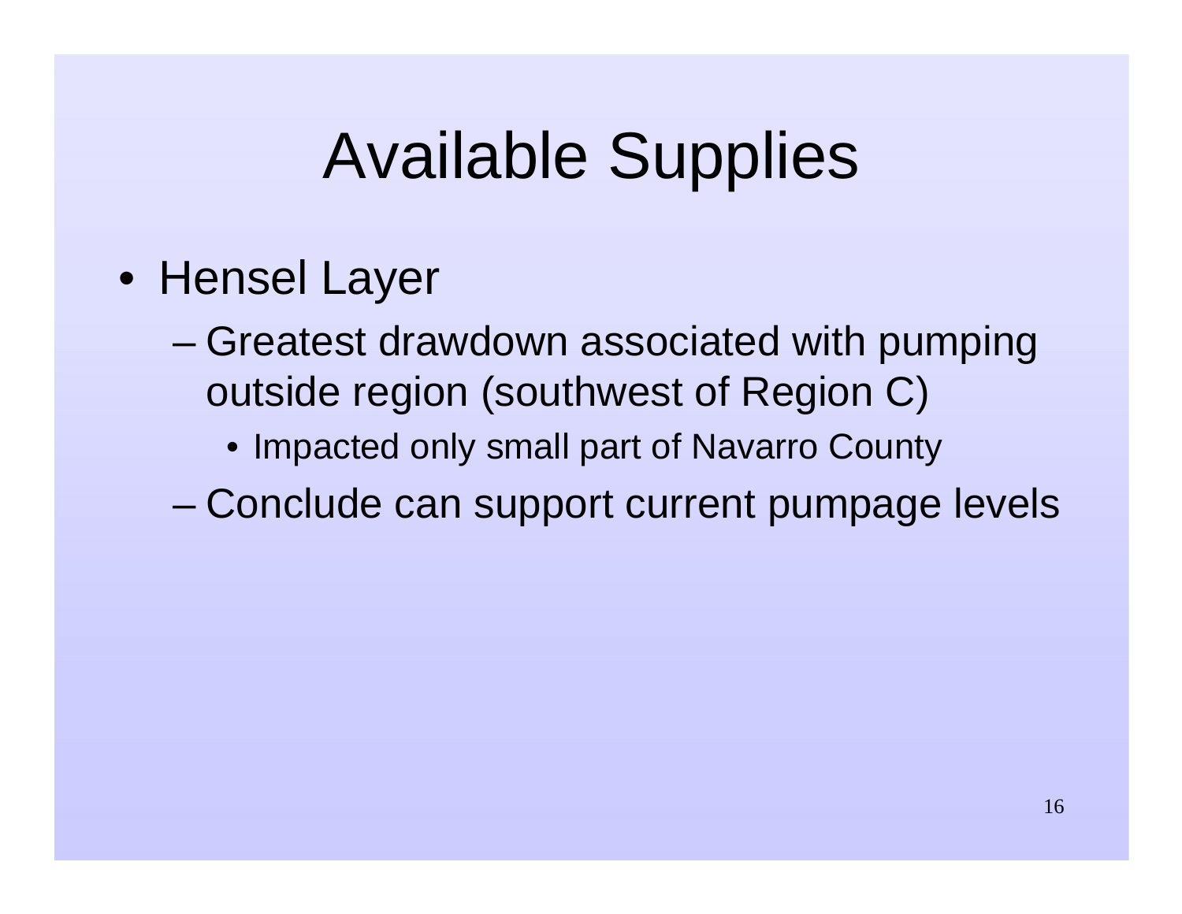# Available Supplies

- Hensel Layer
  - Greatest drawdown associated with pumping outside region (southwest of Region C)
    - Impacted only small part of Navarro County
  - Conclude can support current pumpage levels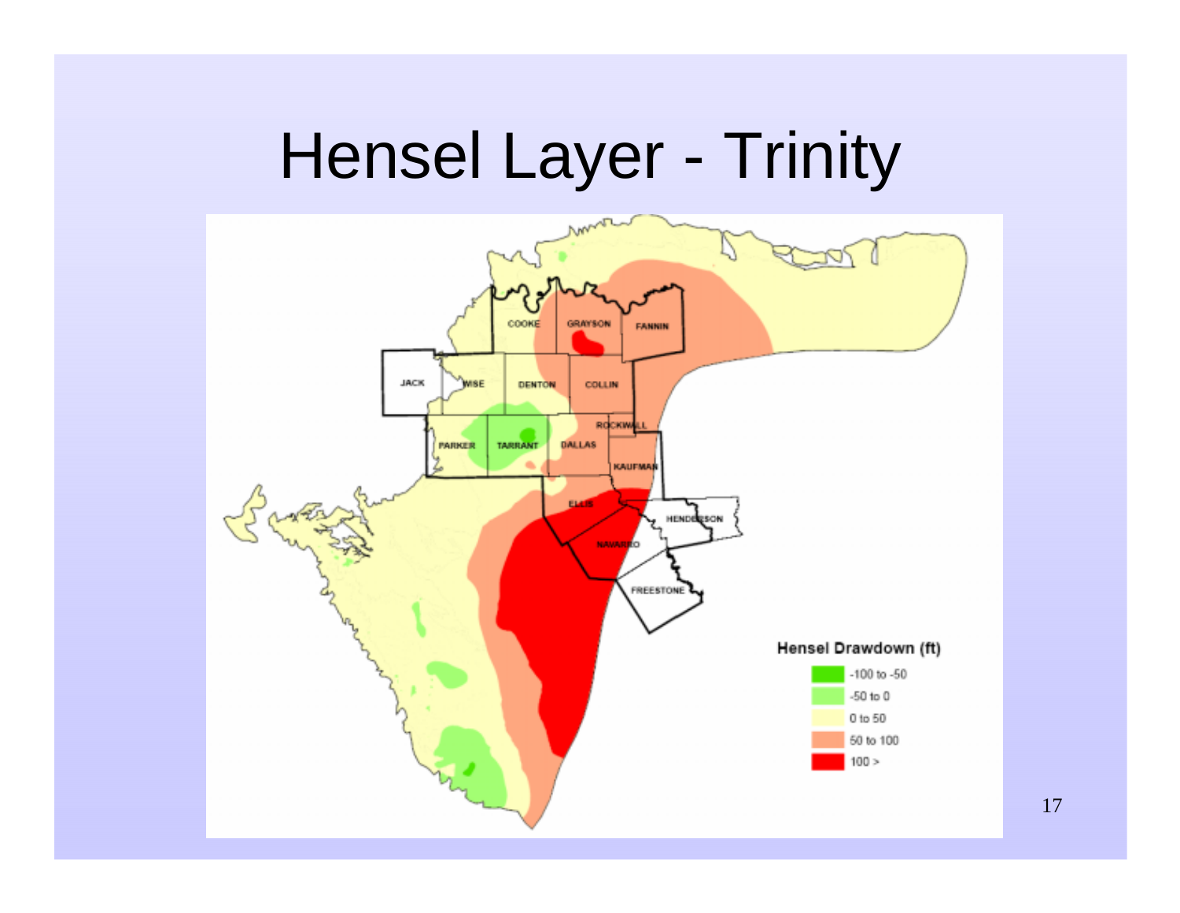# Hensel Layer - Trinity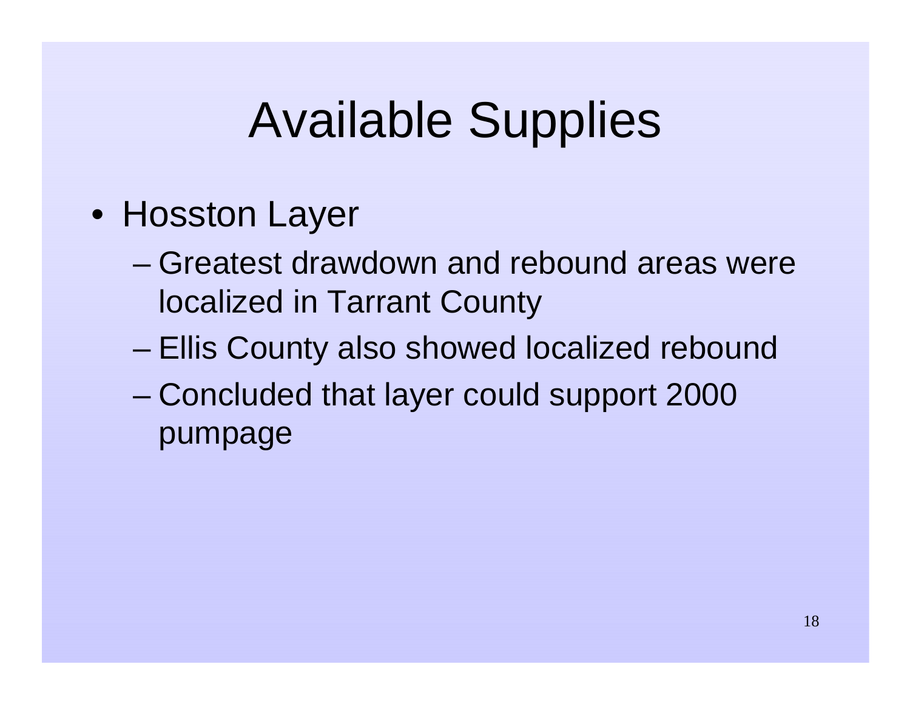# Available Supplies

- Hosston Layer
  - Greatest drawdown and rebound areas were localized in Tarrant County
  - Ellis County also showed localized rebound
  - Concluded that layer could support 2000 pumpage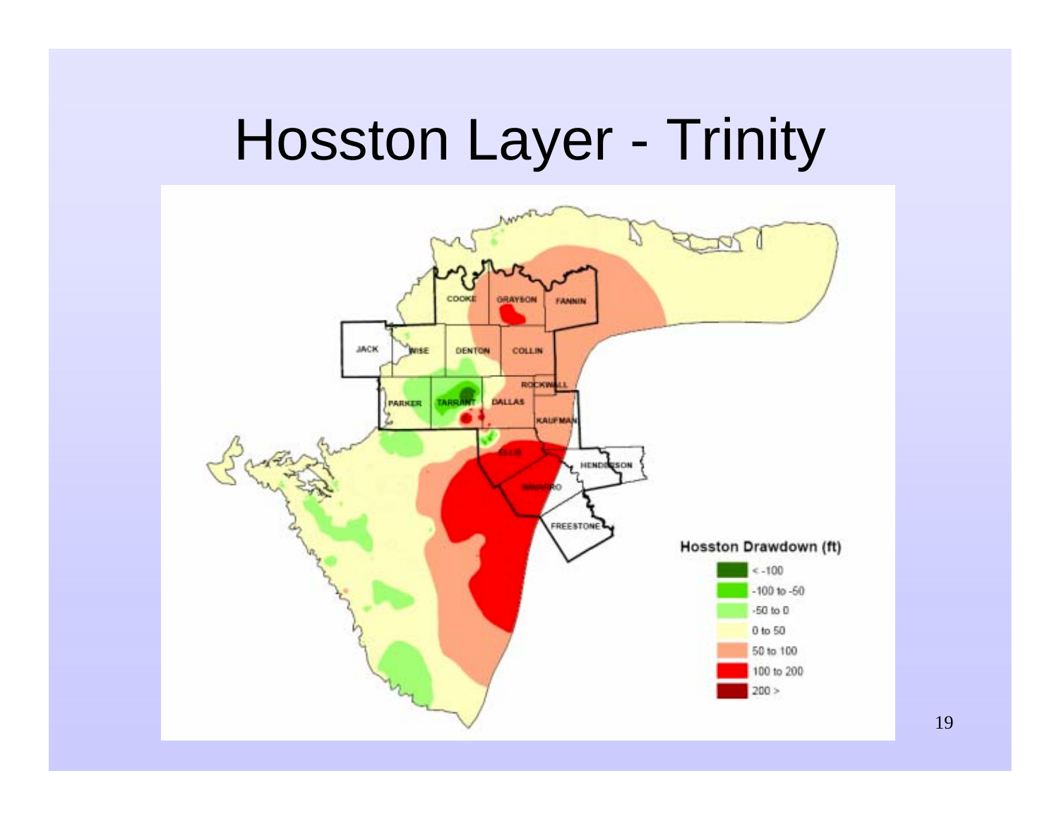# Hosston Layer - Trinity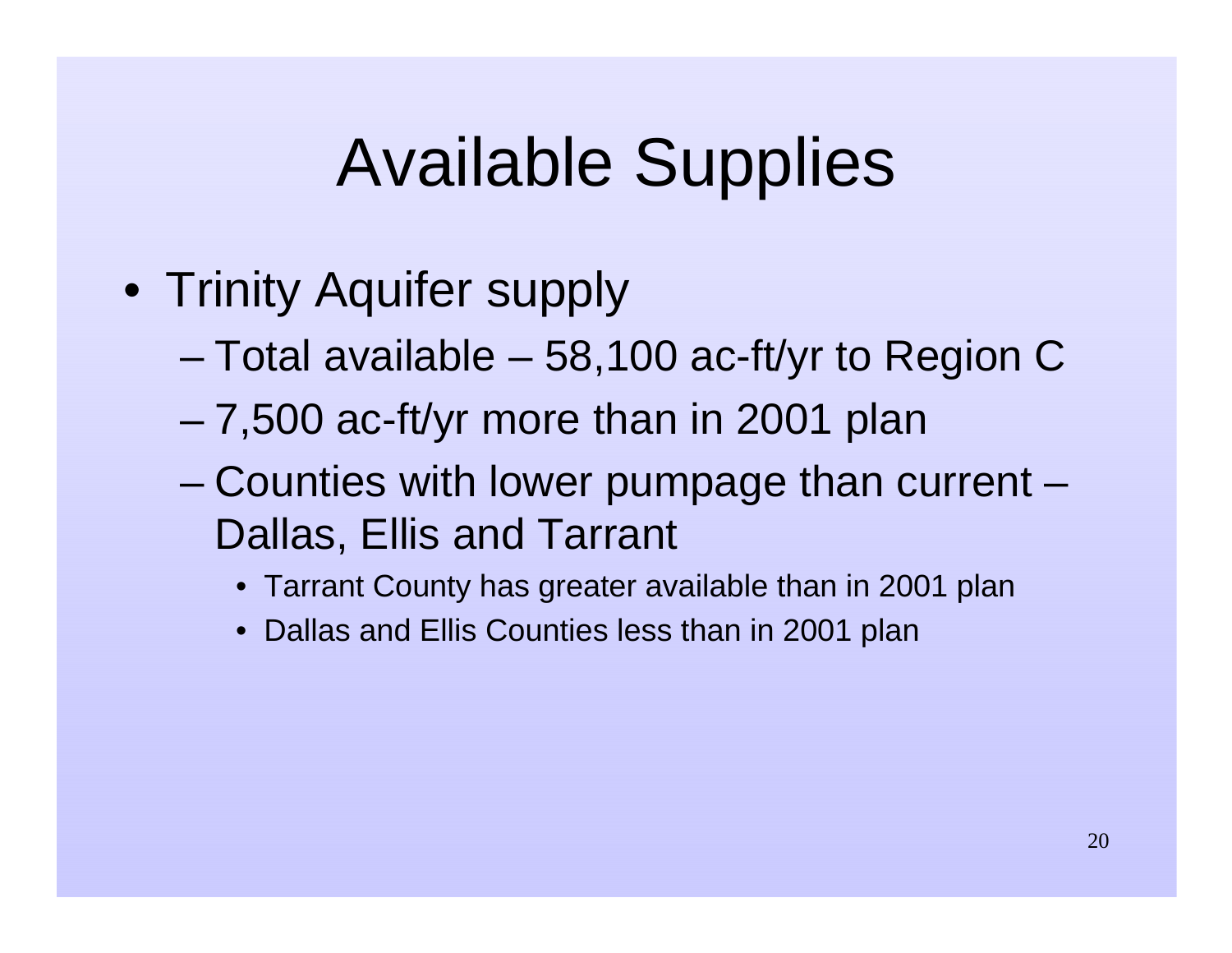# Available Supplies

- Trinity Aquifer supply
  - Total available – 58,100 ac-ft/yr to Region C
  - 7,500 ac-ft/yr more than in 2001 plan
  - Counties with lower pumpage than current – Dallas, Ellis and Tarrant
    - Tarrant County has greater available than in 2001 plan
    - Dallas and Ellis Counties less than in 2001 plan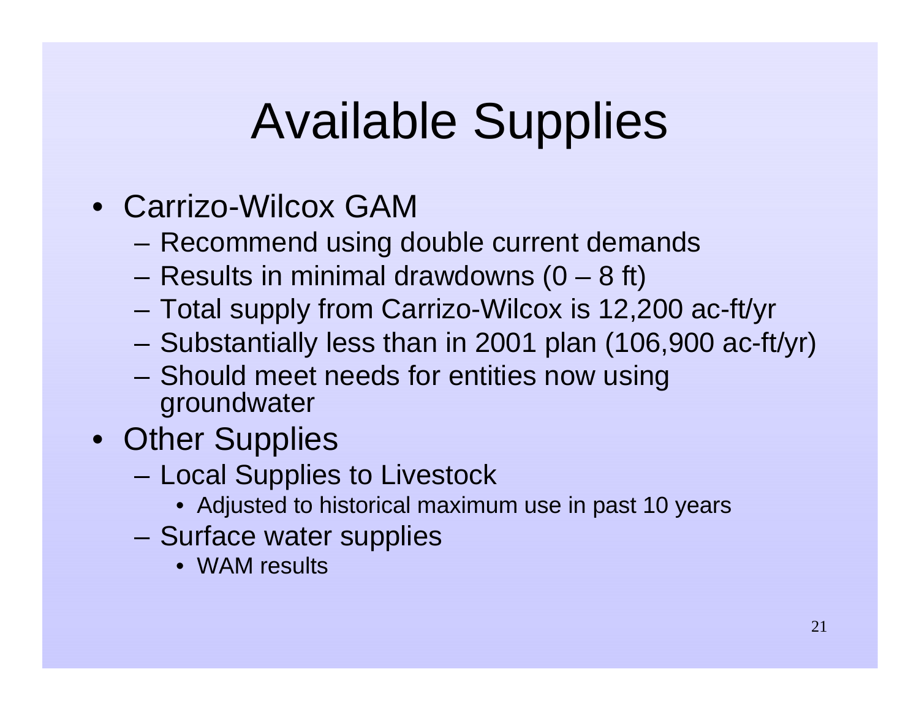# Available Supplies

- Carrizo-Wilcox GAM
  - Recommend using double current demands
  - Results in minimal drawdowns (0 – 8 ft)
  - Total supply from Carrizo-Wilcox is 12,200 ac-ft/yr
  - Substantially less than in 2001 plan (106,900 ac-ft/yr)
  - Should meet needs for entities now using groundwater
- Other Supplies
  - Local Supplies to Livestock
    - Adjusted to historical maximum use in past 10 years
  - Surface water supplies
    - WAM results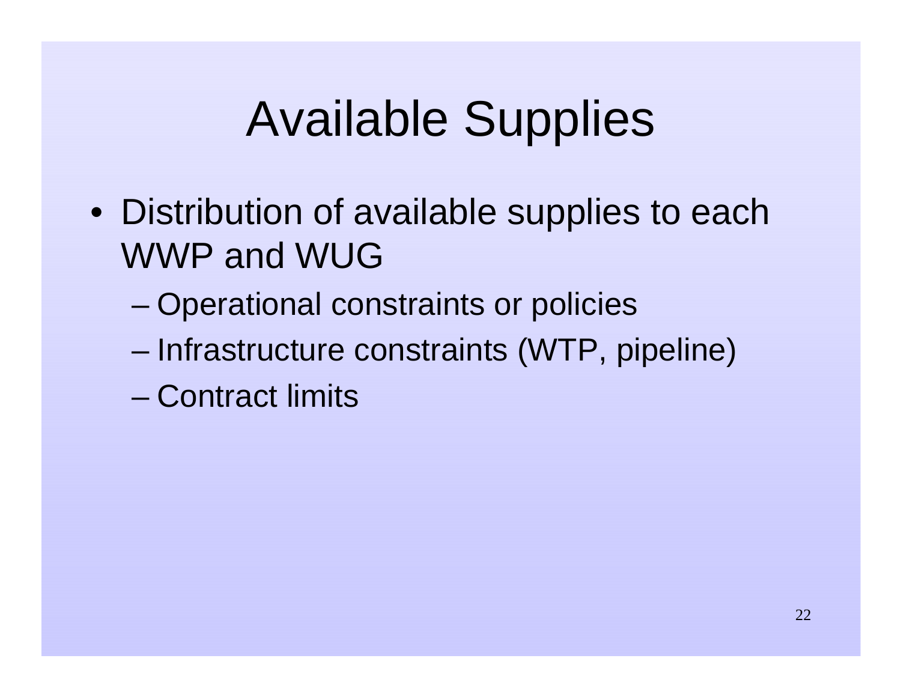# Available Supplies

- Distribution of available supplies to each WWP and WUG
  - Operational constraints or policies
  - Infrastructure constraints (WTP, pipeline)
  - Contract limits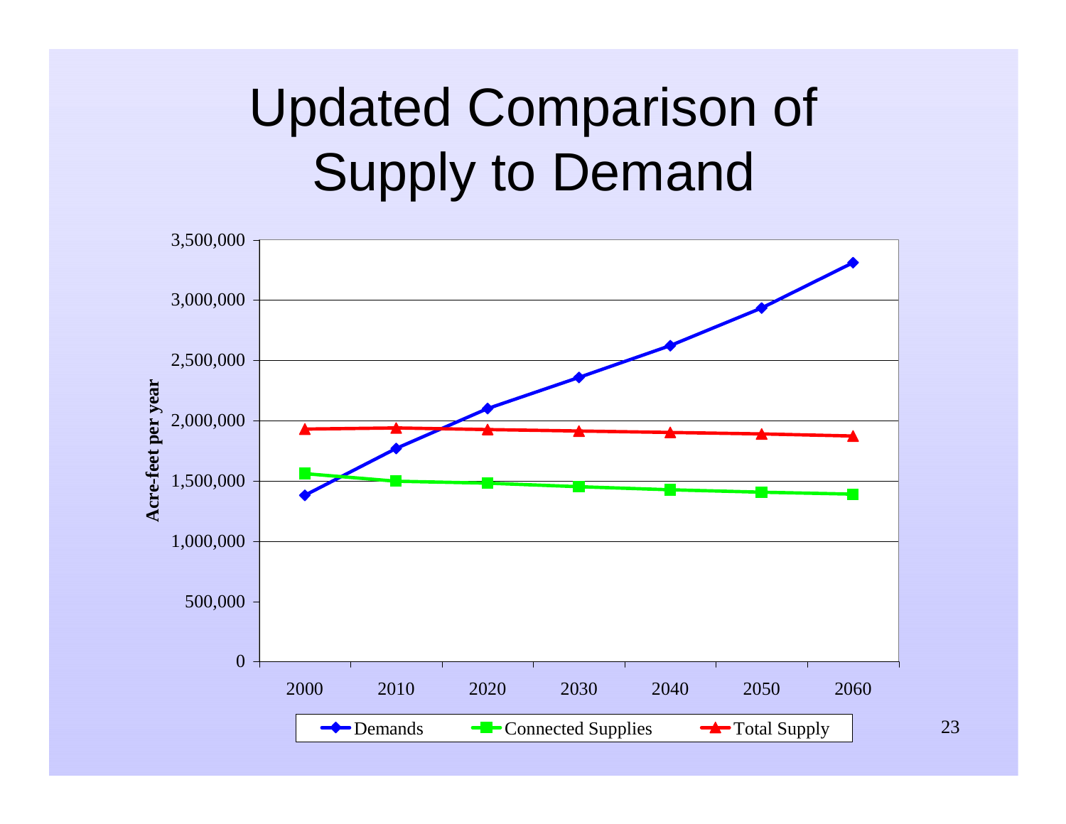# Updated Comparison of Supply to Demand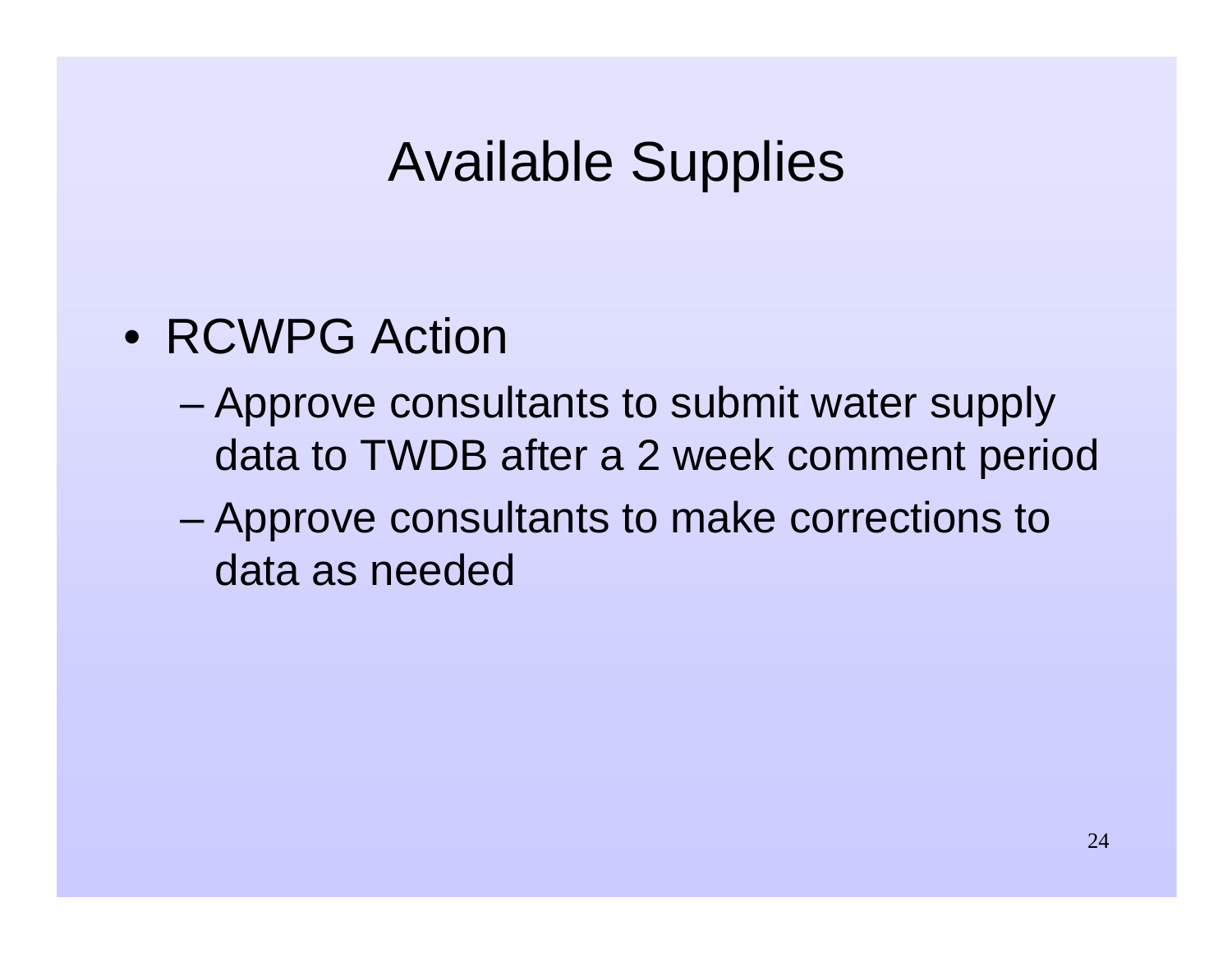# Available Supplies

- RCWPG Action
  - Approve consultants to submit water supply data to TWDB after a 2 week comment period
  - Approve consultants to make corrections to data as needed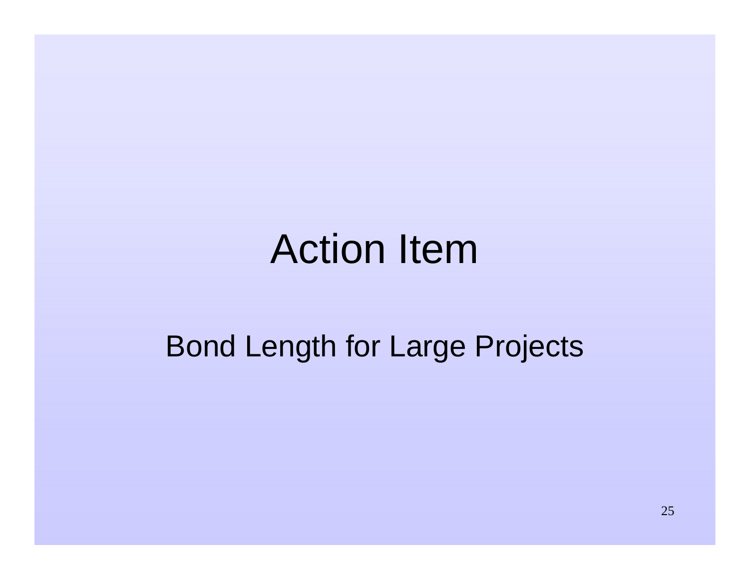# Action Item

Bond Length for Large Projects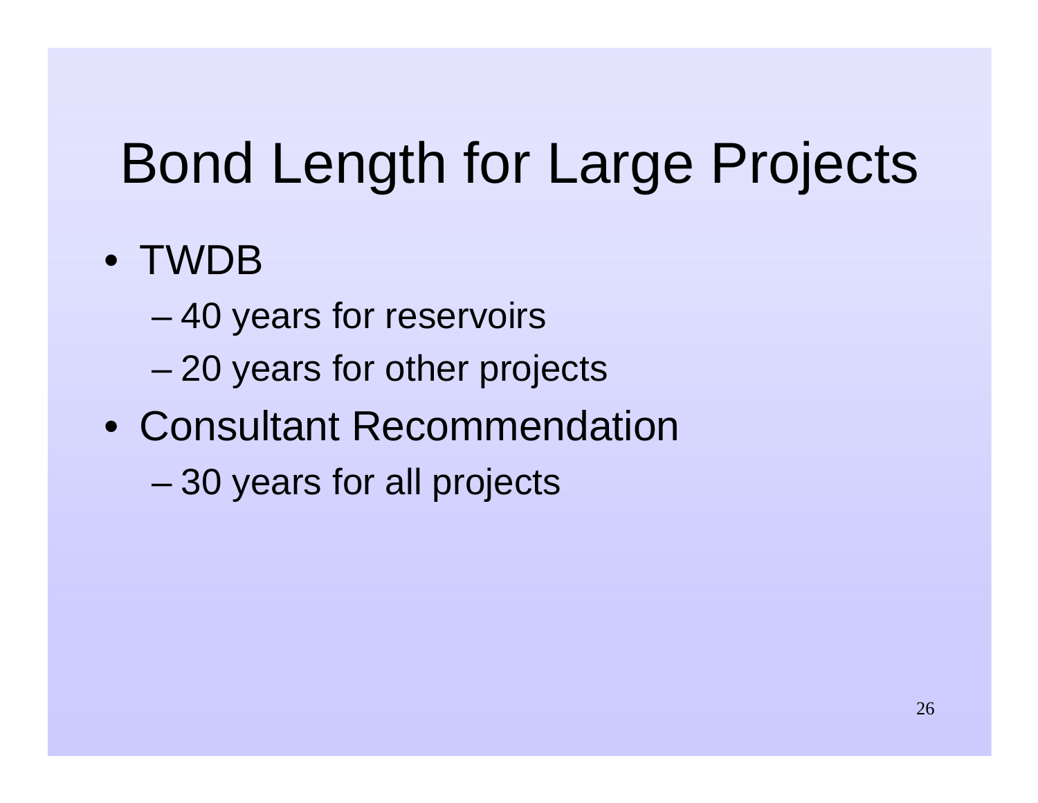# Bond Length for Large Projects

- TWDB
  - 40 years for reservoirs
  - 20 years for other projects
- Consultant Recommendation
  - 30 years for all projects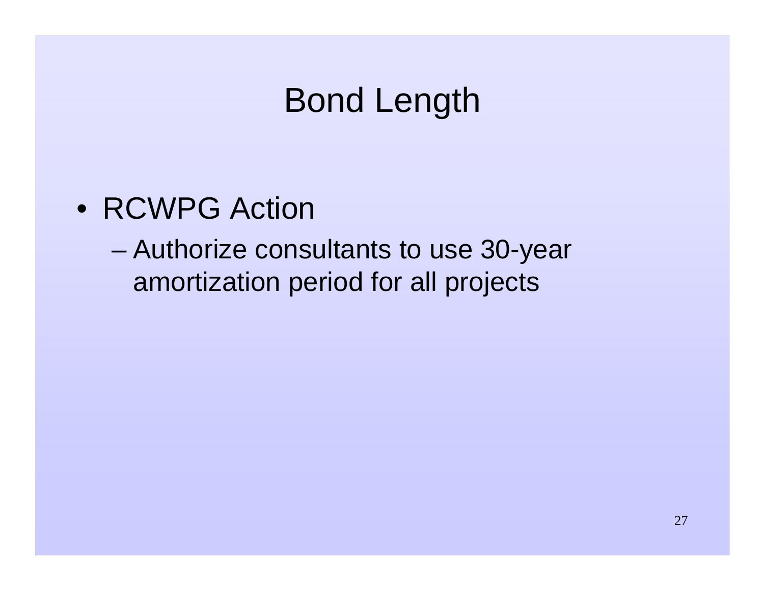# Bond Length

- RCWPG Action
  - Authorize consultants to use 30-year amortization period for all projects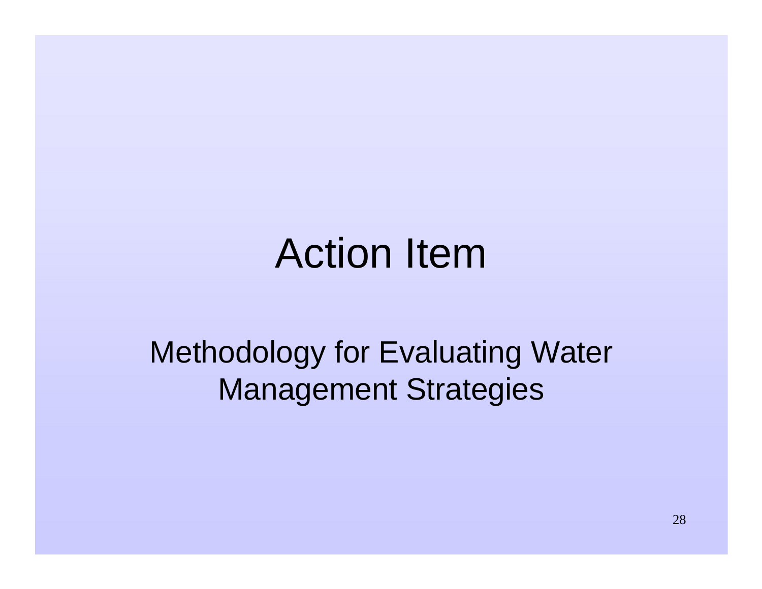# Action Item

Methodology for Evaluating Water Management Strategies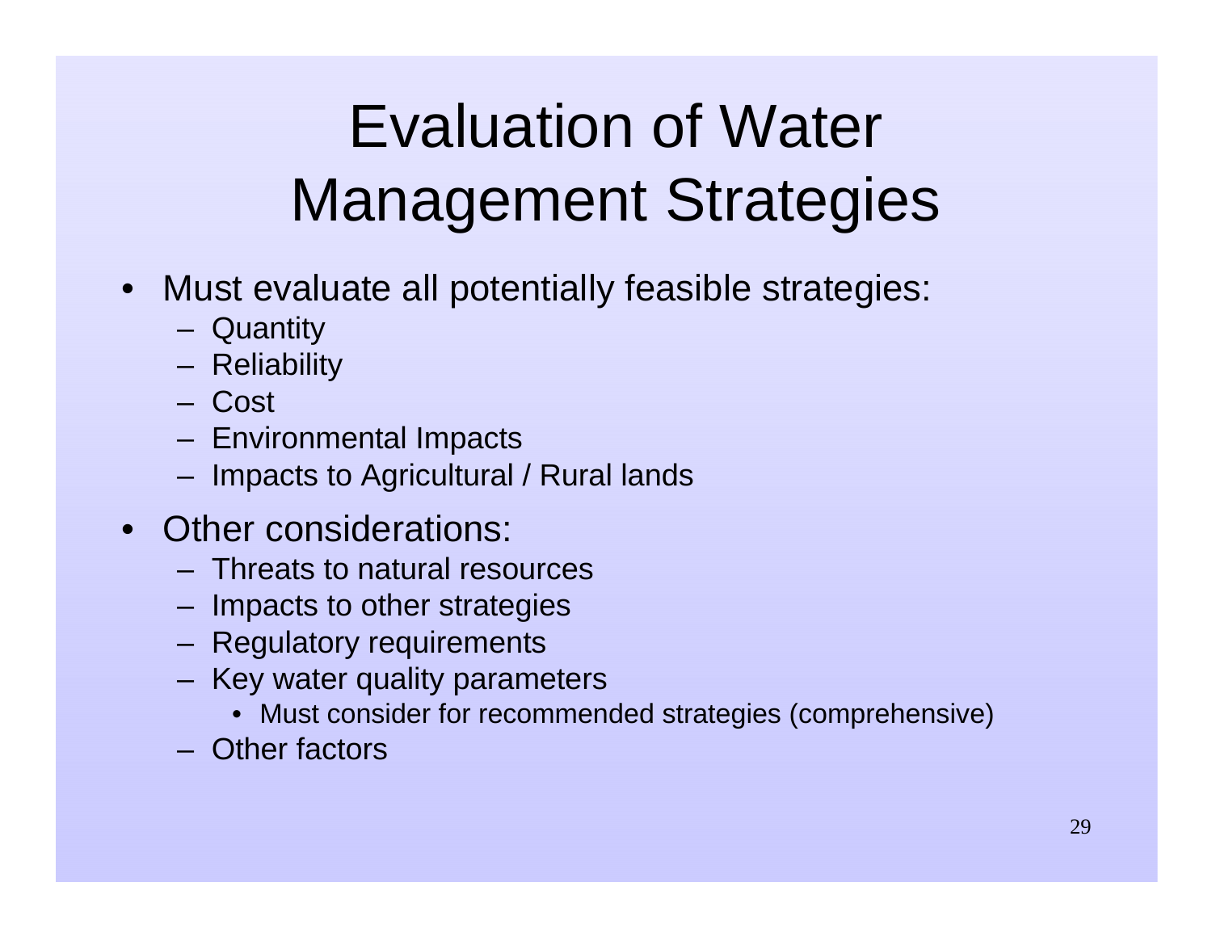# Evaluation of Water Management Strategies

- Must evaluate all potentially feasible strategies:
  - Quantity
  - Reliability
  - Cost
  - Environmental Impacts
  - Impacts to Agricultural / Rural lands
- Other considerations:
  - Threats to natural resources
  - Impacts to other strategies
  - Regulatory requirements
  - Key water quality parameters
    - Must consider for recommended strategies (comprehensive)
  - Other factors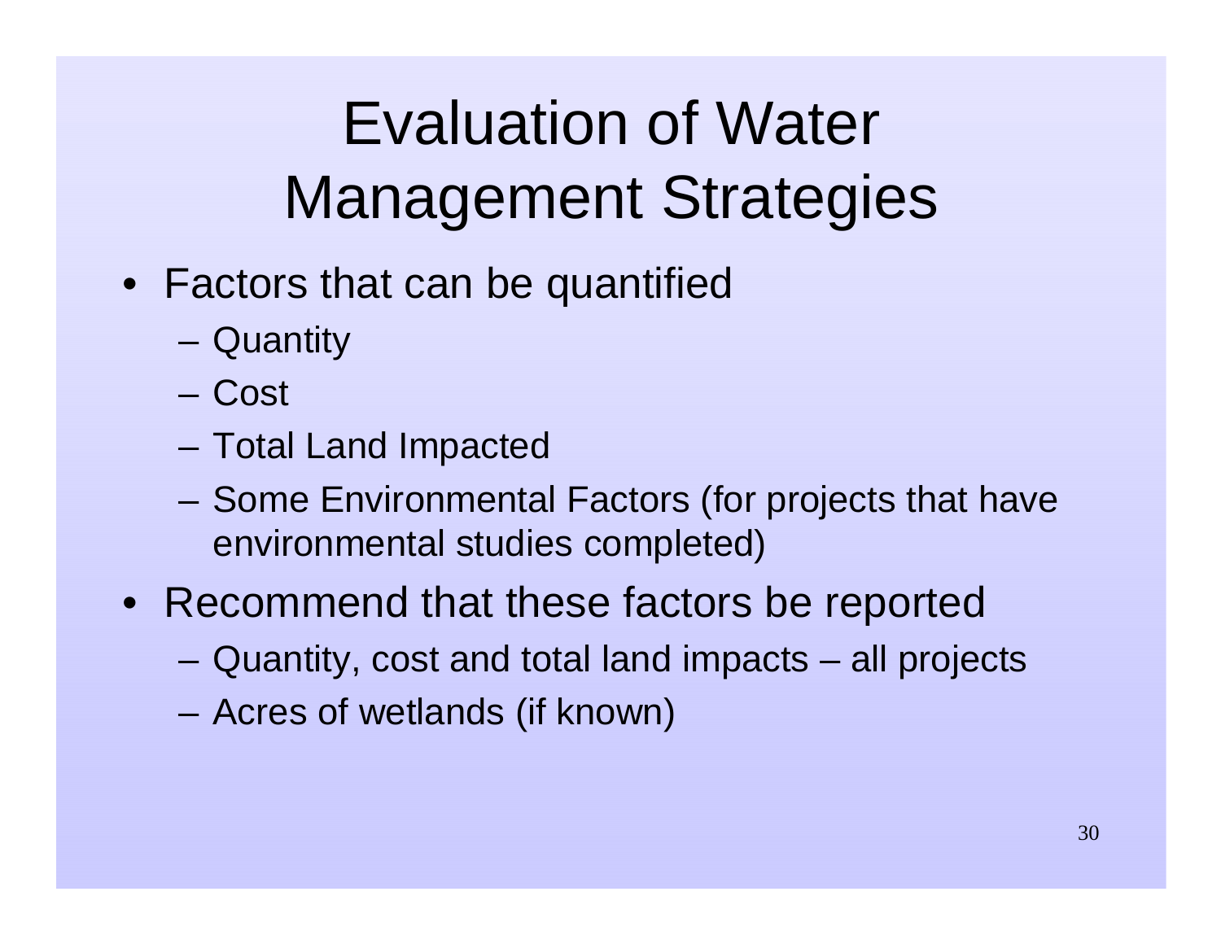# Evaluation of Water Management Strategies

- Factors that can be quantified
  - Quantity
  - Cost
  - Total Land Impacted
  - Some Environmental Factors (for projects that have environmental studies completed)
- Recommend that these factors be reported
  - Quantity, cost and total land impacts – all projects
  - Acres of wetlands (if known)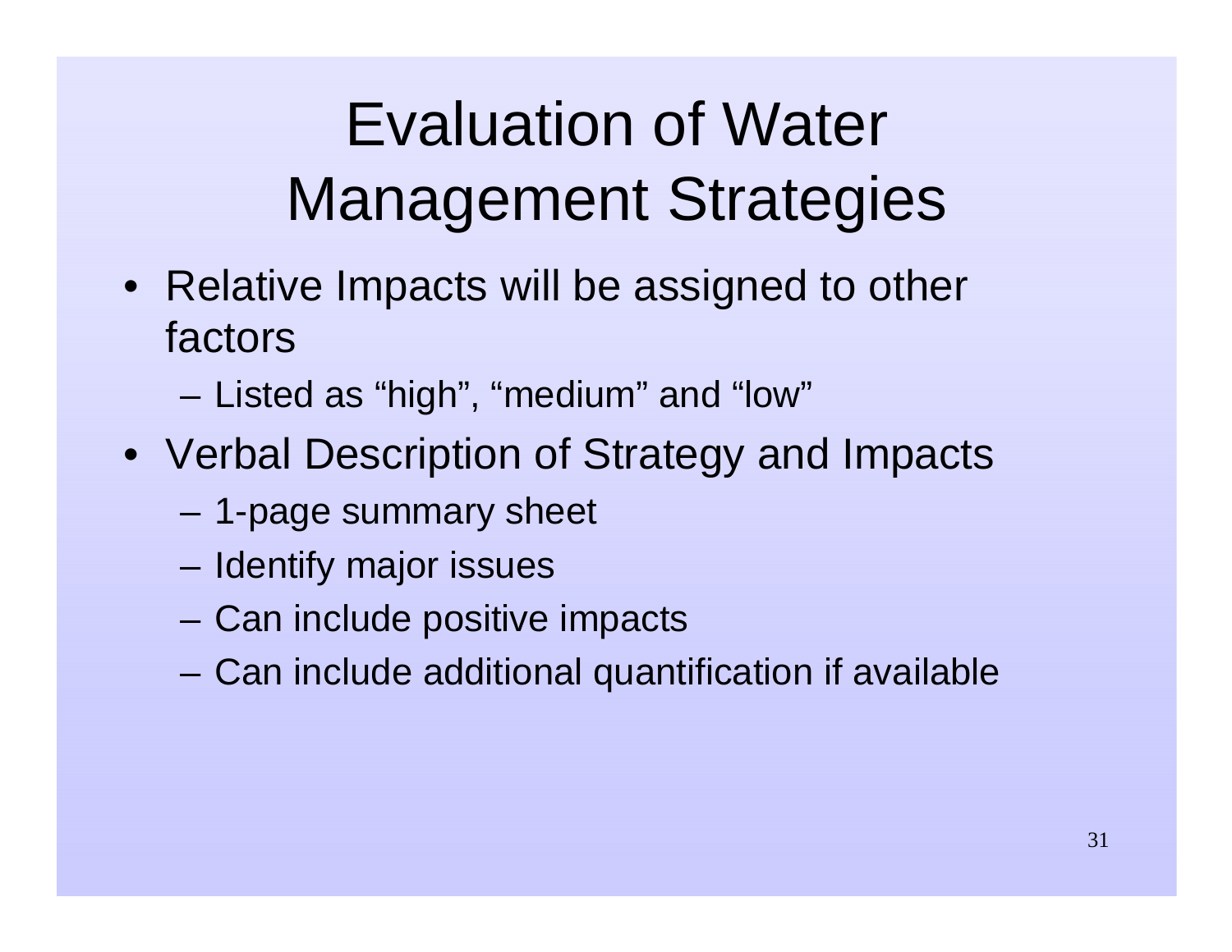# Evaluation of Water Management Strategies

- Relative Impacts will be assigned to other factors
  - Listed as "high", "medium" and "low"
- Verbal Description of Strategy and Impacts
  - 1-page summary sheet
  - Identify major issues
  - Can include positive impacts
  - Can include additional quantification if available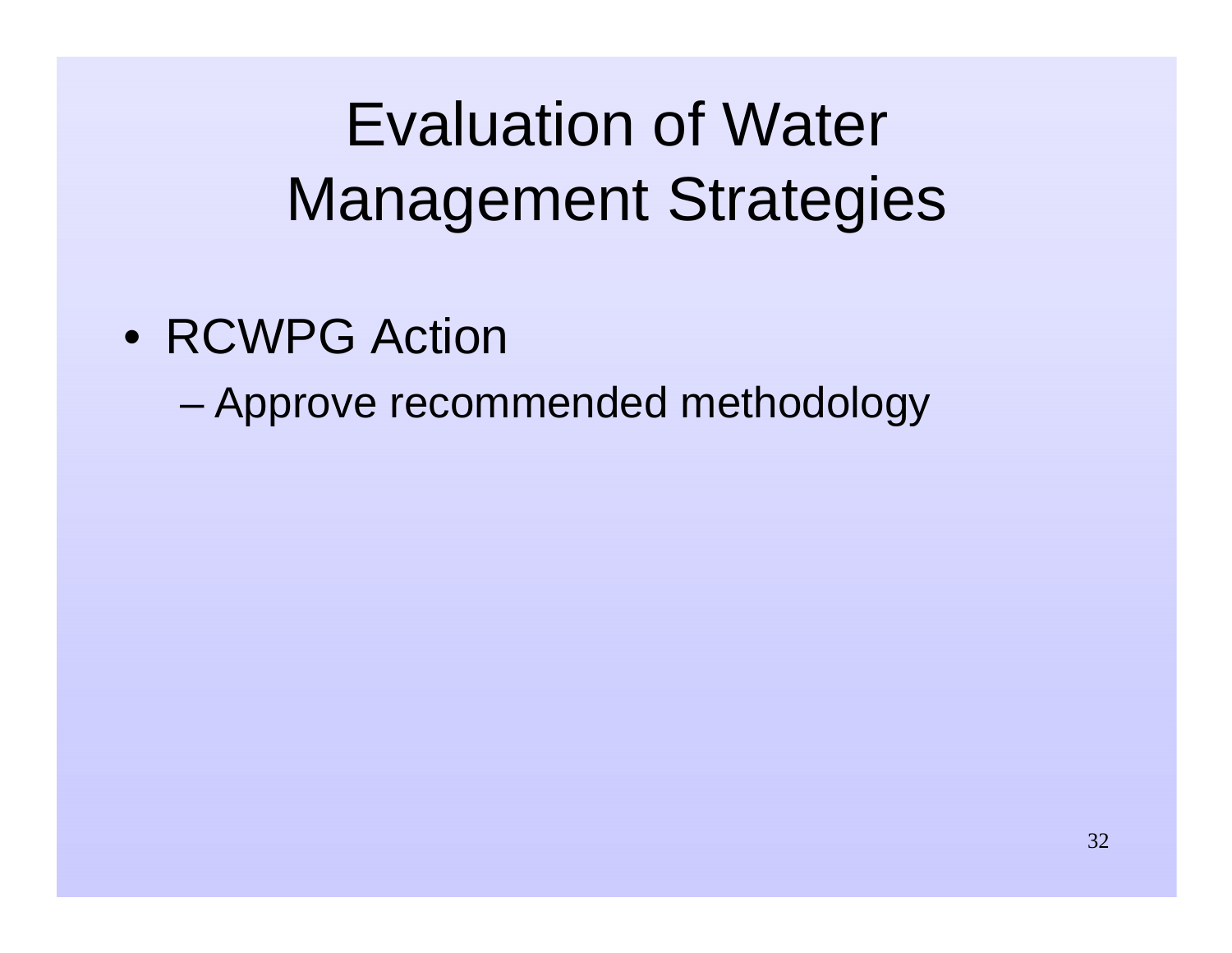# Evaluation of Water Management Strategies

- RCWPG Action
  - Approve recommended methodology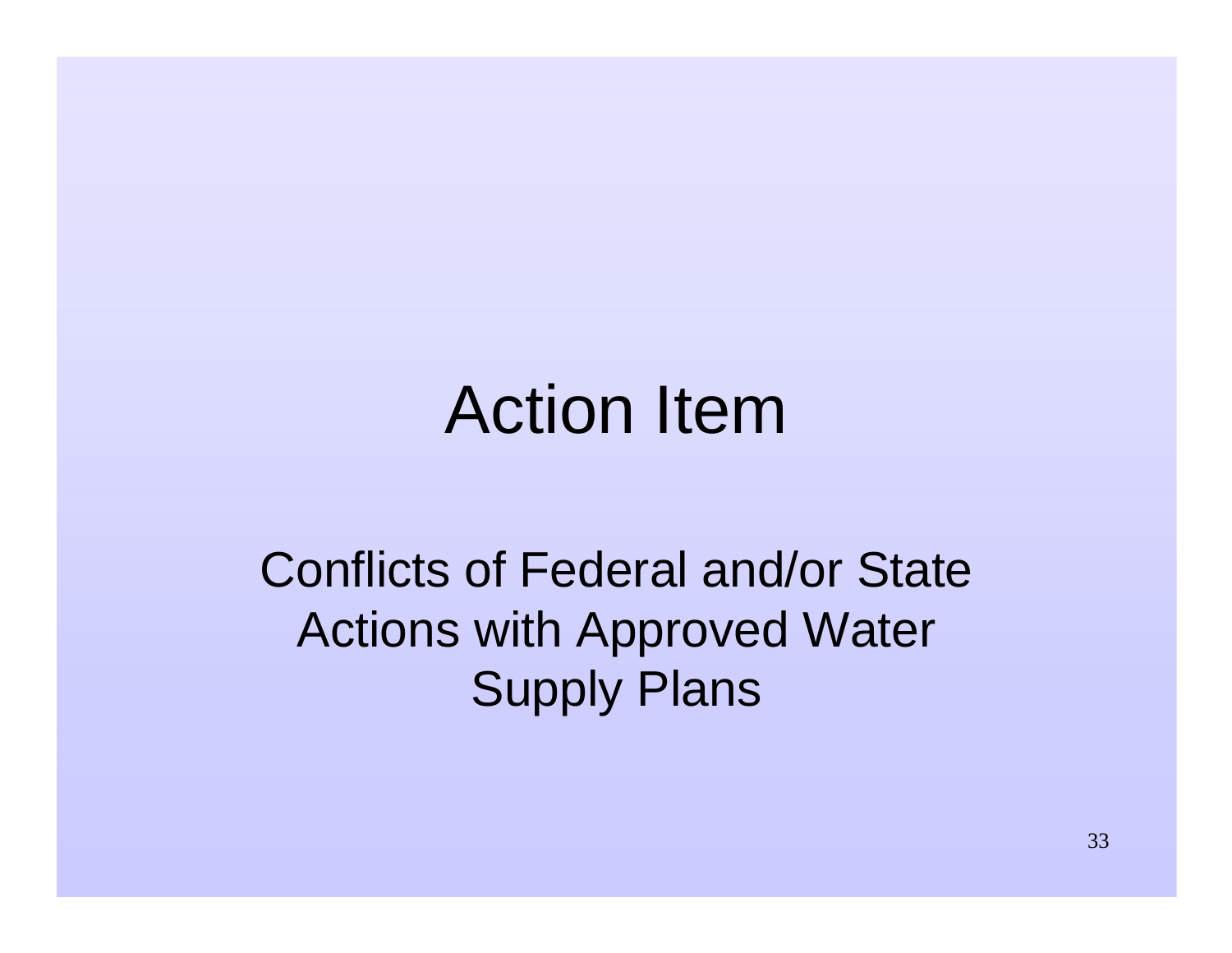# Action Item

Conflicts of Federal and/or State Actions with Approved Water Supply Plans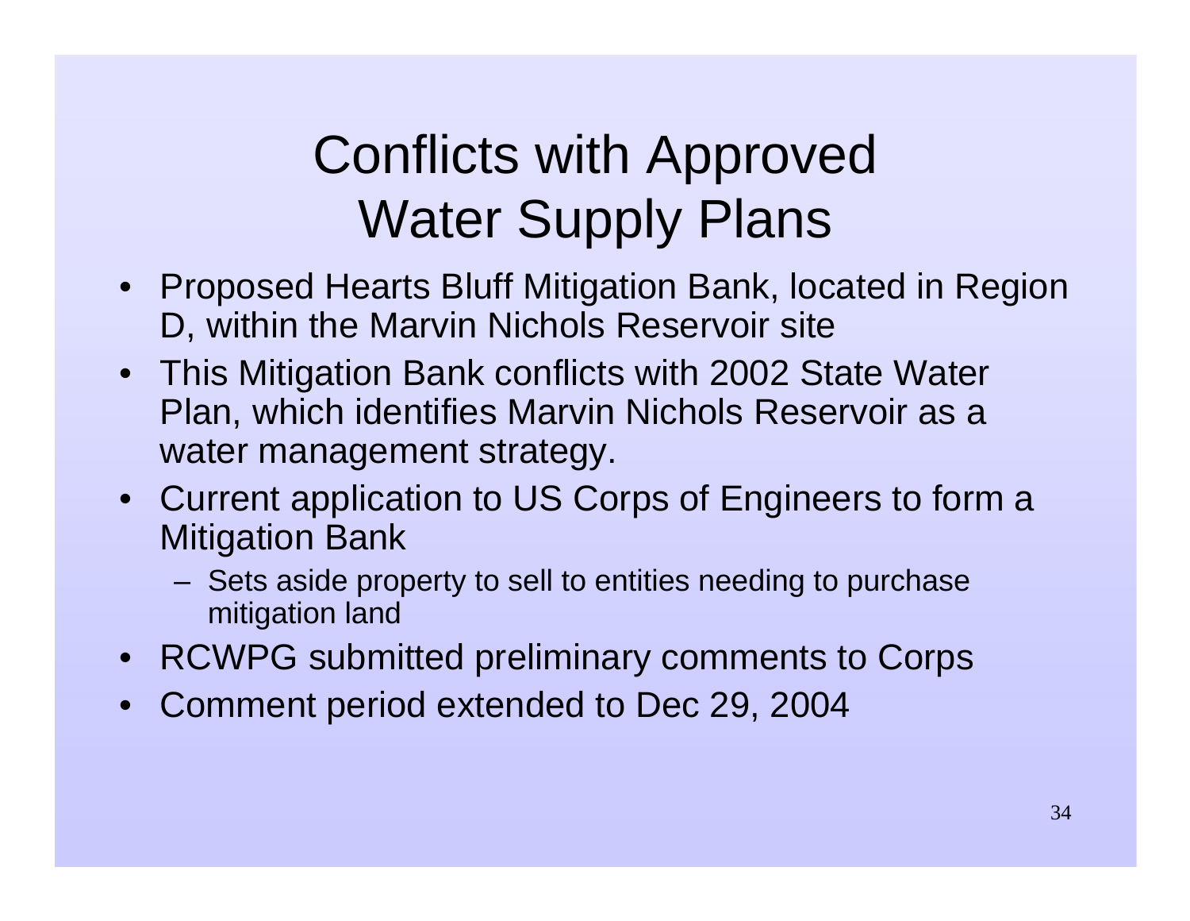# Conflicts with Approved Water Supply Plans

- Proposed Hearts Bluff Mitigation Bank, located in Region D, within the Marvin Nichols Reservoir site
- This Mitigation Bank conflicts with 2002 State Water Plan, which identifies Marvin Nichols Reservoir as a water management strategy.
- Current application to US Corps of Engineers to form a Mitigation Bank
  - Sets aside property to sell to entities needing to purchase mitigation land
- RCWPG submitted preliminary comments to Corps
- Comment period extended to Dec 29, 2004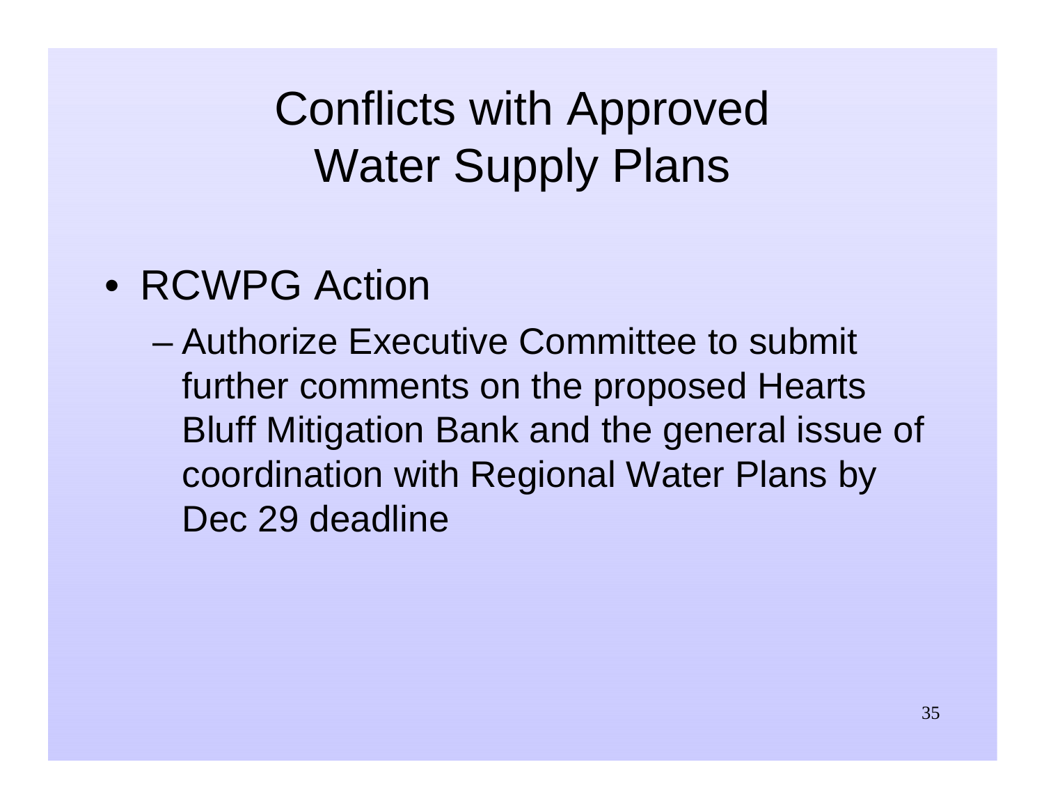# Conflicts with Approved Water Supply Plans

- RCWPG Action
  - Authorize Executive Committee to submit further comments on the proposed Hearts Bluff Mitigation Bank and the general issue of coordination with Regional Water Plans by Dec 29 deadline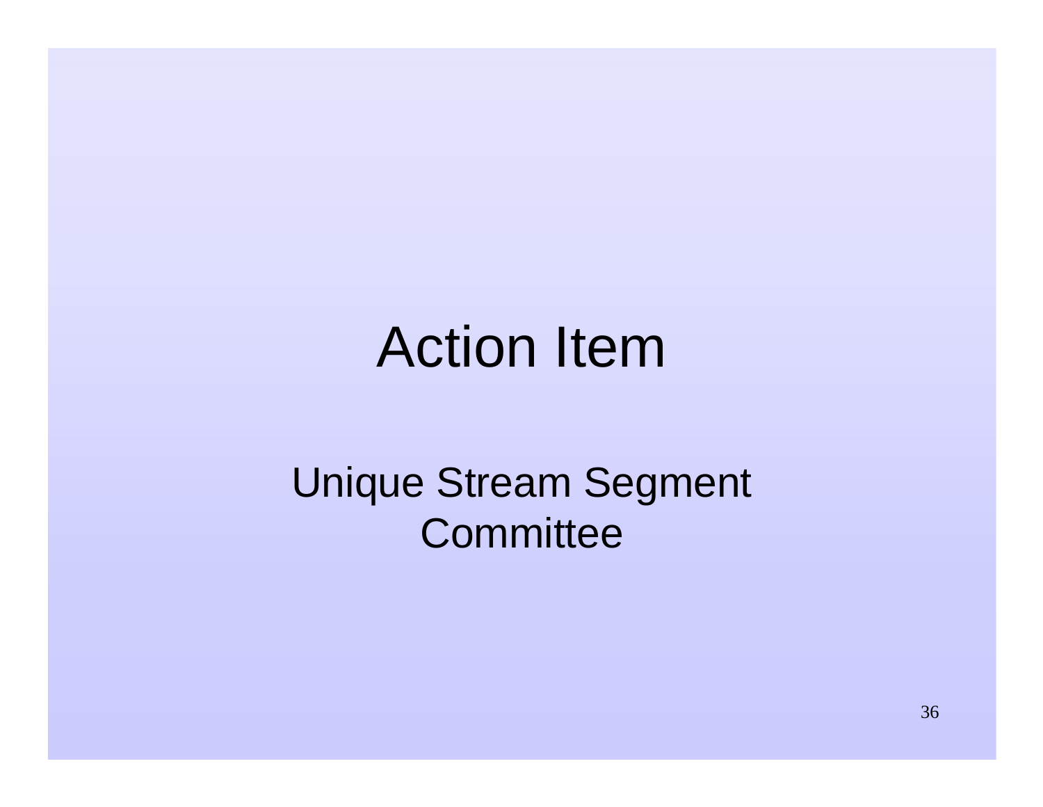# Action Item

Unique Stream Segment Committee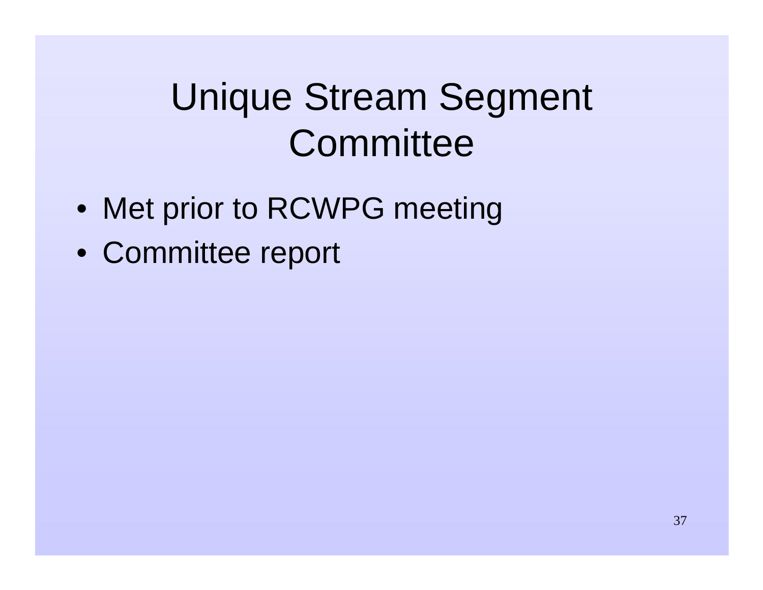# Unique Stream Segment Committee

- Met prior to RCWPG meeting
- Committee report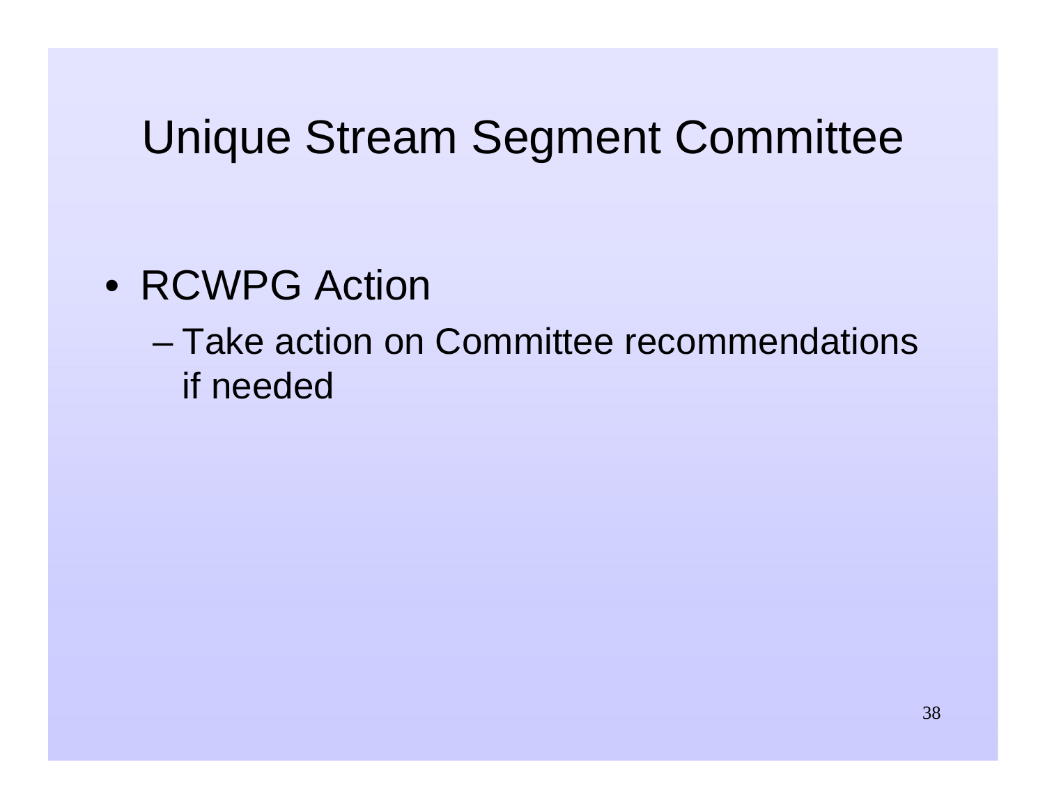# Unique Stream Segment Committee

- RCWPG Action
  - Take action on Committee recommendations if needed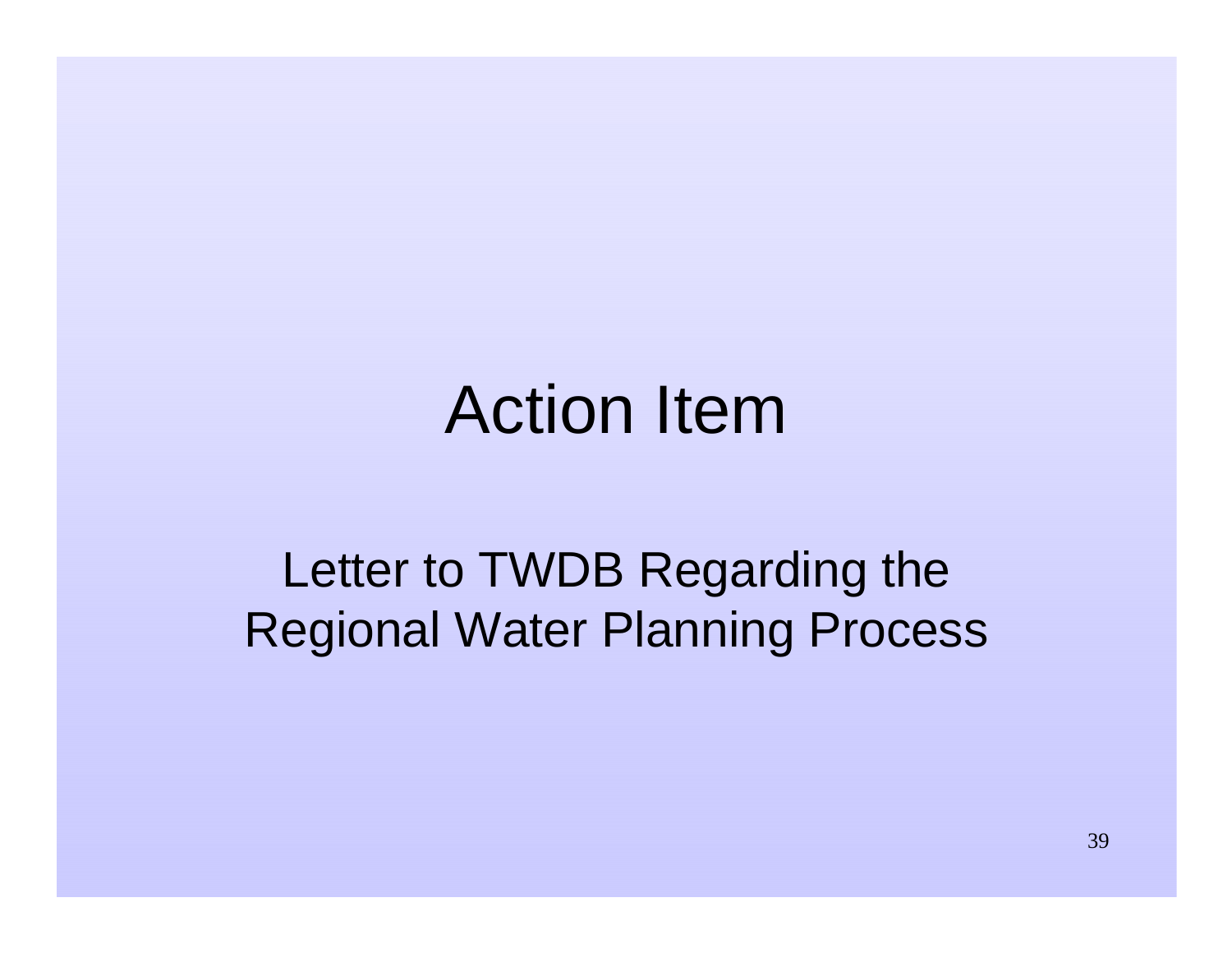# Action Item

Letter to TWDB Regarding the Regional Water Planning Process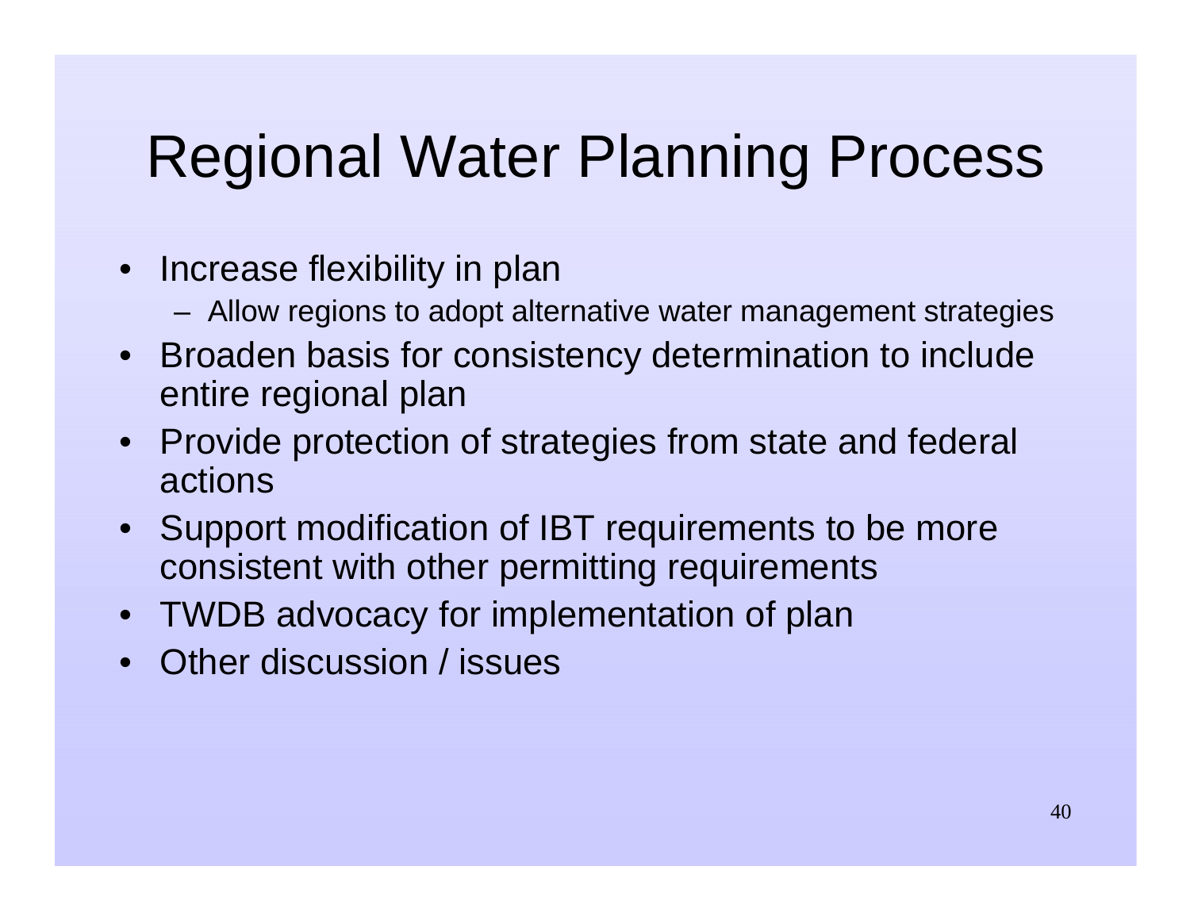# Regional Water Planning Process

- Increase flexibility in plan
  - Allow regions to adopt alternative water management strategies
- Broaden basis for consistency determination to include entire regional plan
- Provide protection of strategies from state and federal actions
- Support modification of IBT requirements to be more consistent with other permitting requirements
- TWDB advocacy for implementation of plan
- Other discussion / issues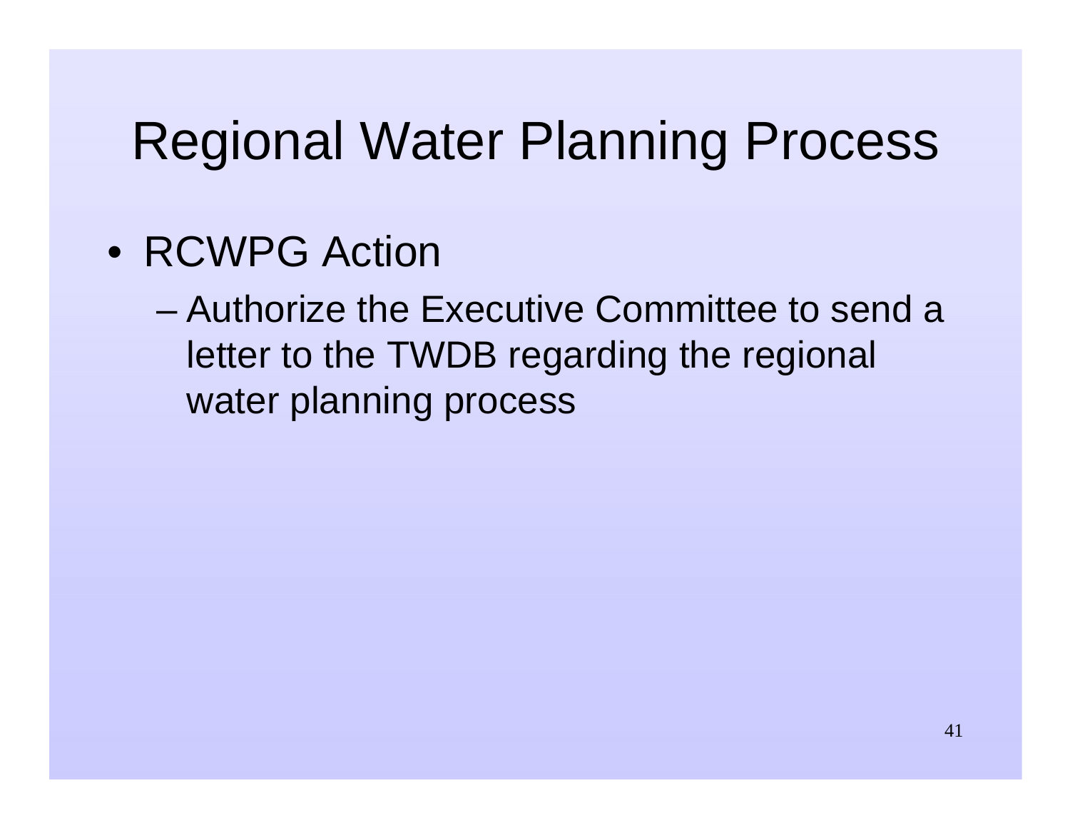# Regional Water Planning Process

- RCWPG Action
  - Authorize the Executive Committee to send a letter to the TWDB regarding the regional water planning process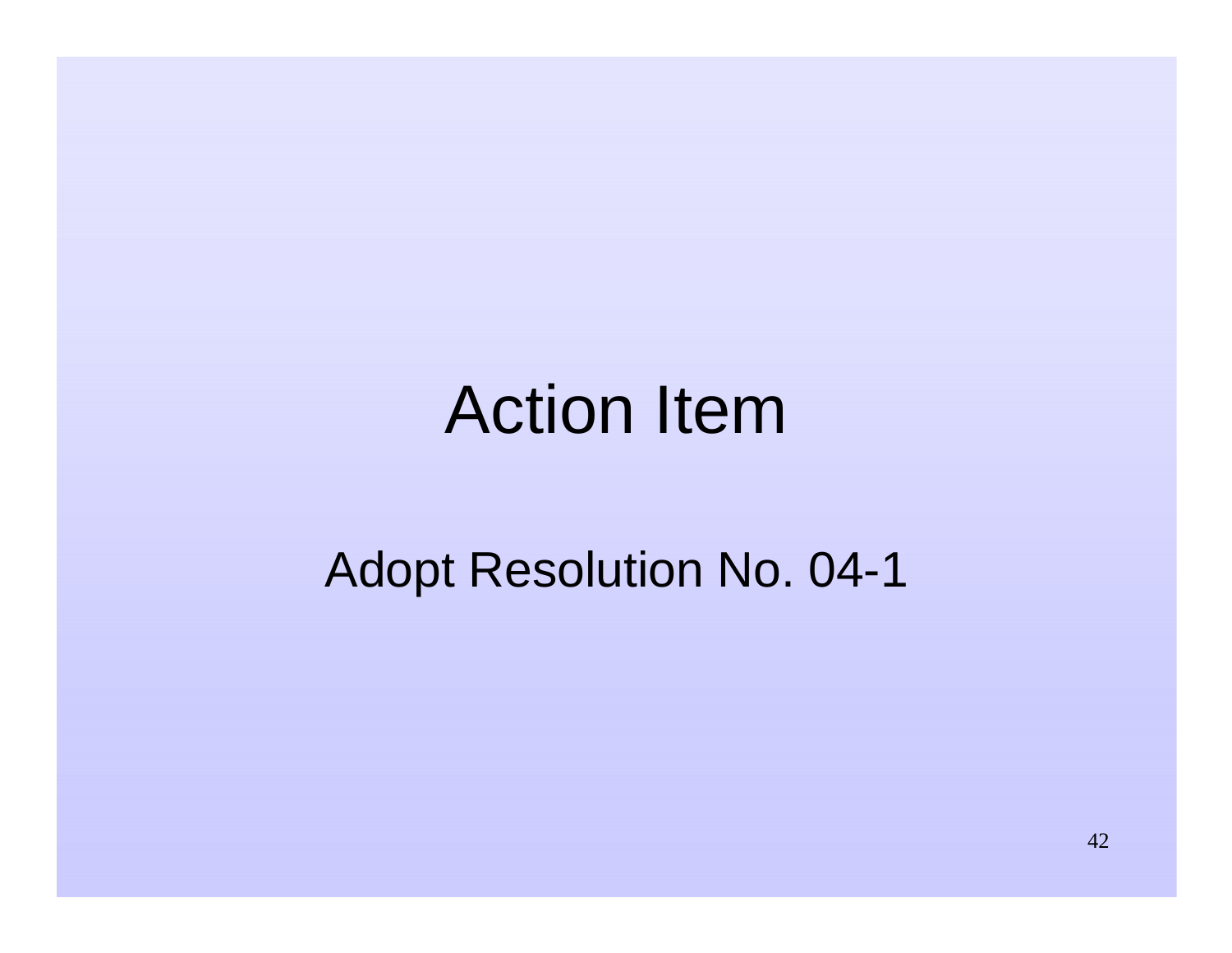# Action Item

Adopt Resolution No. 04-1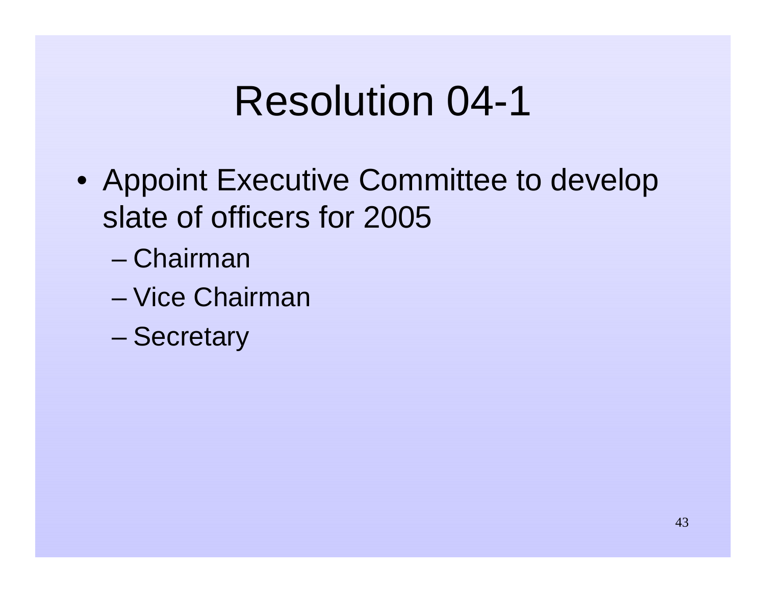# Resolution 04-1

- Appoint Executive Committee to develop slate of officers for 2005
  - Chairman
  - Vice Chairman
  - Secretary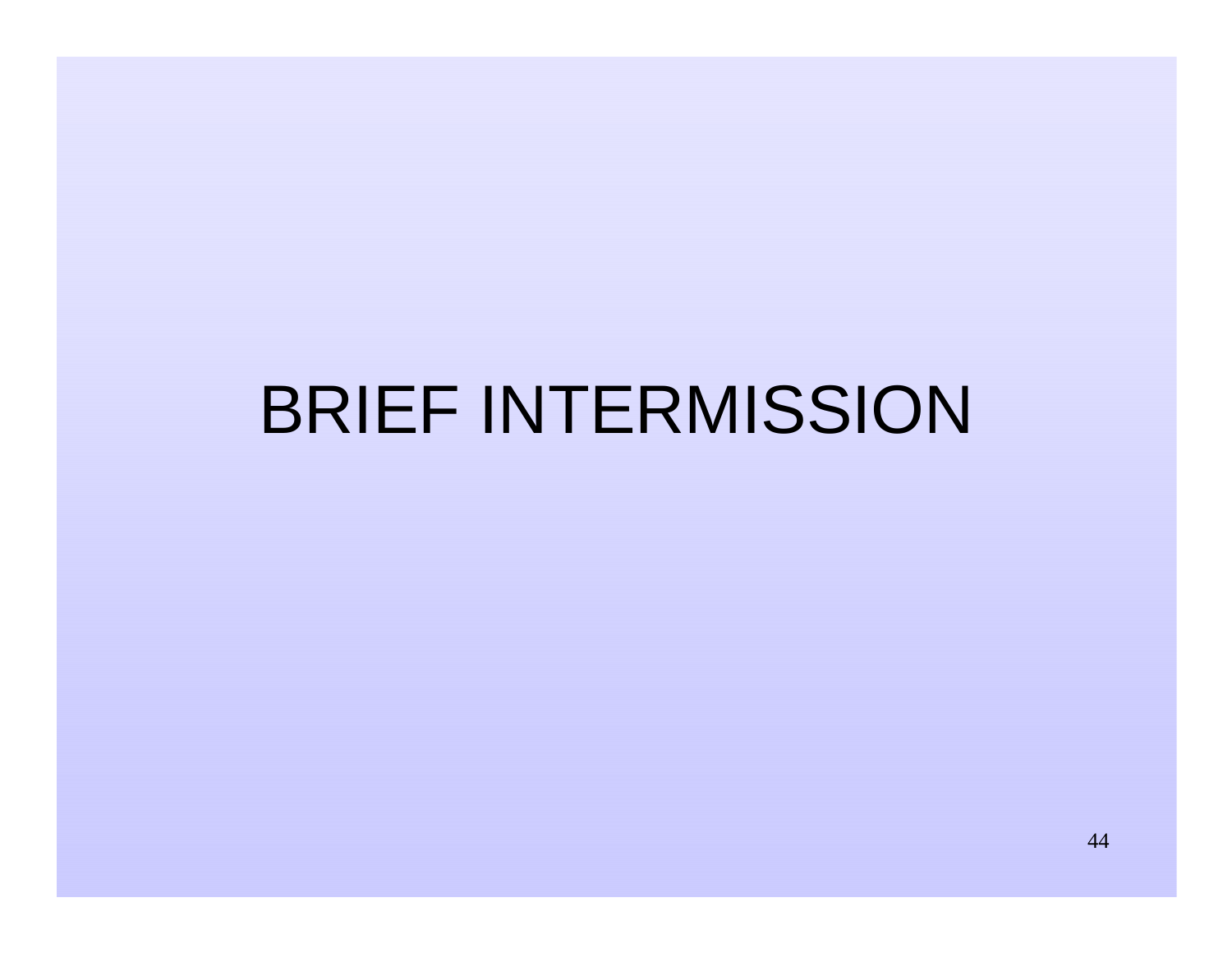# BRIEF INTERMISSION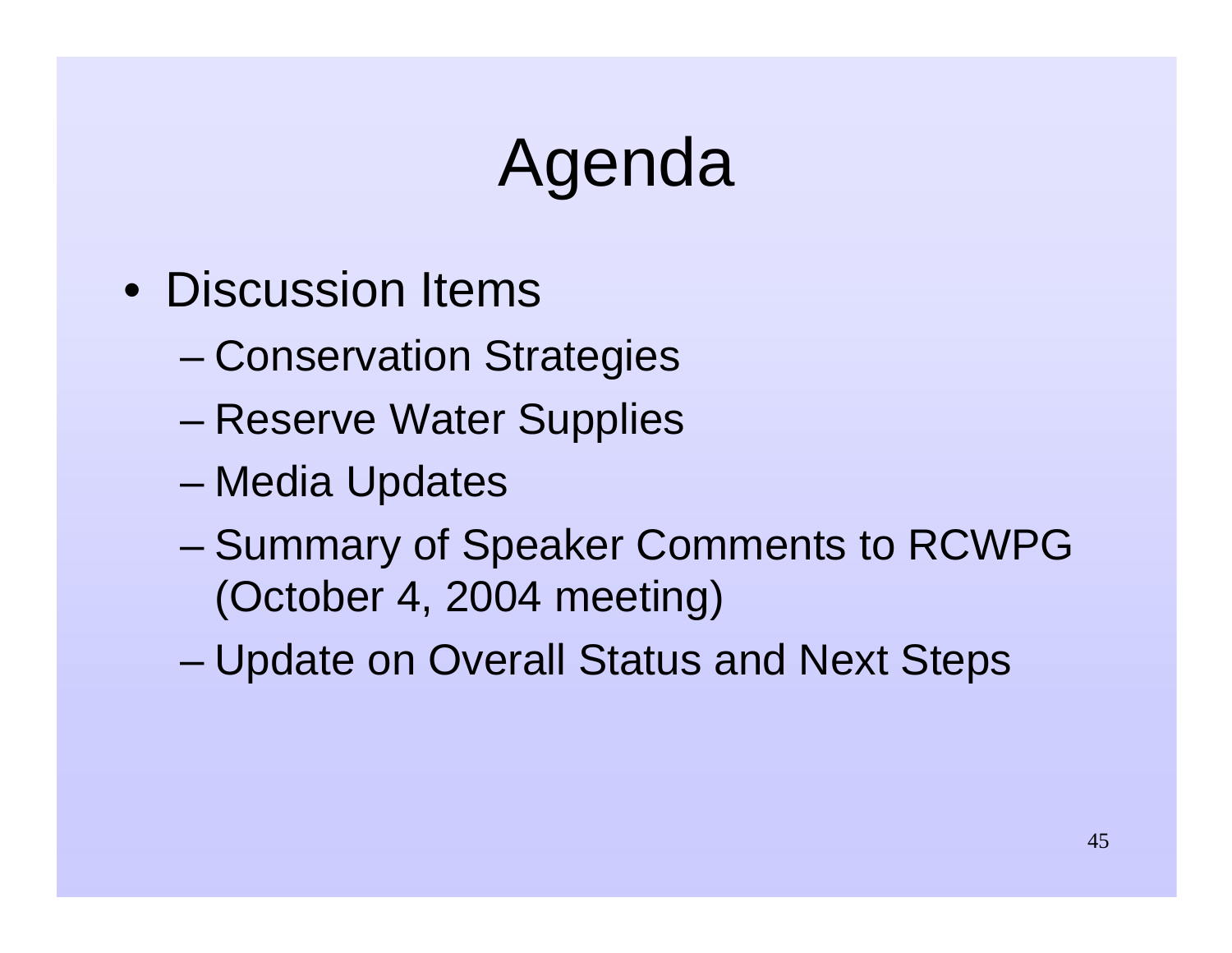# Agenda

- Discussion Items
  - Conservation Strategies
  - Reserve Water Supplies
  - Media Updates
  - Summary of Speaker Comments to RCWPG (October 4, 2004 meeting)
  - Update on Overall Status and Next Steps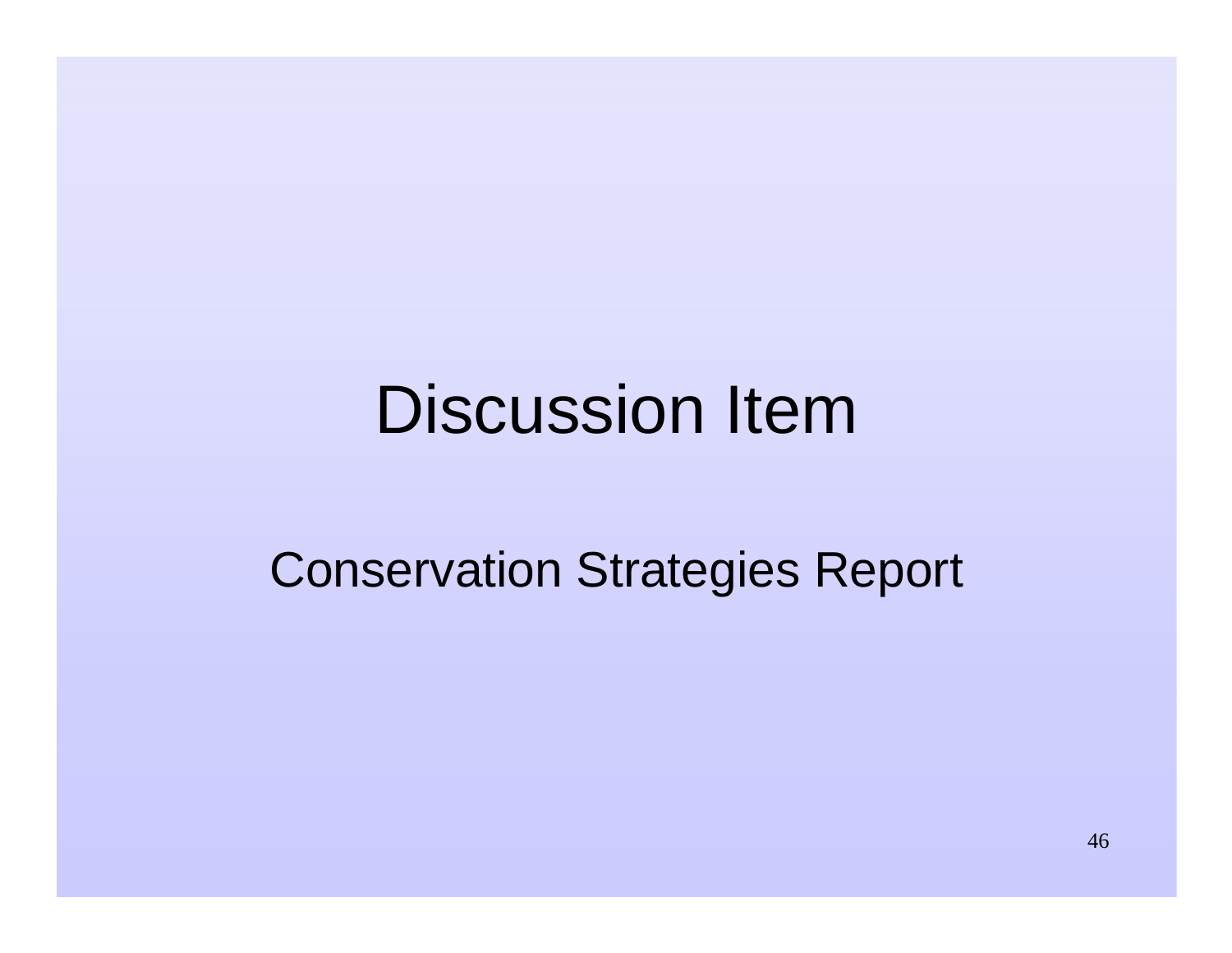# Discussion Item

## Conservation Strategies Report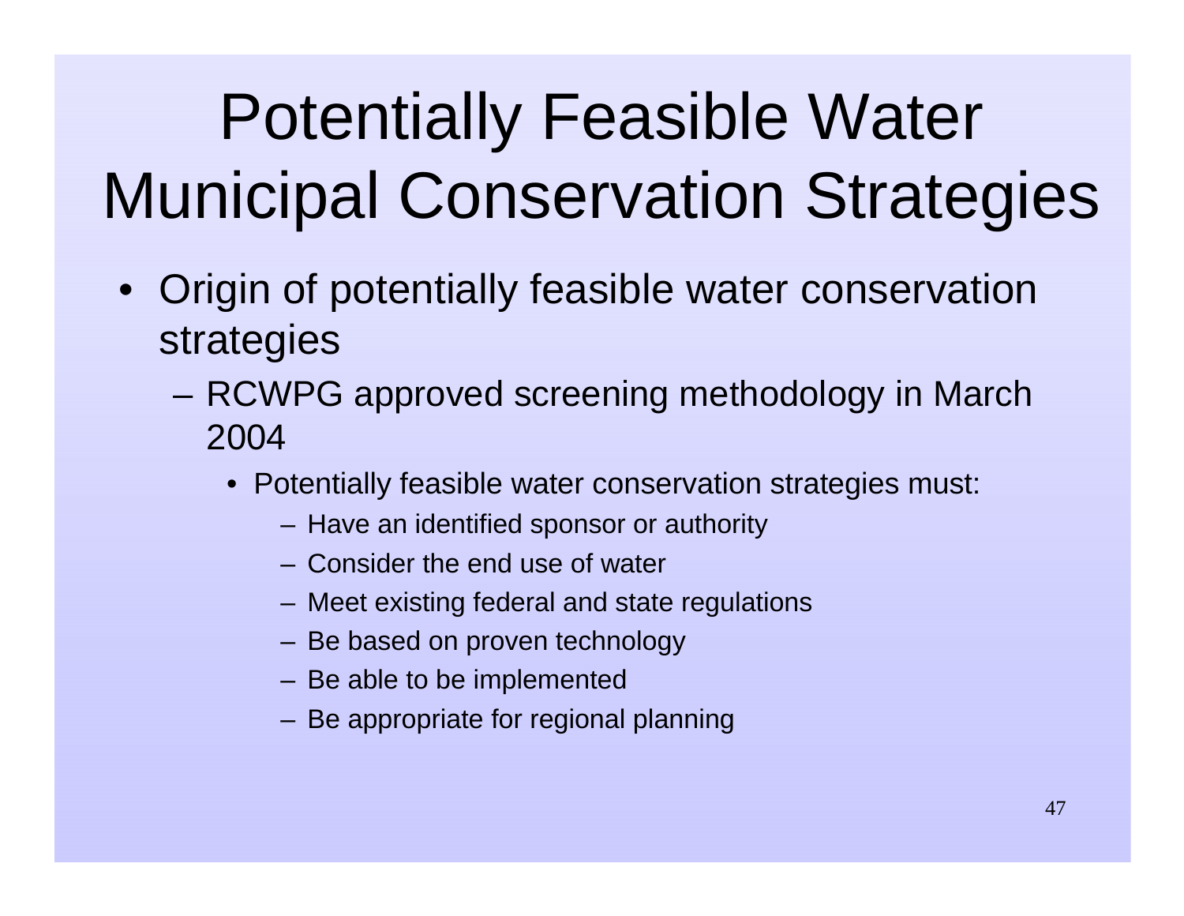# Potentially Feasible Water Municipal Conservation Strategies

- Origin of potentially feasible water conservation strategies
  - RCWPG approved screening methodology in March 2004
    - Potentially feasible water conservation strategies must:
      - Have an identified sponsor or authority
      - Consider the end use of water
      - Meet existing federal and state regulations
      - Be based on proven technology
      - Be able to be implemented
      - Be appropriate for regional planning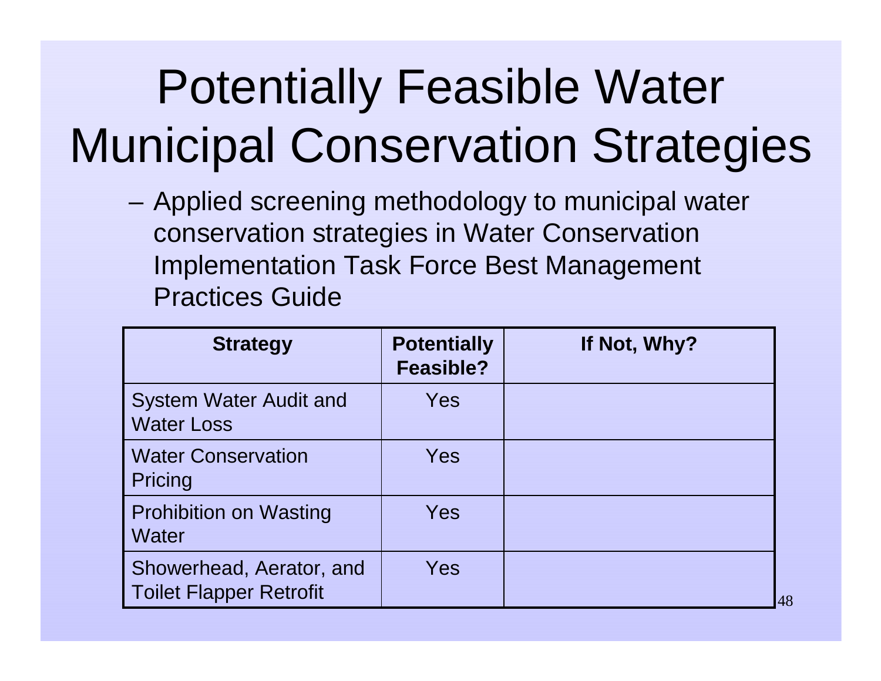# Potentially Feasible Water Municipal Conservation Strategies

- Applied screening methodology to municipal water conservation strategies in Water Conservation Implementation Task Force Best Management Practices Guide

| Strategy | Potentially Feasible? | If Not, Why? |
|---|---|---|
| System Water Audit and Water Loss | Yes | |
| Water Conservation Pricing | Yes | |
| Prohibition on Wasting Water | Yes | |
| Showerhead, Aerator, and Toilet Flapper Retrofit | Yes | |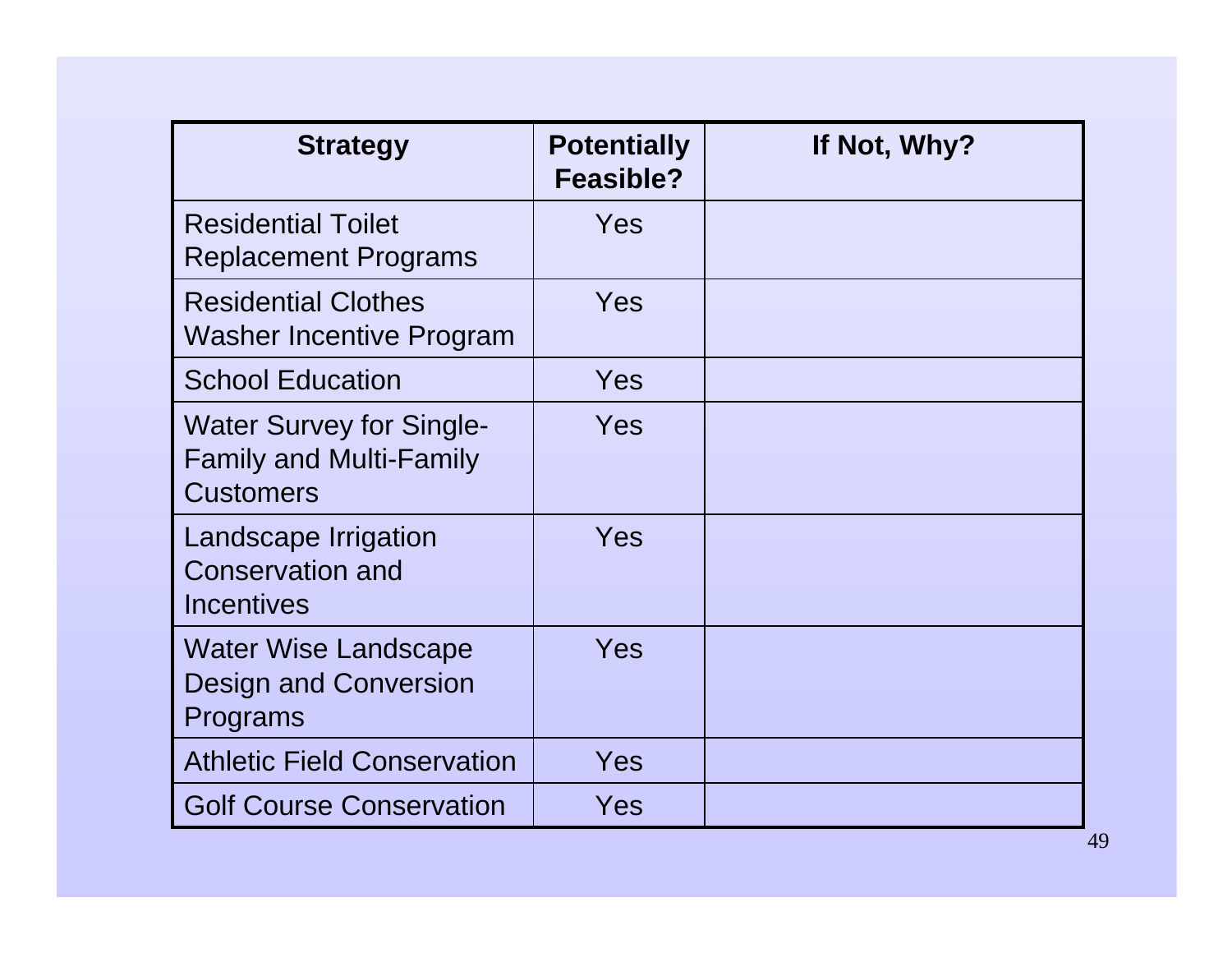| Strategy | Potentially Feasible? | If Not, Why? |
| --- | --- | --- |
| Residential Toilet Replacement Programs | Yes | |
| Residential Clothes Washer Incentive Program | Yes | |
| School Education | Yes | |
| Water Survey for Single-Family and Multi-Family Customers | Yes | |
| Landscape Irrigation Conservation and Incentives | Yes | |
| Water Wise Landscape Design and Conversion Programs | Yes | |
| Athletic Field Conservation | Yes | |
| Golf Course Conservation | Yes | |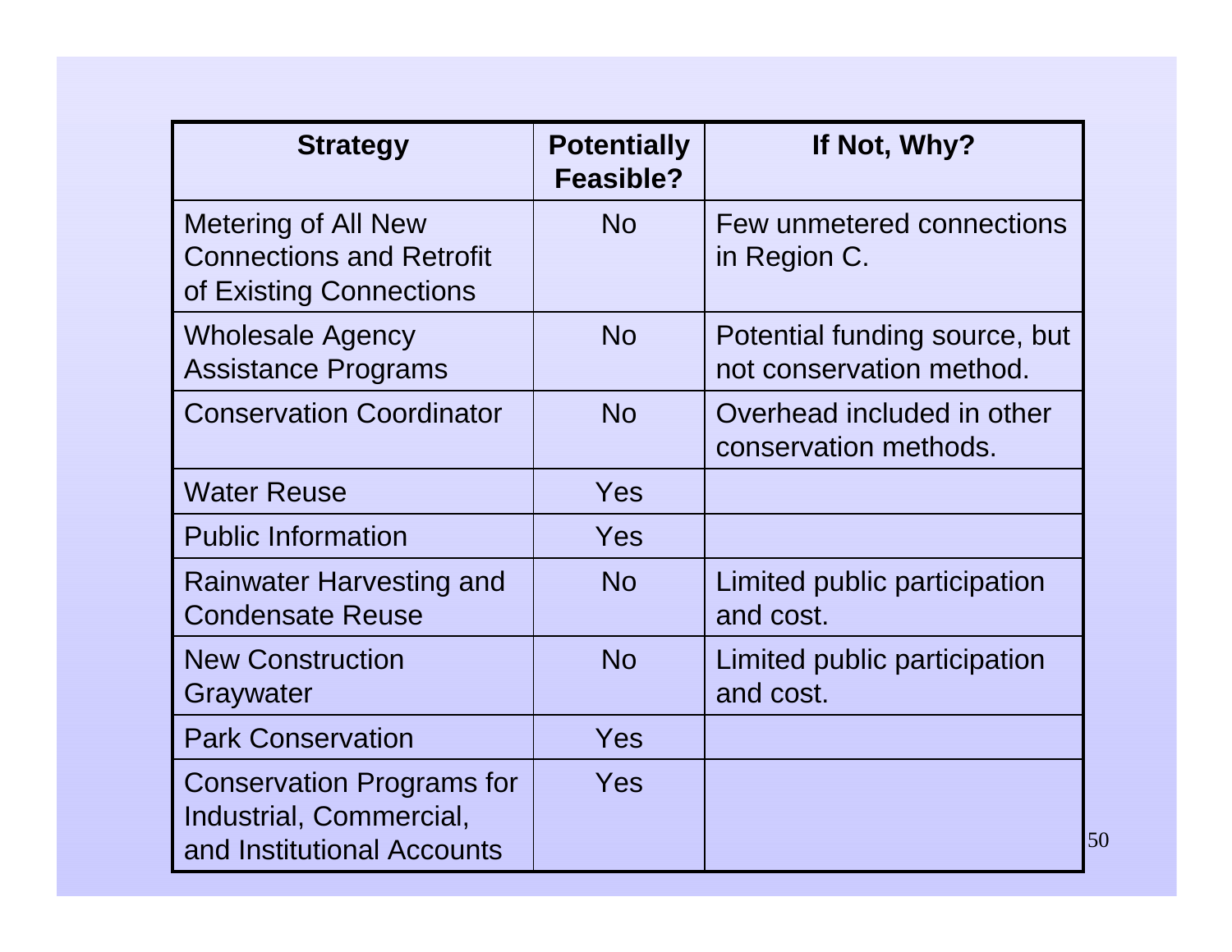| Strategy | Potentially Feasible? | If Not, Why? |
|---|---|---|
| Metering of All New Connections and Retrofit of Existing Connections | No | Few unmetered connections in Region C. |
| Wholesale Agency Assistance Programs | No | Potential funding source, but not conservation method. |
| Conservation Coordinator | No | Overhead included in other conservation methods. |
| Water Reuse | Yes | |
| Public Information | Yes | |
| Rainwater Harvesting and Condensate Reuse | No | Limited public participation and cost. |
| New Construction Graywater | No | Limited public participation and cost. |
| Park Conservation | Yes | |
| Conservation Programs for Industrial, Commercial, and Institutional Accounts | Yes | |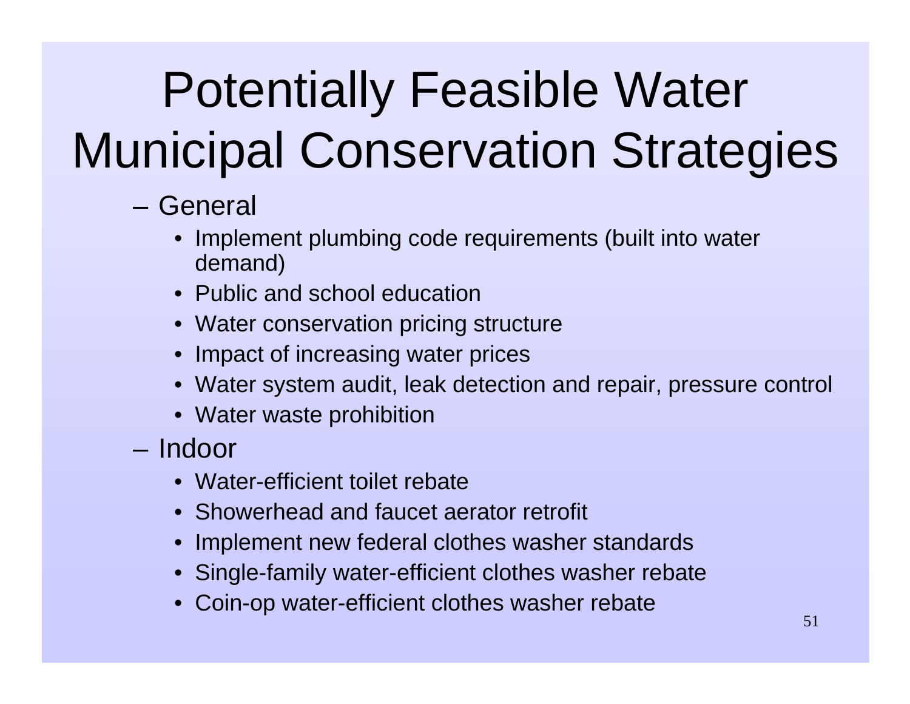# Potentially Feasible Water Municipal Conservation Strategies

- General
  - Implement plumbing code requirements (built into water demand)
  - Public and school education
  - Water conservation pricing structure
  - Impact of increasing water prices
  - Water system audit, leak detection and repair, pressure control
  - Water waste prohibition
- Indoor
  - Water-efficient toilet rebate
  - Showerhead and faucet aerator retrofit
  - Implement new federal clothes washer standards
  - Single-family water-efficient clothes washer rebate
  - Coin-op water-efficient clothes washer rebate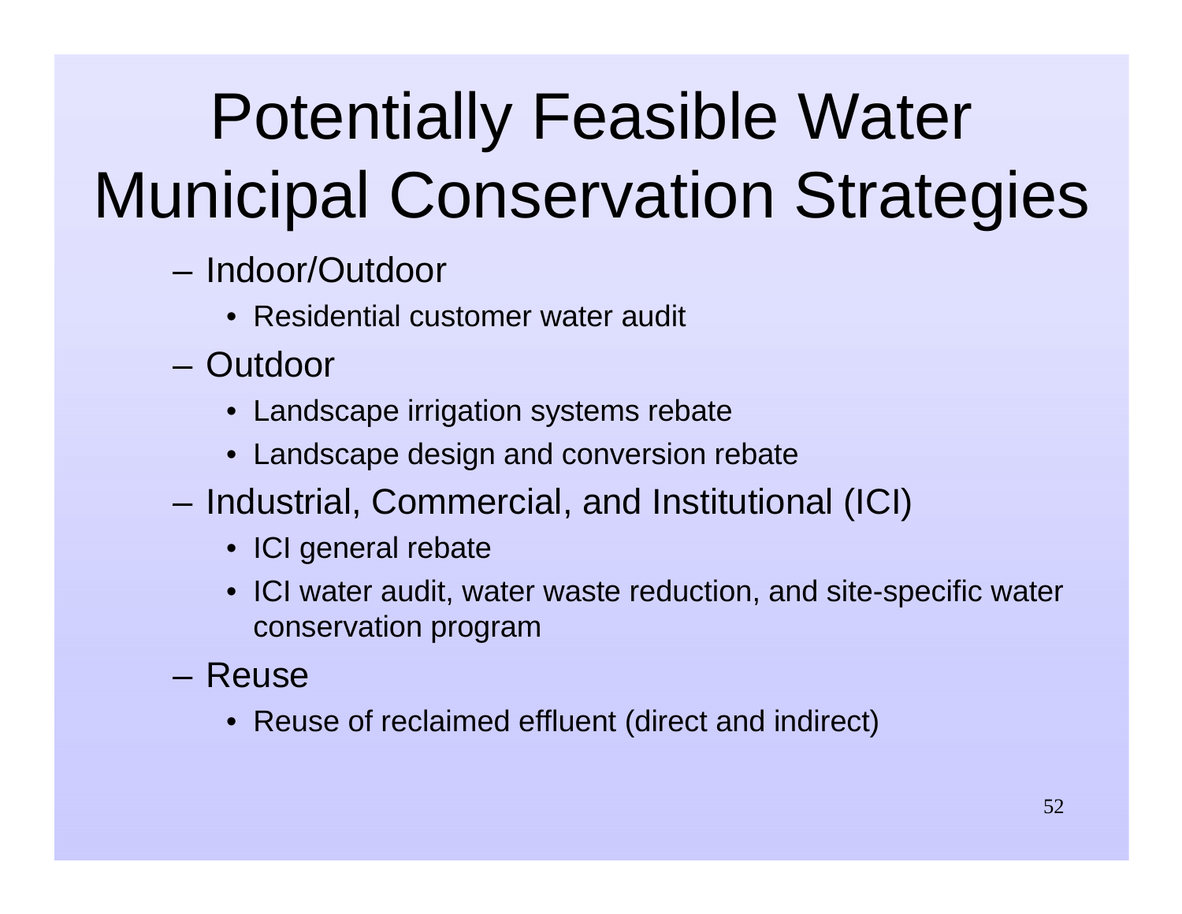# Potentially Feasible Water Municipal Conservation Strategies

- Indoor/Outdoor
  - Residential customer water audit
- Outdoor
  - Landscape irrigation systems rebate
  - Landscape design and conversion rebate
- Industrial, Commercial, and Institutional (ICI)
  - ICI general rebate
  - ICI water audit, water waste reduction, and site-specific water conservation program
- Reuse
  - Reuse of reclaimed effluent (direct and indirect)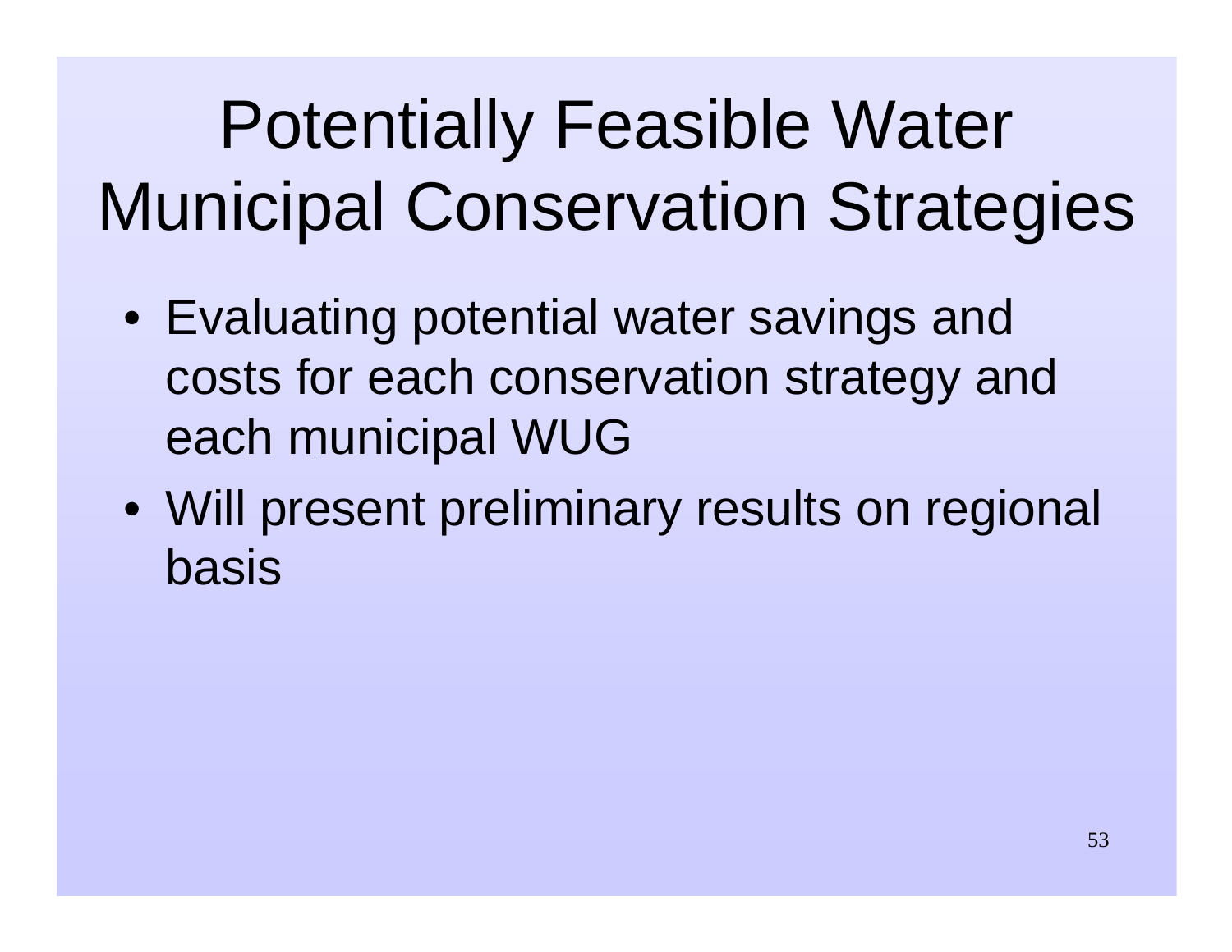# Potentially Feasible Water Municipal Conservation Strategies

- Evaluating potential water savings and costs for each conservation strategy and each municipal WUG
- Will present preliminary results on regional basis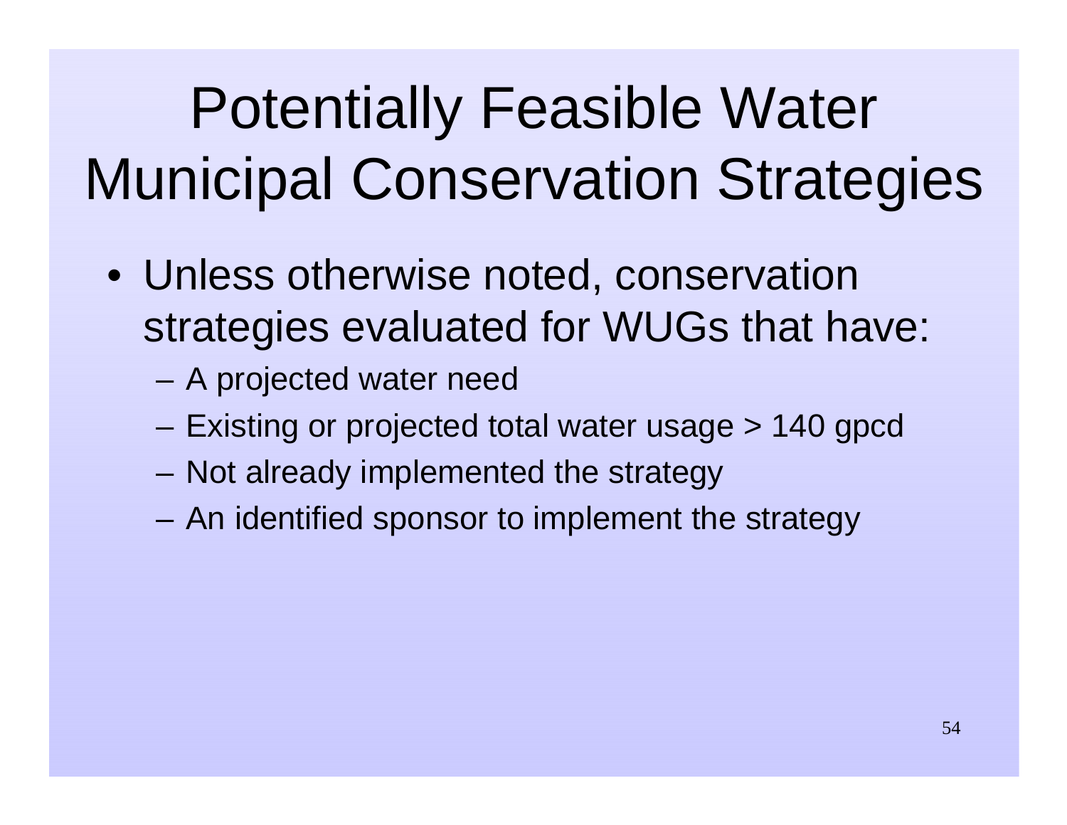# Potentially Feasible Water Municipal Conservation Strategies

- Unless otherwise noted, conservation strategies evaluated for WUGs that have:
  - A projected water need
  - Existing or projected total water usage > 140 gpcd
  - Not already implemented the strategy
  - An identified sponsor to implement the strategy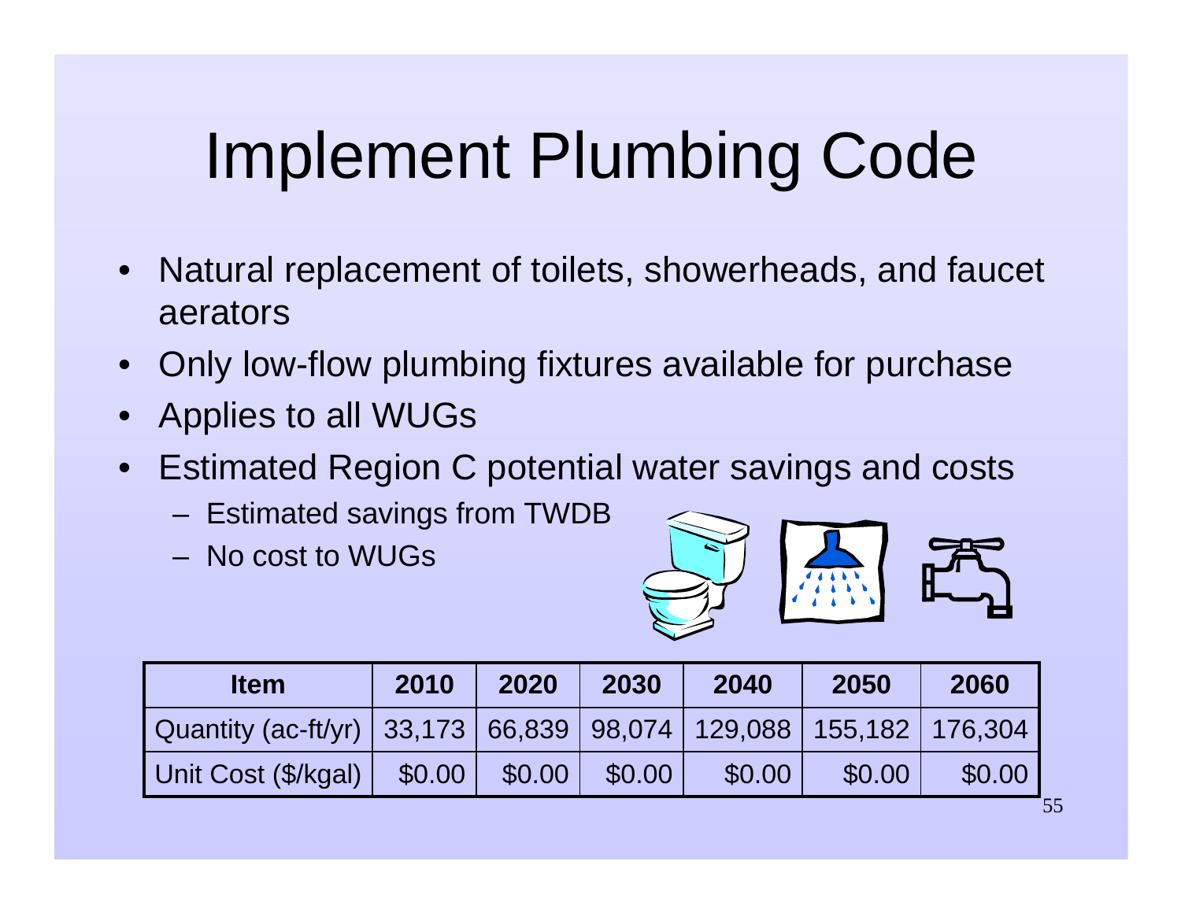# Implement Plumbing Code

- Natural replacement of toilets, showerheads, and faucet aerators
- Only low-flow plumbing fixtures available for purchase
- Applies to all WUGs
- Estimated Region C potential water savings and costs
  - Estimated savings from TWDB
  - No cost to WUGs

| Item | 2010 | 2020 | 2030 | 2040 | 2050 | 2060 |
|---|---|---|---|---|---|---|
| Quantity (ac-ft/yr) | 33,173 | 66,839 | 98,074 | 129,088 | 155,182 | 176,304 |
| Unit Cost ($/kgal) | $0.00 | $0.00 | $0.00 | $0.00 | $0.00 | $0.00 |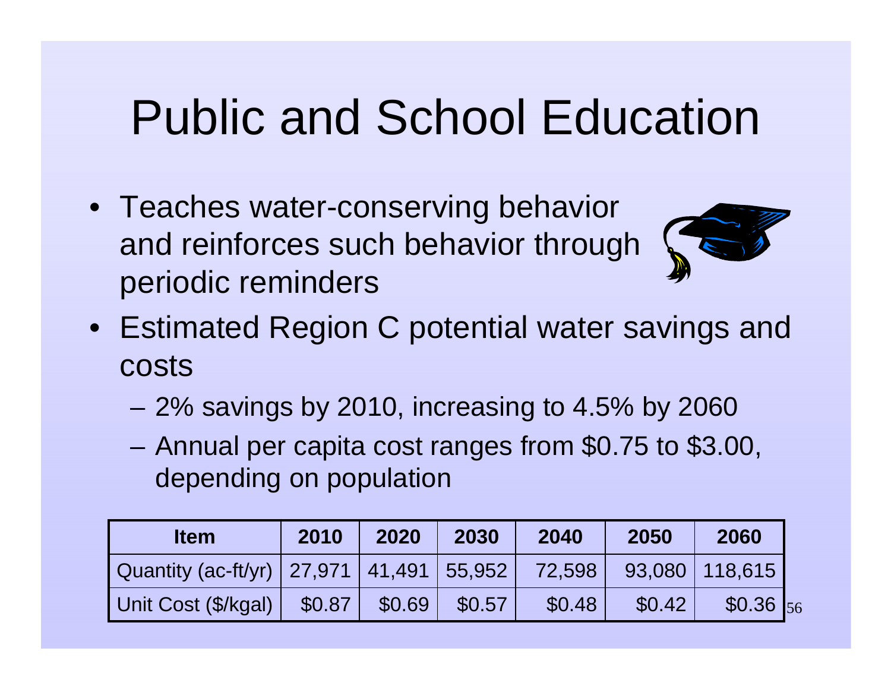# Public and School Education

- Teaches water-conserving behavior and reinforces such behavior through periodic reminders
- Estimated Region C potential water savings and costs
  - 2% savings by 2010, increasing to 4.5% by 2060
  - Annual per capita cost ranges from $0.75 to $3.00, depending on population

| Item | 2010 | 2020 | 2030 | 2040 | 2050 | 2060 |
|---|---|---|---|---|---|---|
| Quantity (ac-ft/yr) | 27,971 | 41,491 | 55,952 | 72,598 | 93,080 | 118,615 |
| Unit Cost ($/kgal) | $0.87 | $0.69 | $0.57 | $0.48 | $0.42 | $0.36 |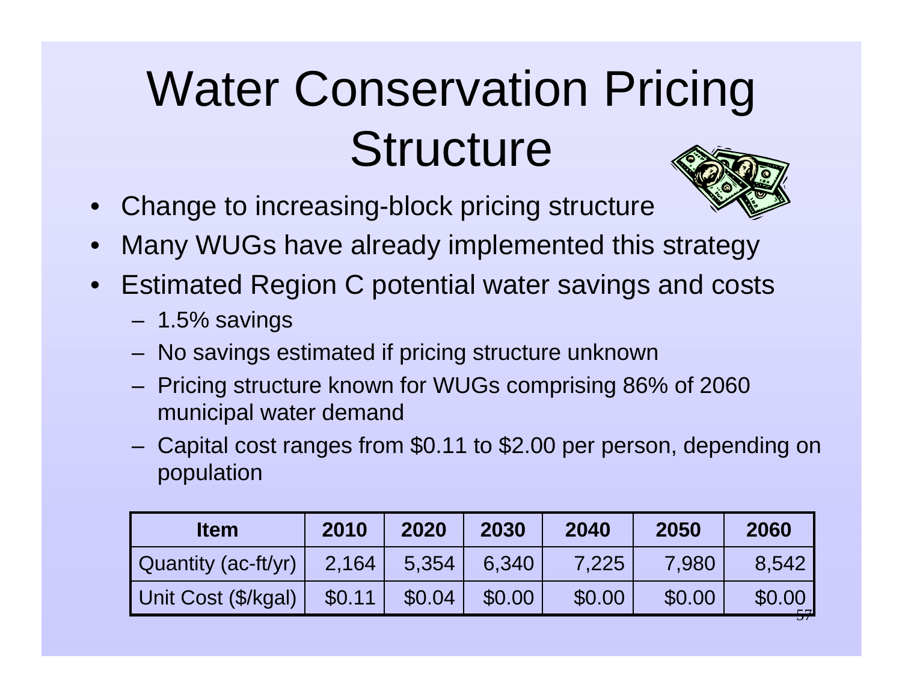# Water Conservation Pricing Structure

- Change to increasing-block pricing structure
- Many WUGs have already implemented this strategy
- Estimated Region C potential water savings and costs
  - 1.5% savings
  - No savings estimated if pricing structure unknown
  - Pricing structure known for WUGs comprising 86% of 2060 municipal water demand
  - Capital cost ranges from $0.11 to $2.00 per person, depending on population

| Item | 2010 | 2020 | 2030 | 2040 | 2050 | 2060 |
|---|---|---|---|---|---|---|
| Quantity (ac-ft/yr) | 2,164 | 5,354 | 6,340 | 7,225 | 7,980 | 8,542 |
| Unit Cost ($/kgal) | $0.11 | $0.04 | $0.00 | $0.00 | $0.00 | $0.00 |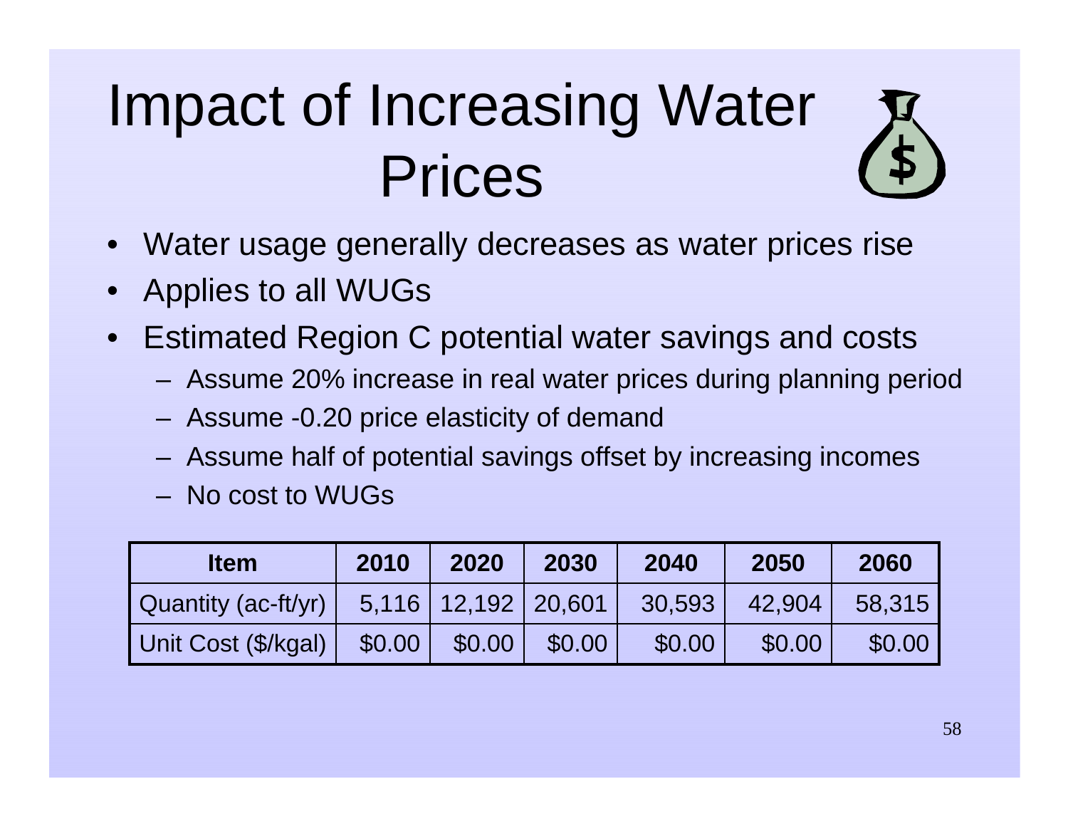# Impact of Increasing Water Prices

- Water usage generally decreases as water prices rise
- Applies to all WUGs
- Estimated Region C potential water savings and costs
  - Assume 20% increase in real water prices during planning period
  - Assume -0.20 price elasticity of demand
  - Assume half of potential savings offset by increasing incomes
  - No cost to WUGs

| Item | 2010 | 2020 | 2030 | 2040 | 2050 | 2060 |
|---|---|---|---|---|---|---|
| Quantity (ac-ft/yr) | 5,116 | 12,192 | 20,601 | 30,593 | 42,904 | 58,315 |
| Unit Cost ($/kgal) | $0.00 | $0.00 | $0.00 | $0.00 | $0.00 | $0.00 |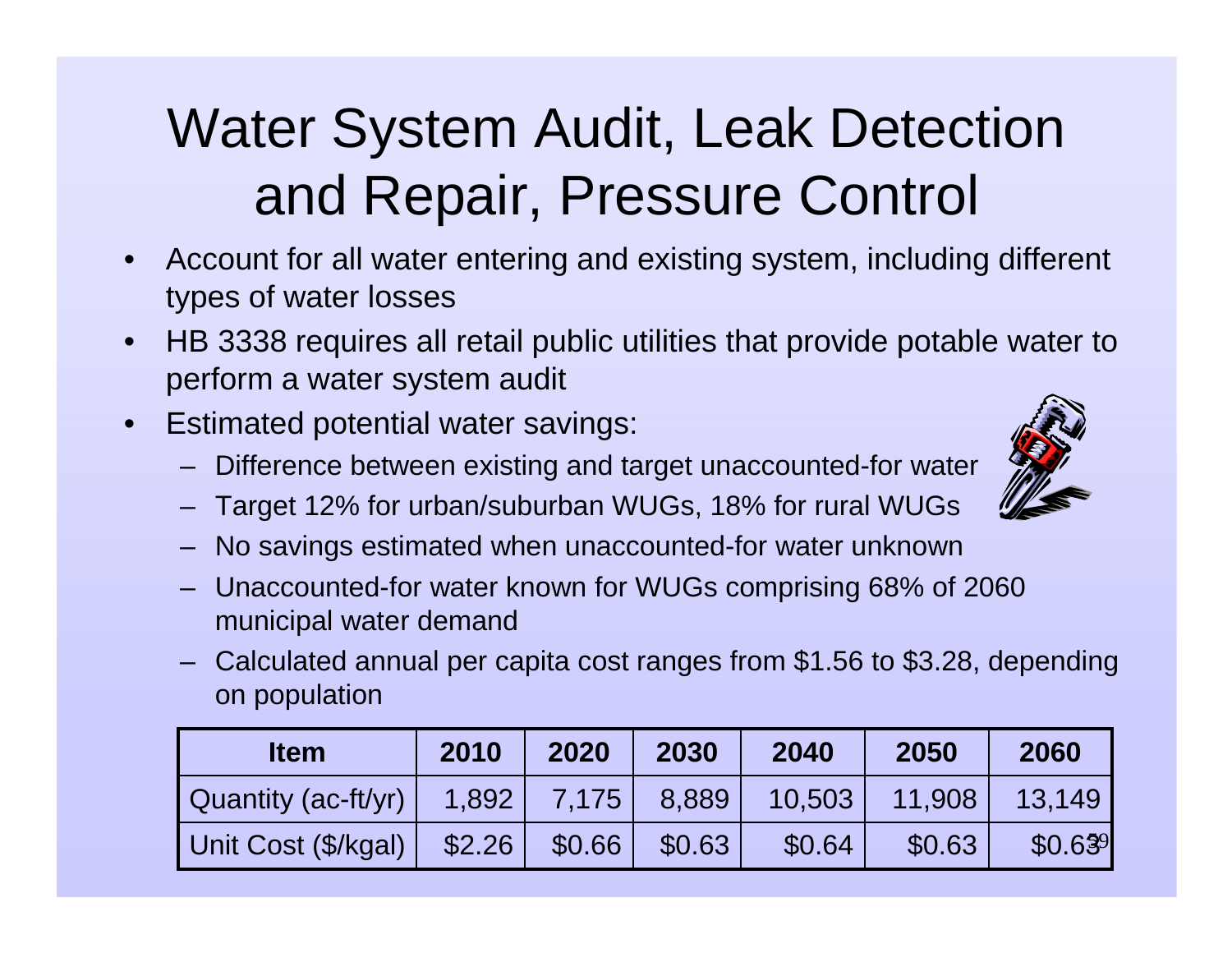# Water System Audit, Leak Detection and Repair, Pressure Control

- Account for all water entering and existing system, including different types of water losses
- HB 3338 requires all retail public utilities that provide potable water to perform a water system audit
- Estimated potential water savings:
  - Difference between existing and target unaccounted-for water
  - Target 12% for urban/suburban WUGs, 18% for rural WUGs
  - No savings estimated when unaccounted-for water unknown
  - Unaccounted-for water known for WUGs comprising 68% of 2060 municipal water demand
  - Calculated annual per capita cost ranges from $1.56 to $3.28, depending on population

| Item | 2010 | 2020 | 2030 | 2040 | 2050 | 2060 |
|---|---|---|---|---|---|---|
| Quantity (ac-ft/yr) | 1,892 | 7,175 | 8,889 | 10,503 | 11,908 | 13,149 |
| Unit Cost ($/kgal) | $2.26 | $0.66 | $0.63 | $0.64 | $0.63 | $0.63 |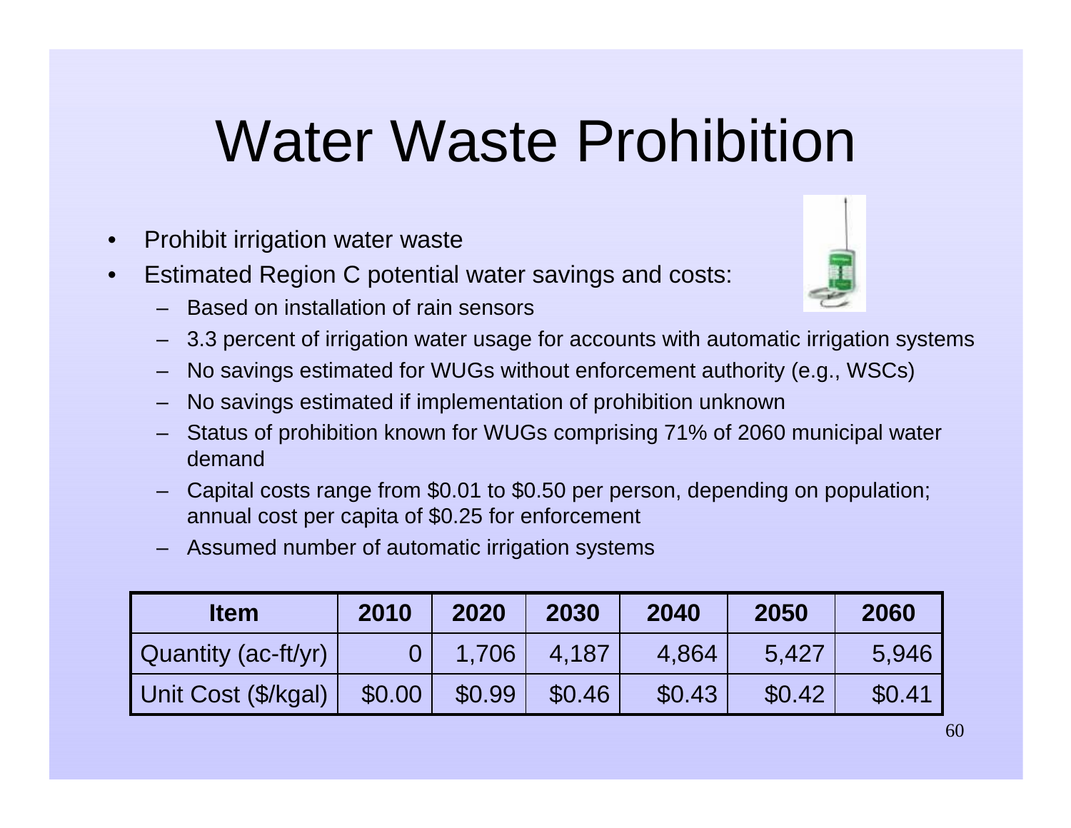# Water Waste Prohibition

- Prohibit irrigation water waste
- Estimated Region C potential water savings and costs:
  - Based on installation of rain sensors
  - 3.3 percent of irrigation water usage for accounts with automatic irrigation systems
  - No savings estimated for WUGs without enforcement authority (e.g., WSCs)
  - No savings estimated if implementation of prohibition unknown
  - Status of prohibition known for WUGs comprising 71% of 2060 municipal water demand
  - Capital costs range from $0.01 to $0.50 per person, depending on population; annual cost per capita of $0.25 for enforcement
  - Assumed number of automatic irrigation systems

| Item | 2010 | 2020 | 2030 | 2040 | 2050 | 2060 |
|---|---|---|---|---|---|---|
| Quantity (ac-ft/yr) | 0 | 1,706 | 4,187 | 4,864 | 5,427 | 5,946 |
| Unit Cost ($/kgal) | $0.00 | $0.99 | $0.46 | $0.43 | $0.42 | $0.41 |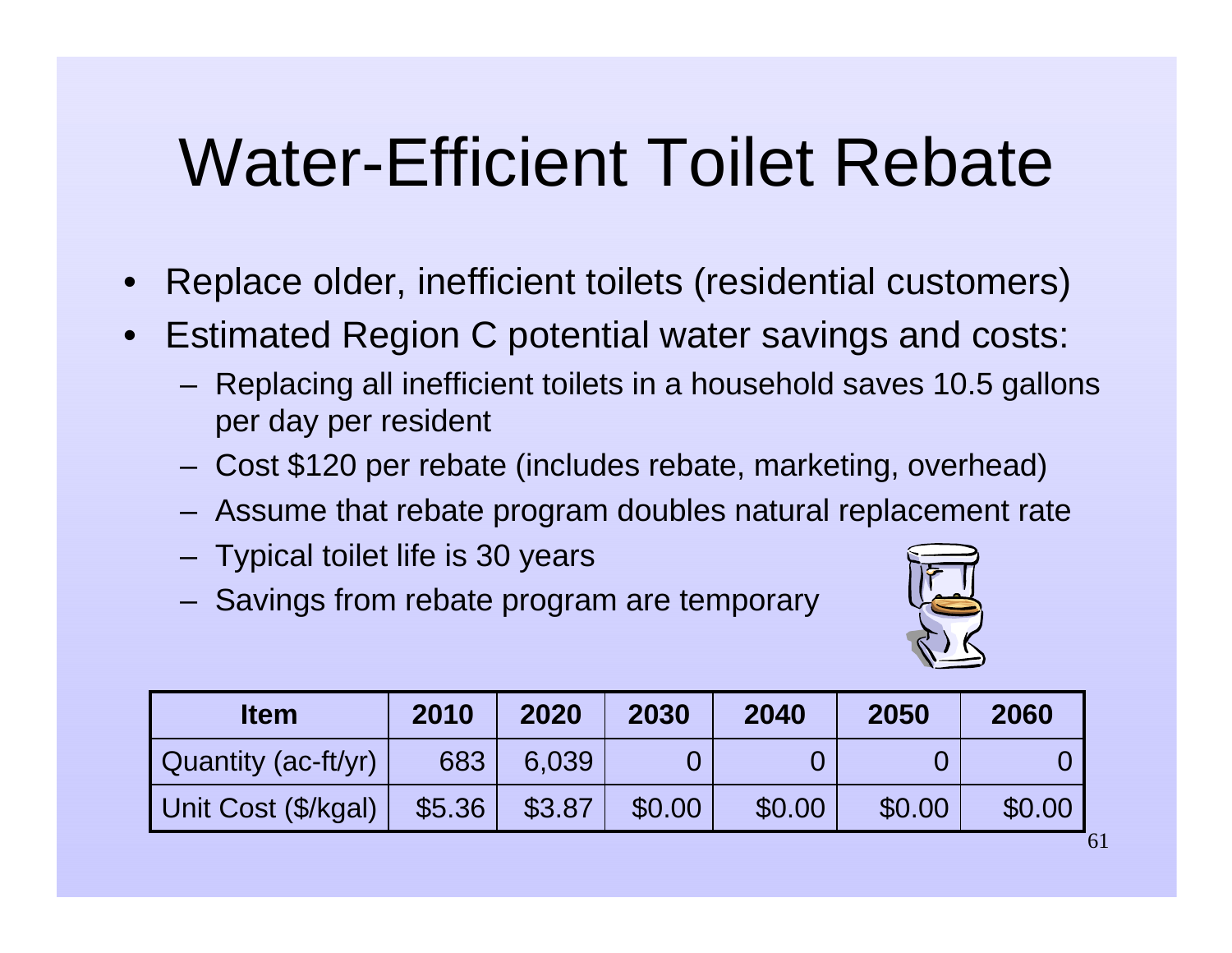# Water-Efficient Toilet Rebate

- Replace older, inefficient toilets (residential customers)
- Estimated Region C potential water savings and costs:
  - Replacing all inefficient toilets in a household saves 10.5 gallons per day per resident
  - Cost $120 per rebate (includes rebate, marketing, overhead)
  - Assume that rebate program doubles natural replacement rate
  - Typical toilet life is 30 years
  - Savings from rebate program are temporary

| Item | 2010 | 2020 | 2030 | 2040 | 2050 | 2060 |
|---|---|---|---|---|---|---|
| Quantity (ac-ft/yr) | 683 | 6,039 | 0 | 0 | 0 | 0 |
| Unit Cost ($/kgal) | $5.36 | $3.87 | $0.00 | $0.00 | $0.00 | $0.00 |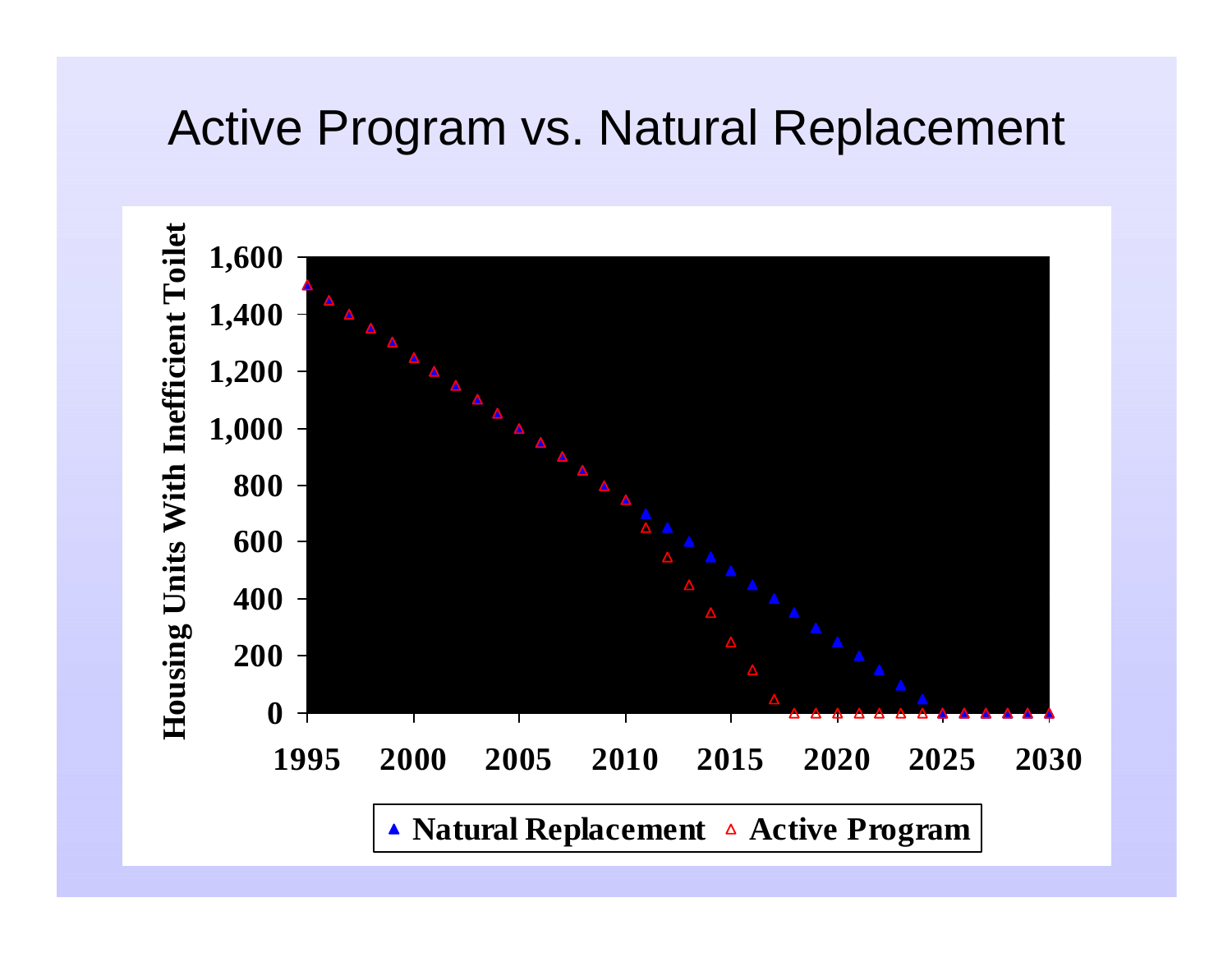# Active Program vs. Natural Replacement

Housing Units With Inefficient Toilet

1,600
1,400
1,200
1,000
800
600
400
200
0

1995 2000 2005 2010 2015 2020 2025 2030

▲ Natural Replacement △ Active Program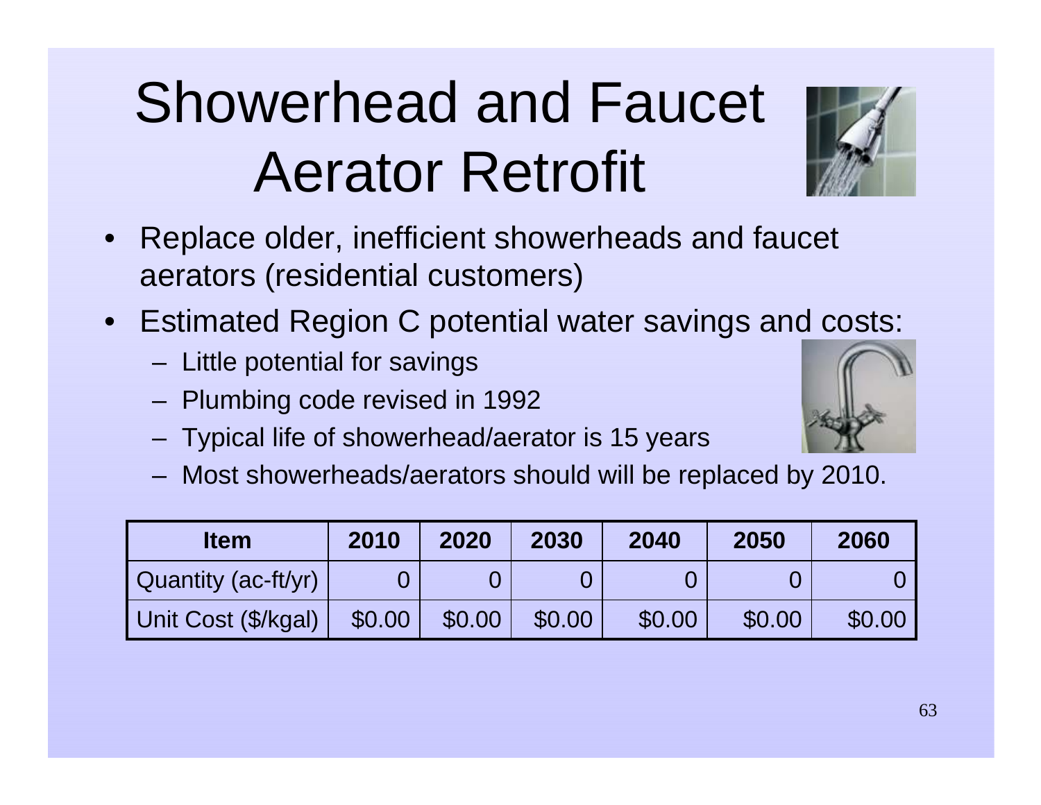# Showerhead and Faucet Aerator Retrofit

- Replace older, inefficient showerheads and faucet aerators (residential customers)
- Estimated Region C potential water savings and costs:
  - Little potential for savings
  - Plumbing code revised in 1992
  - Typical life of showerhead/aerator is 15 years
  - Most showerheads/aerators should will be replaced by 2010.

| Item | 2010 | 2020 | 2030 | 2040 | 2050 | 2060 |
|---|---|---|---|---|---|---|
| Quantity (ac-ft/yr) | 0 | 0 | 0 | 0 | 0 | 0 |
| Unit Cost ($/kgal) | $0.00 | $0.00 | $0.00 | $0.00 | $0.00 | $0.00 |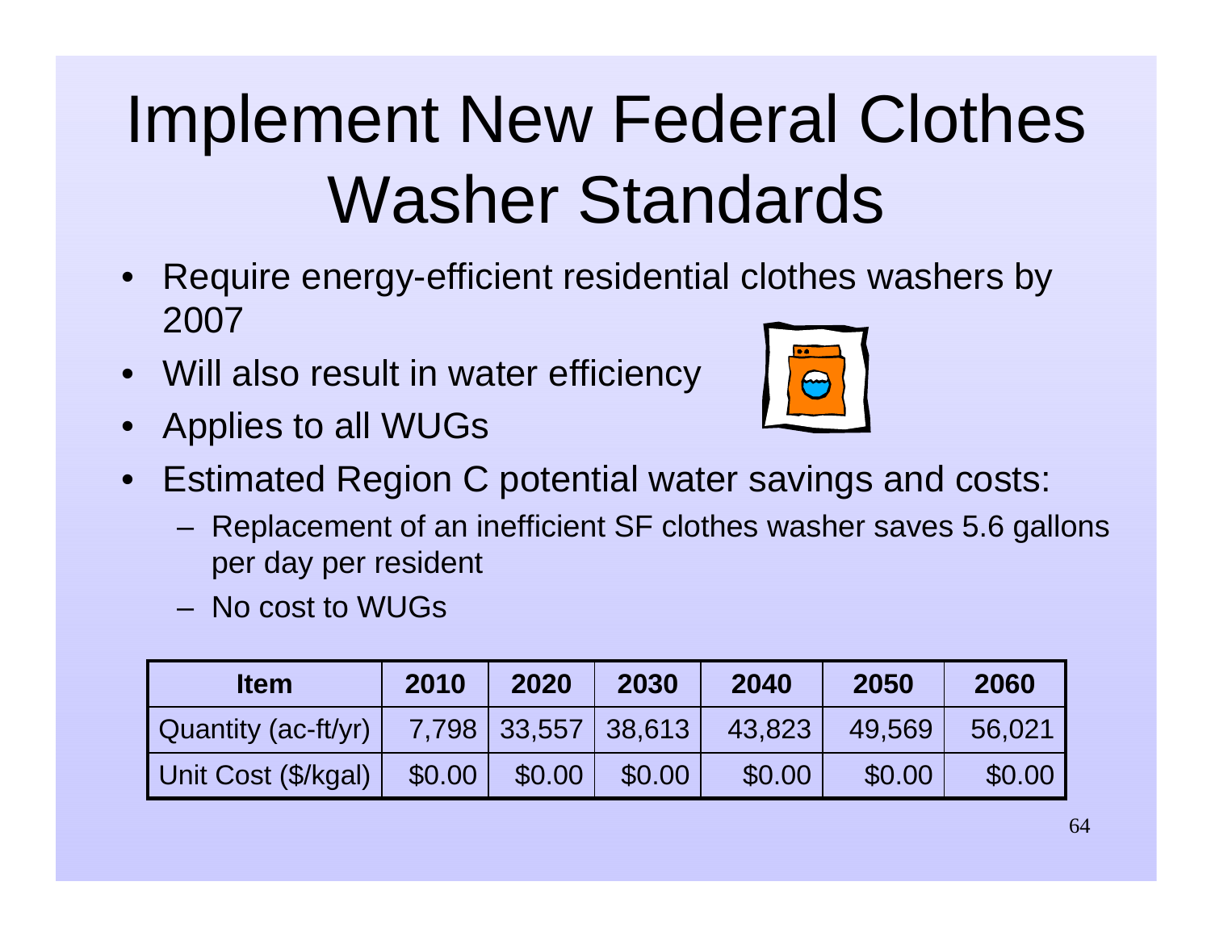# Implement New Federal Clothes Washer Standards

- Require energy-efficient residential clothes washers by 2007
- Will also result in water efficiency
- Applies to all WUGs
- Estimated Region C potential water savings and costs:
  - Replacement of an inefficient SF clothes washer saves 5.6 gallons per day per resident
  - No cost to WUGs

| Item | 2010 | 2020 | 2030 | 2040 | 2050 | 2060 |
|---|---|---|---|---|---|---|
| Quantity (ac-ft/yr) | 7,798 | 33,557 | 38,613 | 43,823 | 49,569 | 56,021 |
| Unit Cost ($/kgal) | $0.00 | $0.00 | $0.00 | $0.00 | $0.00 | $0.00 |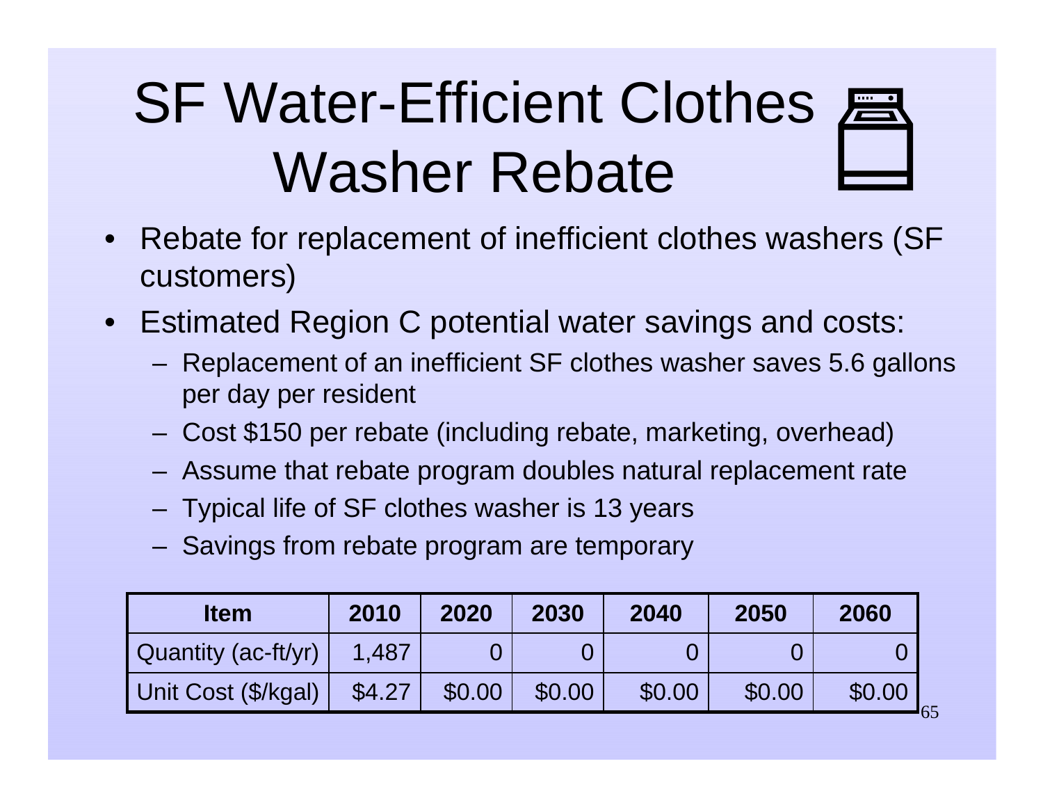# SF Water-Efficient Clothes Washer Rebate

- Rebate for replacement of inefficient clothes washers (SF customers)
- Estimated Region C potential water savings and costs:
  - Replacement of an inefficient SF clothes washer saves 5.6 gallons per day per resident
  - Cost $150 per rebate (including rebate, marketing, overhead)
  - Assume that rebate program doubles natural replacement rate
  - Typical life of SF clothes washer is 13 years
  - Savings from rebate program are temporary

| Item | 2010 | 2020 | 2030 | 2040 | 2050 | 2060 |
|---|---|---|---|---|---|---|
| Quantity (ac-ft/yr) | 1,487 | 0 | 0 | 0 | 0 | 0 |
| Unit Cost ($/kgal) | $4.27 | $0.00 | $0.00 | $0.00 | $0.00 | $0.00 |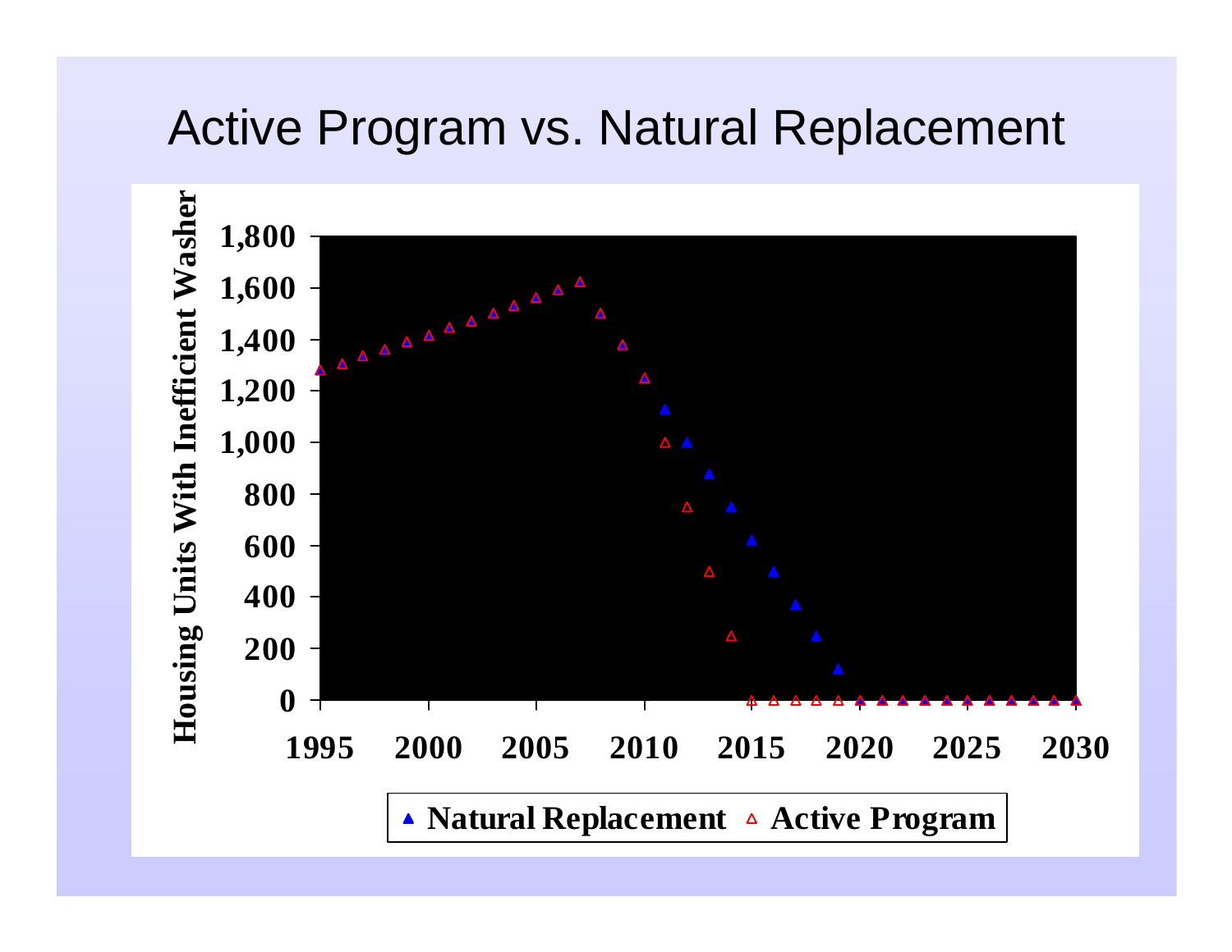# Active Program vs. Natural Replacement

Housing Units With Inefficient Washer

1,800
1,600
1,400
1,200
1,000
800
600
400
200
0

1995 2000 2005 2010 2015 2020 2025 2030

▲ Natural Replacement △ Active Program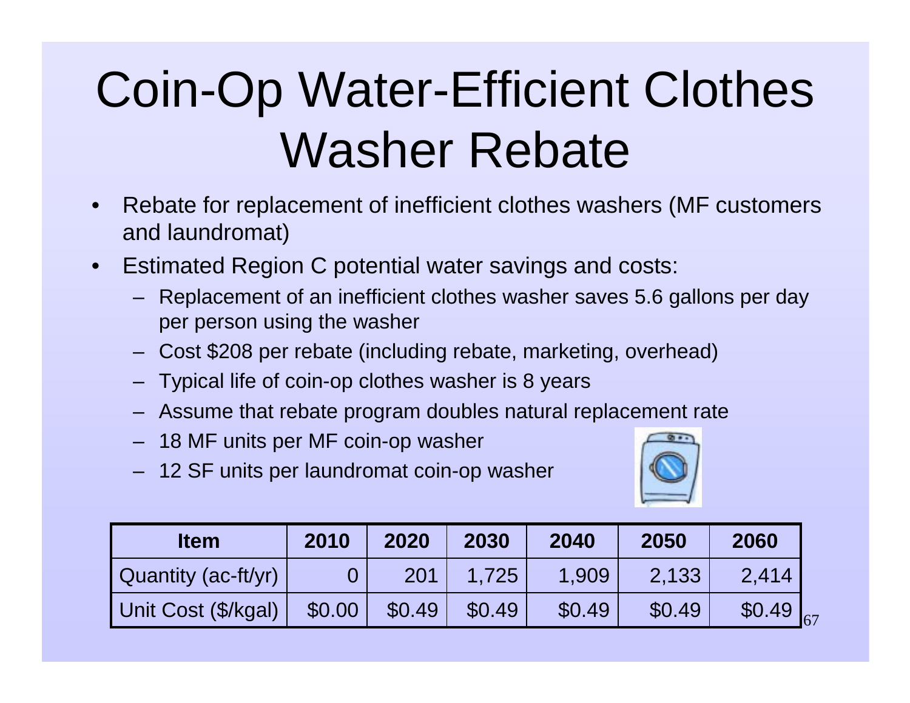# Coin-Op Water-Efficient Clothes Washer Rebate

- Rebate for replacement of inefficient clothes washers (MF customers and laundromat)
- Estimated Region C potential water savings and costs:
  - Replacement of an inefficient clothes washer saves 5.6 gallons per day per person using the washer
  - Cost $208 per rebate (including rebate, marketing, overhead)
  - Typical life of coin-op clothes washer is 8 years
  - Assume that rebate program doubles natural replacement rate
  - 18 MF units per MF coin-op washer
  - 12 SF units per laundromat coin-op washer

| Item | 2010 | 2020 | 2030 | 2040 | 2050 | 2060 |
|---|---|---|---|---|---|---|
| Quantity (ac-ft/yr) | 0 | 201 | 1,725 | 1,909 | 2,133 | 2,414 |
| Unit Cost ($/kgal) | $0.00 | $0.49 | $0.49 | $0.49 | $0.49 | $0.49 |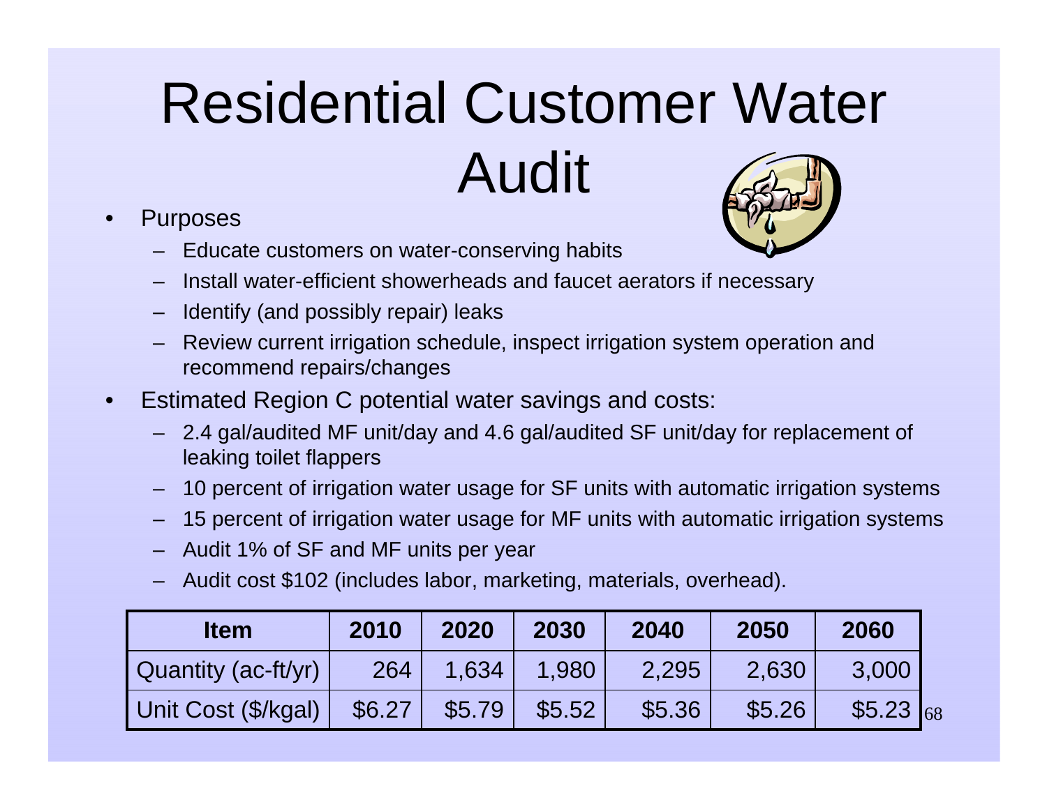# Residential Customer Water Audit

- Purposes
  - Educate customers on water-conserving habits
  - Install water-efficient showerheads and faucet aerators if necessary
  - Identify (and possibly repair) leaks
  - Review current irrigation schedule, inspect irrigation system operation and recommend repairs/changes
- Estimated Region C potential water savings and costs:
  - 2.4 gal/audited MF unit/day and 4.6 gal/audited SF unit/day for replacement of leaking toilet flappers
  - 10 percent of irrigation water usage for SF units with automatic irrigation systems
  - 15 percent of irrigation water usage for MF units with automatic irrigation systems
  - Audit 1% of SF and MF units per year
  - Audit cost $102 (includes labor, marketing, materials, overhead).

| Item | 2010 | 2020 | 2030 | 2040 | 2050 | 2060 |
|---|---|---|---|---|---|---|
| Quantity (ac-ft/yr) | 264 | 1,634 | 1,980 | 2,295 | 2,630 | 3,000 |
| Unit Cost ($/kgal) | $6.27 | $5.79 | $5.52 | $5.36 | $5.26 | $5.23 |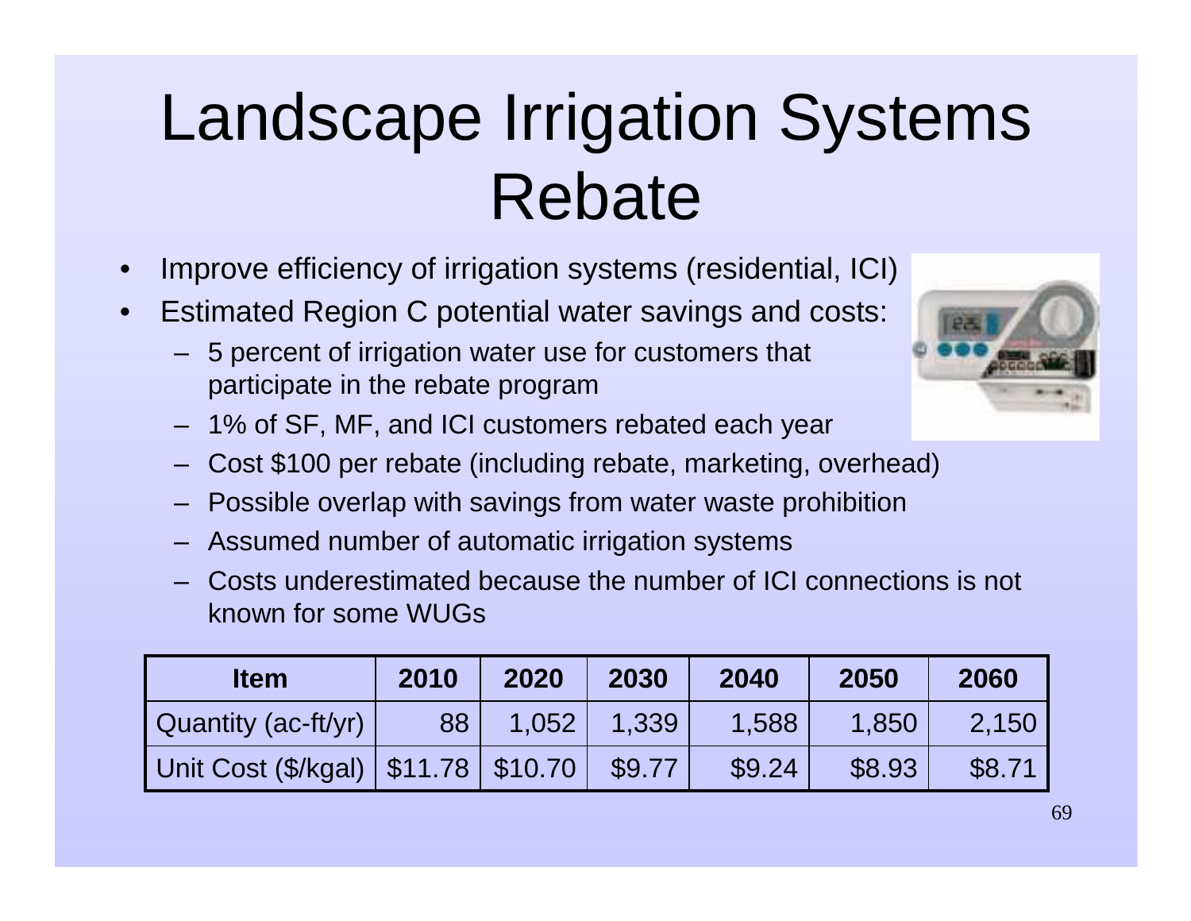# Landscape Irrigation Systems Rebate

- Improve efficiency of irrigation systems (residential, ICI)
- Estimated Region C potential water savings and costs:
  - 5 percent of irrigation water use for customers that participate in the rebate program
  - 1% of SF, MF, and ICI customers rebated each year
  - Cost $100 per rebate (including rebate, marketing, overhead)
  - Possible overlap with savings from water waste prohibition
  - Assumed number of automatic irrigation systems
  - Costs underestimated because the number of ICI connections is not known for some WUGs

| Item | 2010 | 2020 | 2030 | 2040 | 2050 | 2060 |
|---|---|---|---|---|---|---|
| Quantity (ac-ft/yr) | 88 | 1,052 | 1,339 | 1,588 | 1,850 | 2,150 |
| Unit Cost ($/kgal) | $11.78 | $10.70 | $9.77 | $9.24 | $8.93 | $8.71 |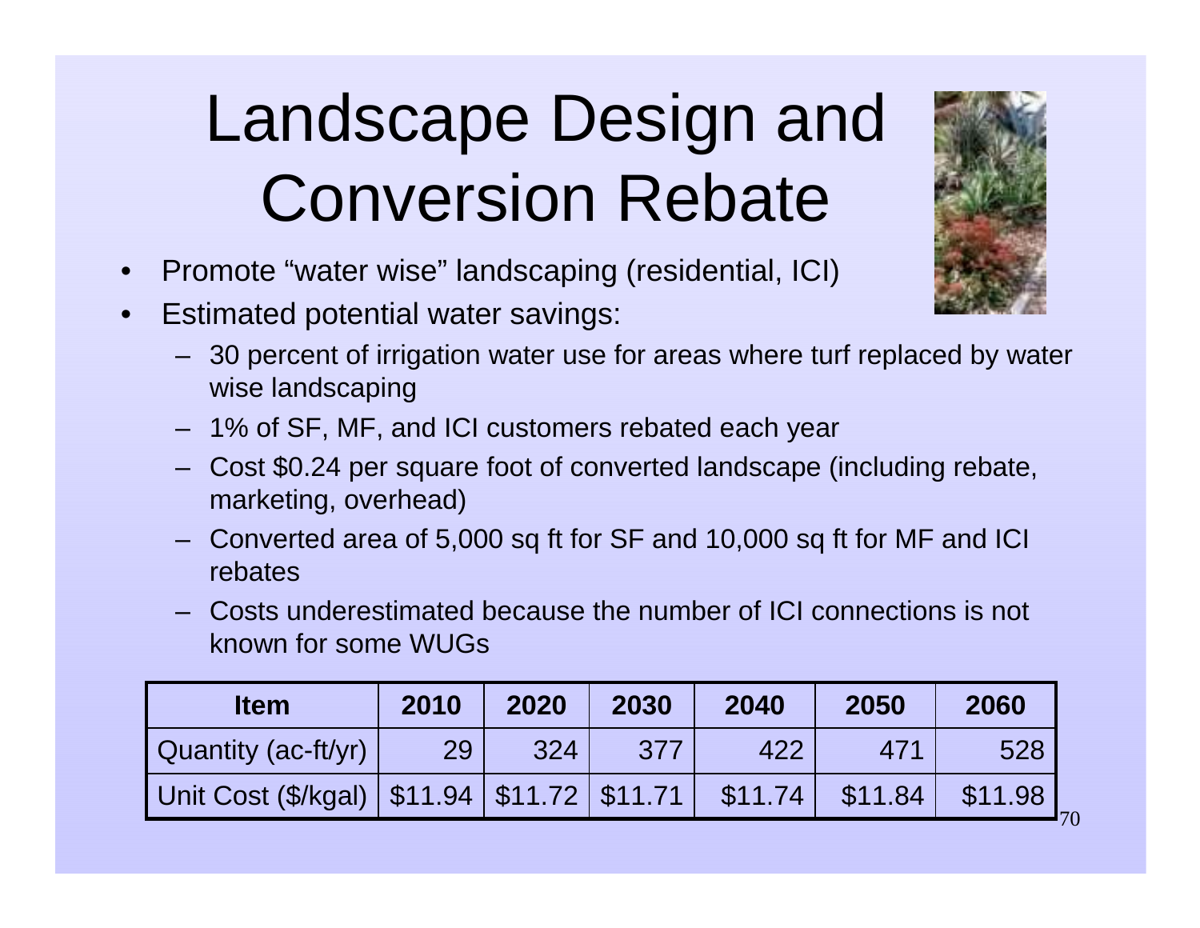# Landscape Design and Conversion Rebate

- Promote “water wise” landscaping (residential, ICI)
- Estimated potential water savings:
  - 30 percent of irrigation water use for areas where turf replaced by water wise landscaping
  - 1% of SF, MF, and ICI customers rebated each year
  - Cost $0.24 per square foot of converted landscape (including rebate, marketing, overhead)
  - Converted area of 5,000 sq ft for SF and 10,000 sq ft for MF and ICI rebates
  - Costs underestimated because the number of ICI connections is not known for some WUGs

| Item | 2010 | 2020 | 2030 | 2040 | 2050 | 2060 |
|---|---|---|---|---|---|---|
| Quantity (ac-ft/yr) | 29 | 324 | 377 | 422 | 471 | 528 |
| Unit Cost ($/kgal) | $11.94 | $11.72 | $11.71 | $11.74 | $11.84 | $11.98 |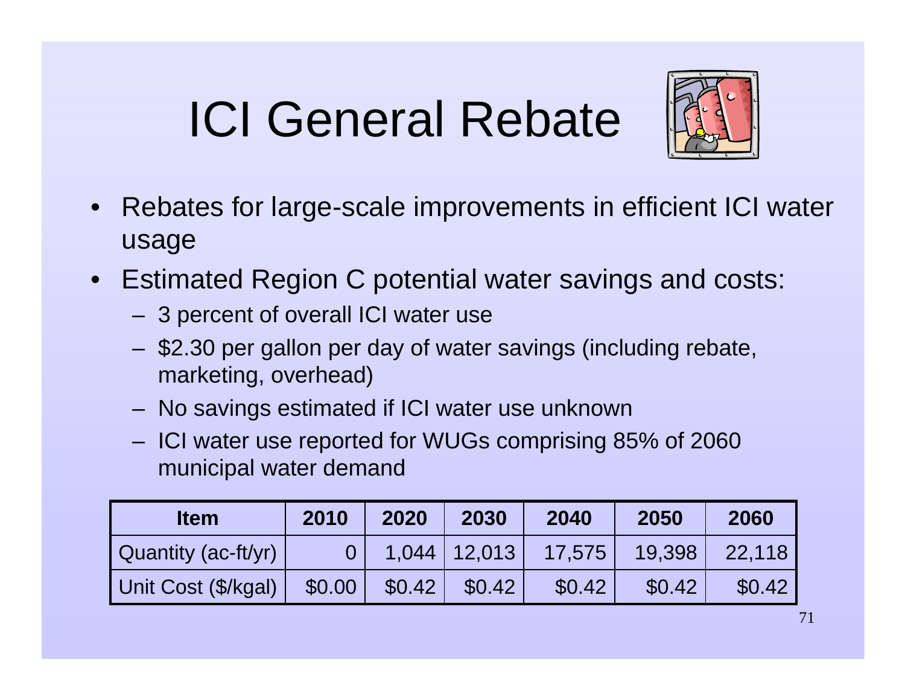# ICI General Rebate

- Rebates for large-scale improvements in efficient ICI water usage
- Estimated Region C potential water savings and costs:
  - 3 percent of overall ICI water use
  - $2.30 per gallon per day of water savings (including rebate, marketing, overhead)
  - No savings estimated if ICI water use unknown
  - ICI water use reported for WUGs comprising 85% of 2060 municipal water demand

| Item | 2010 | 2020 | 2030 | 2040 | 2050 | 2060 |
|---|---|---|---|---|---|---|
| Quantity (ac-ft/yr) | 0 | 1,044 | 12,013 | 17,575 | 19,398 | 22,118 |
| Unit Cost ($/kgal) | $0.00 | $0.42 | $0.42 | $0.42 | $0.42 | $0.42 |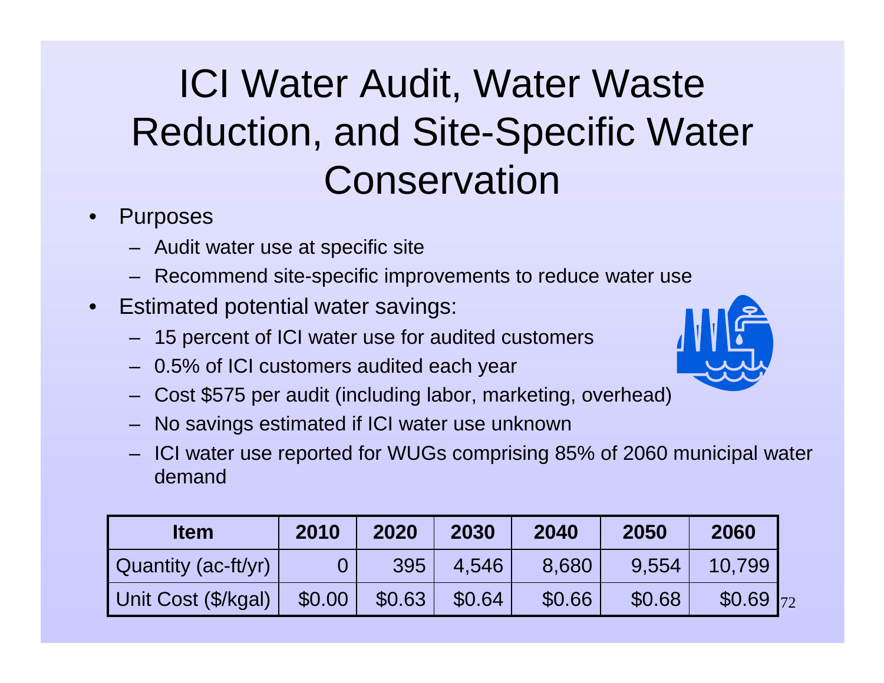# ICI Water Audit, Water Waste Reduction, and Site-Specific Water Conservation

- Purposes
  - Audit water use at specific site
  - Recommend site-specific improvements to reduce water use
- Estimated potential water savings:
  - 15 percent of ICI water use for audited customers
  - 0.5% of ICI customers audited each year
  - Cost $575 per audit (including labor, marketing, overhead)
  - No savings estimated if ICI water use unknown
  - ICI water use reported for WUGs comprising 85% of 2060 municipal water demand

| Item | 2010 | 2020 | 2030 | 2040 | 2050 | 2060 |
| --- | --- | --- | --- | --- | --- | --- |
| Quantity (ac-ft/yr) | 0 | 395 | 4,546 | 8,680 | 9,554 | 10,799 |
| Unit Cost ($/kgal) | $0.00 | $0.63 | $0.64 | $0.66 | $0.68 | $0.69 |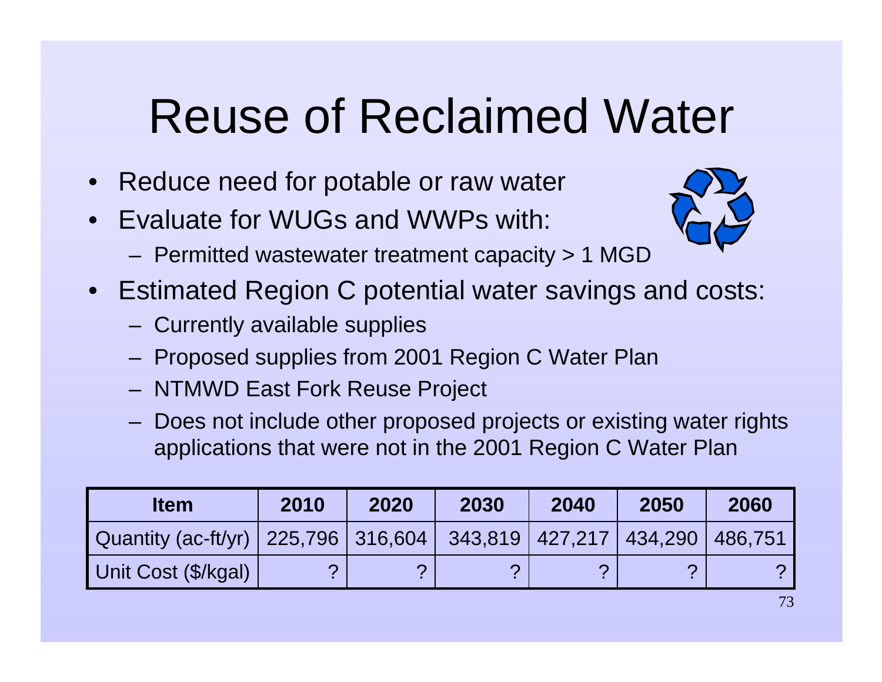# Reuse of Reclaimed Water

- Reduce need for potable or raw water
- Evaluate for WUGs and WWPs with:
  - Permitted wastewater treatment capacity > 1 MGD
- Estimated Region C potential water savings and costs:
  - Currently available supplies
  - Proposed supplies from 2001 Region C Water Plan
  - NTMWD East Fork Reuse Project
  - Does not include other proposed projects or existing water rights applications that were not in the 2001 Region C Water Plan

| Item | 2010 | 2020 | 2030 | 2040 | 2050 | 2060 |
|---|---|---|---|---|---|---|
| Quantity (ac-ft/yr) | 225,796 | 316,604 | 343,819 | 427,217 | 434,290 | 486,751 |
| Unit Cost ($/kgal) | ? | ? | ? | ? | ? | ? |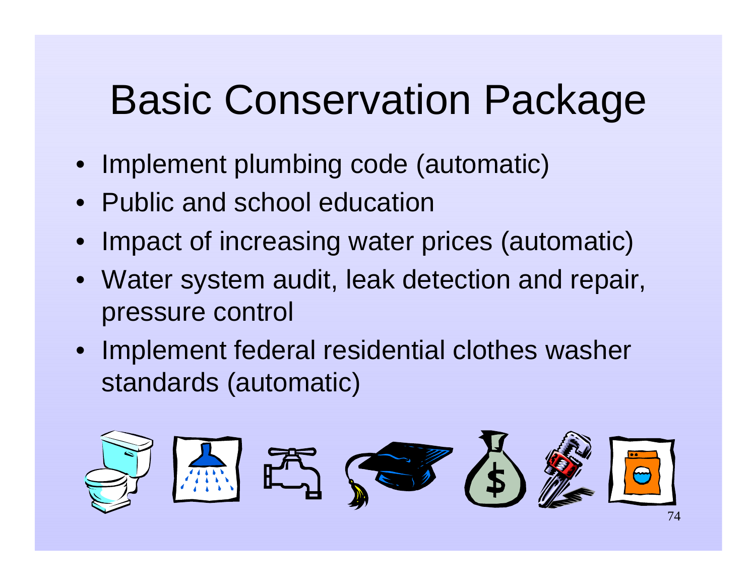# Basic Conservation Package

- Implement plumbing code (automatic)
- Public and school education
- Impact of increasing water prices (automatic)
- Water system audit, leak detection and repair, pressure control
- Implement federal residential clothes washer standards (automatic)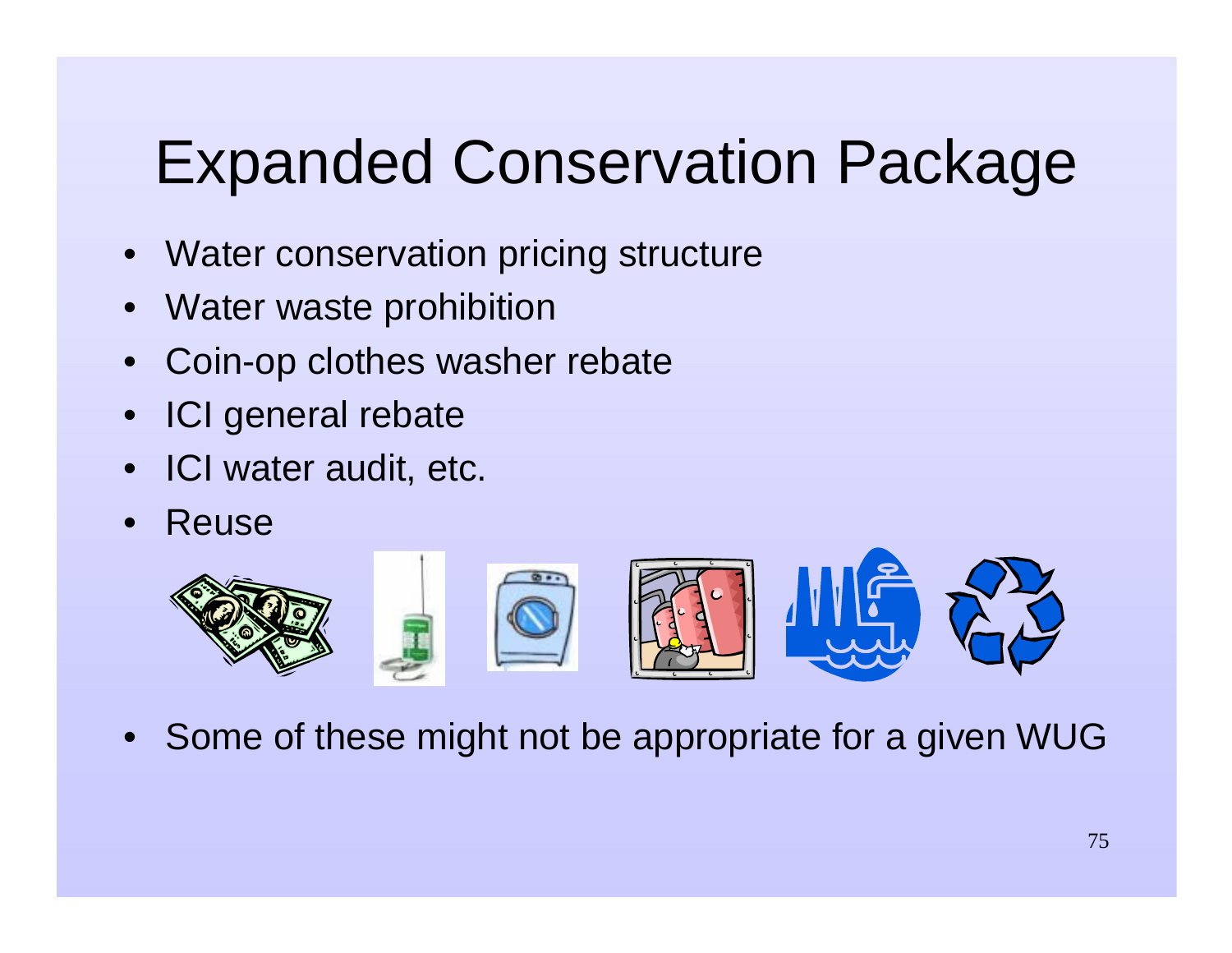# Expanded Conservation Package

- Water conservation pricing structure
- Water waste prohibition
- Coin-op clothes washer rebate
- ICI general rebate
- ICI water audit, etc.
- Reuse

- Some of these might not be appropriate for a given WUG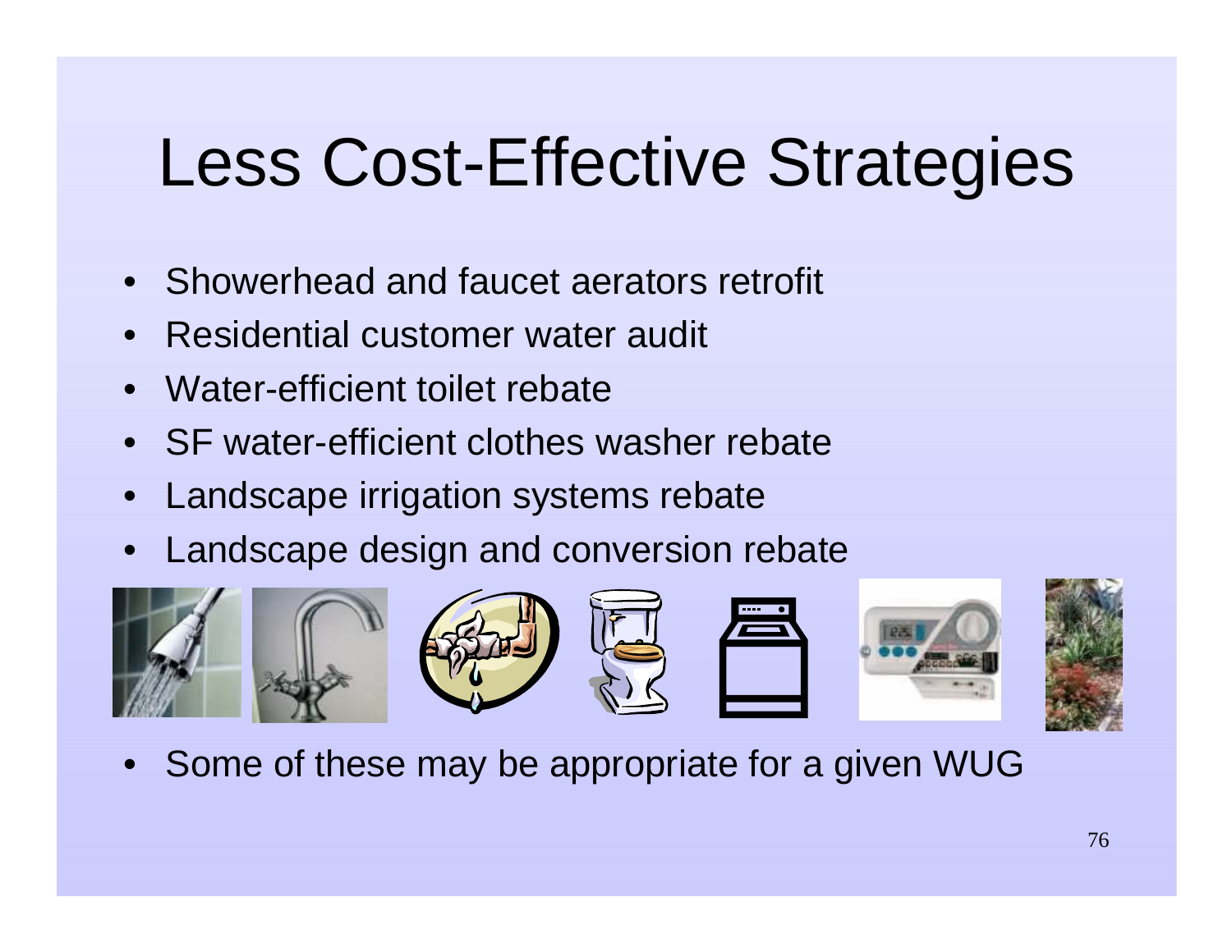# Less Cost-Effective Strategies

- Showerhead and faucet aerators retrofit
- Residential customer water audit
- Water-efficient toilet rebate
- SF water-efficient clothes washer rebate
- Landscape irrigation systems rebate
- Landscape design and conversion rebate

- Some of these may be appropriate for a given WUG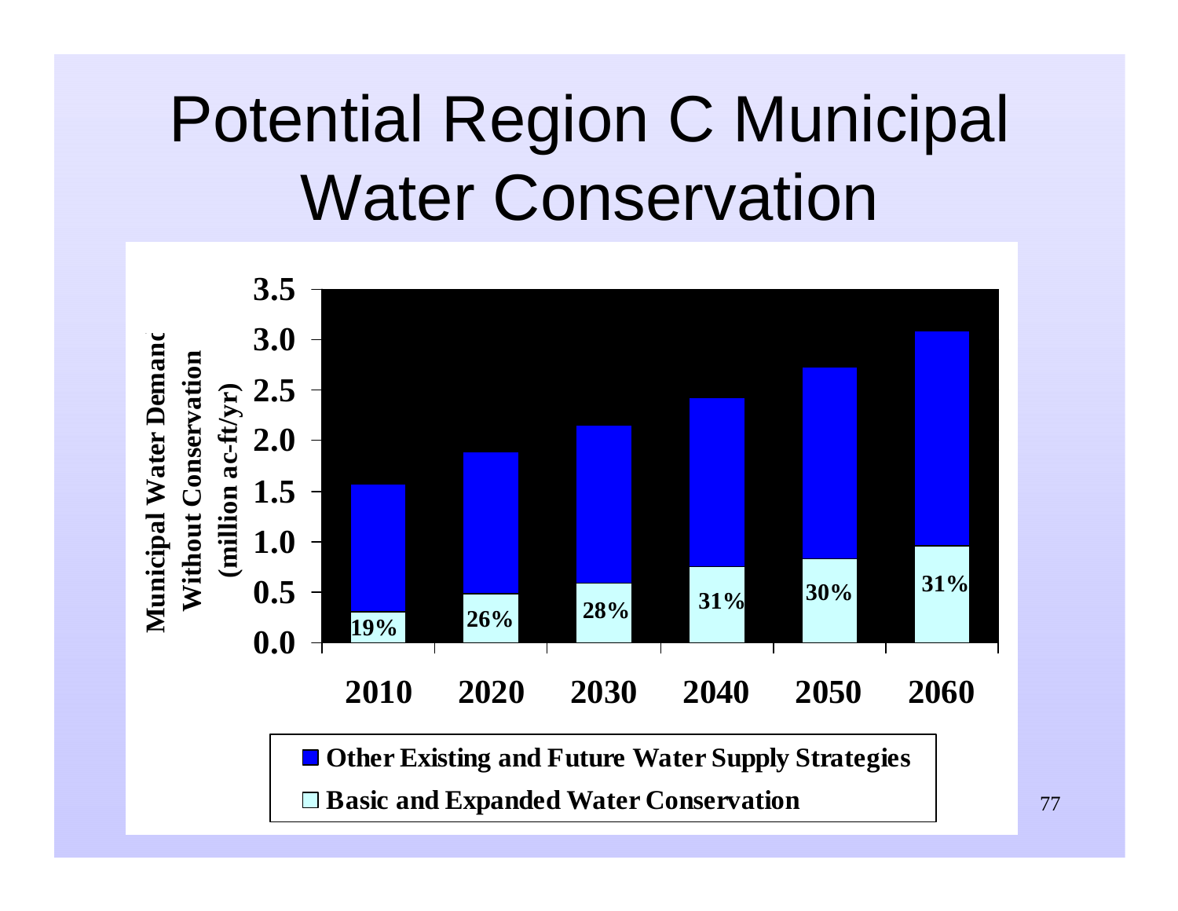# Potential Region C Municipal Water Conservation

Municipal Water Demand Without Conservation (million ac-ft/yr)

| Year | Basic and Expanded Water Conservation (% of demand) |
|---|---|
| 2010 | 19% |
| 2020 | 26% |
| 2030 | 28% |
| 2040 | 31% |
| 2050 | 30% |
| 2060 | 31% |

■ Other Existing and Future Water Supply Strategies

□ Basic and Expanded Water Conservation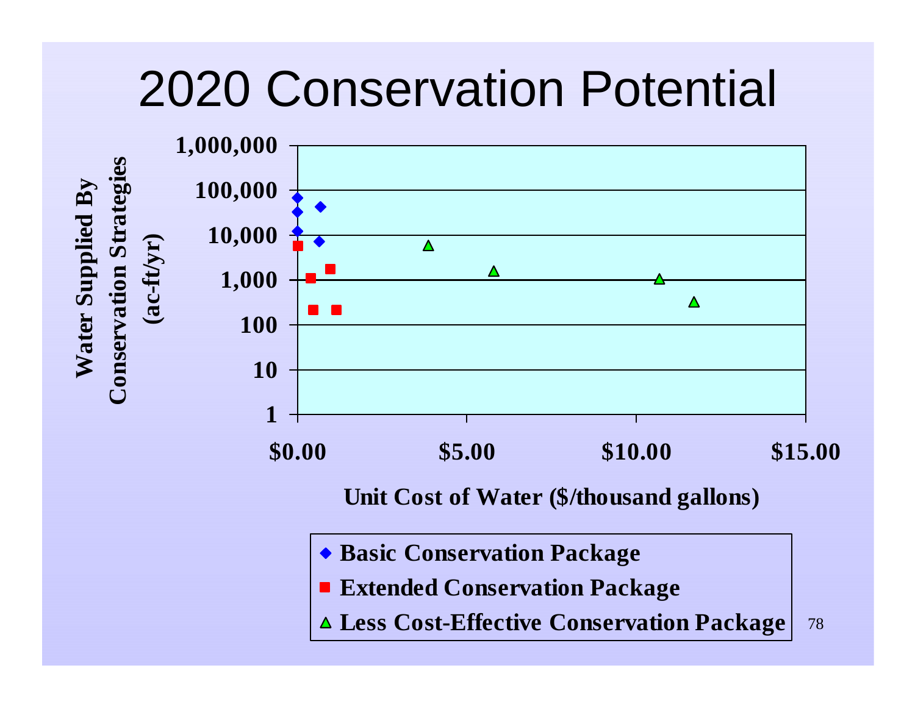# 2020 Conservation Potential

Water Supplied By Conservation Strategies (ac-ft/yr)

1,000,000
100,000
10,000
1,000
100
10
1

$0.00 $5.00 $10.00 $15.00

Unit Cost of Water ($/thousand gallons)

- Basic Conservation Package
- Extended Conservation Package
- Less Cost-Effective Conservation Package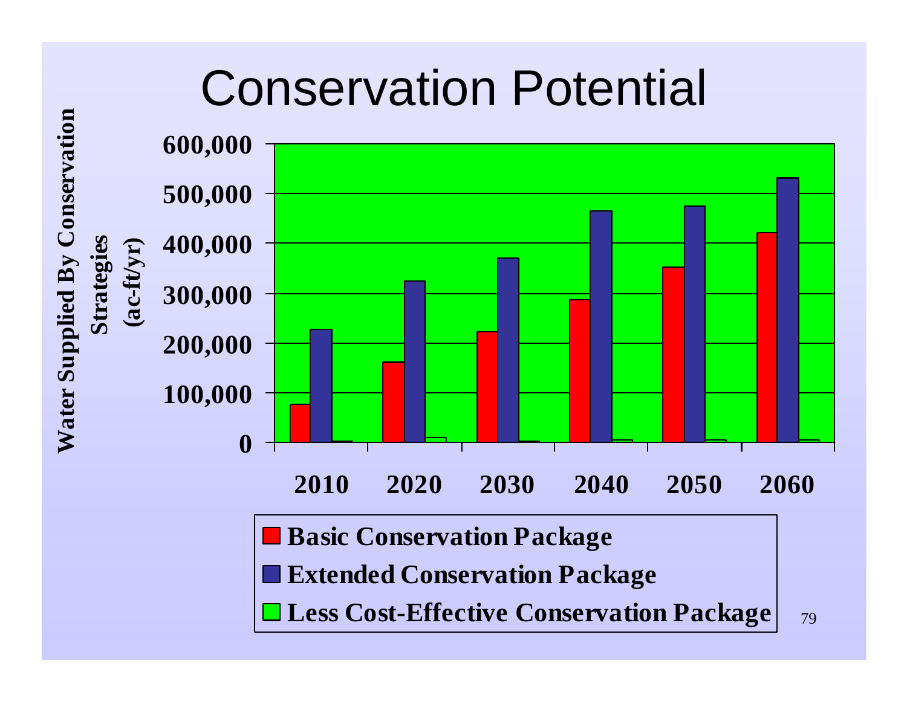# Conservation Potential

Water Supplied By Conservation Strategies (ac-ft/yr)

600,000
500,000
400,000
300,000
200,000
100,000
0

2010 2020 2030 2040 2050 2060

- Basic Conservation Package
- Extended Conservation Package
- Less Cost-Effective Conservation Package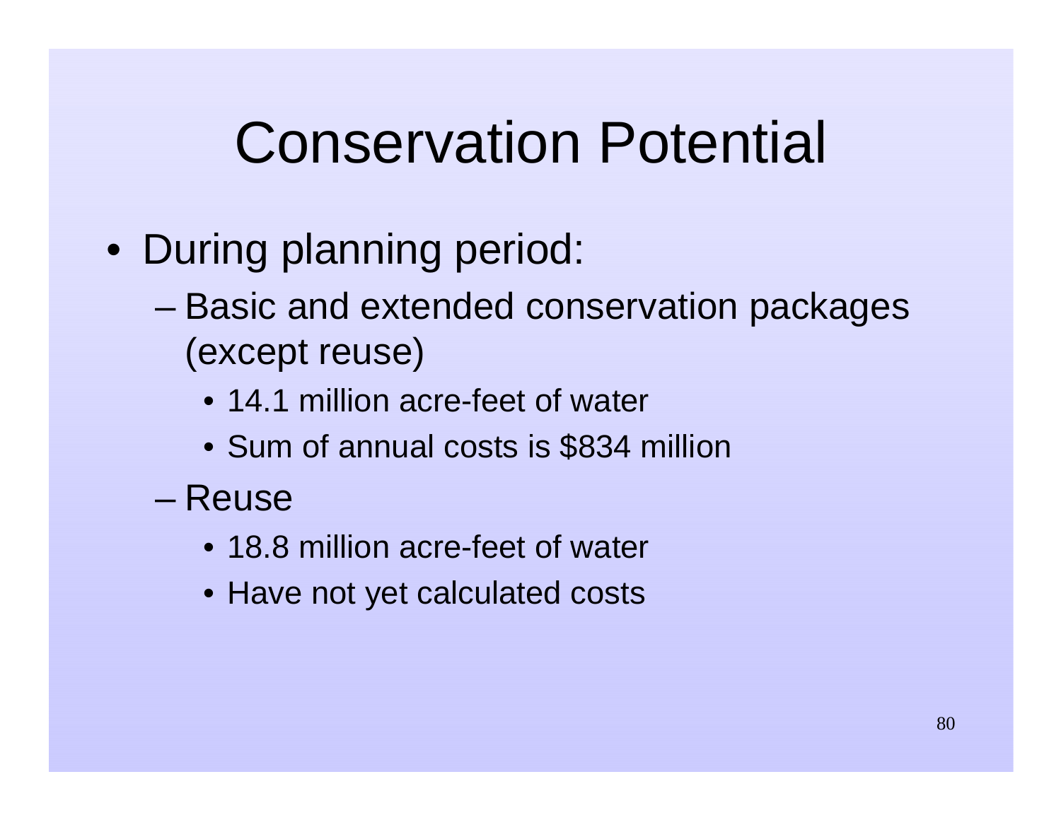# Conservation Potential

- During planning period:
  - Basic and extended conservation packages (except reuse)
    - 14.1 million acre-feet of water
    - Sum of annual costs is $834 million
  - Reuse
    - 18.8 million acre-feet of water
    - Have not yet calculated costs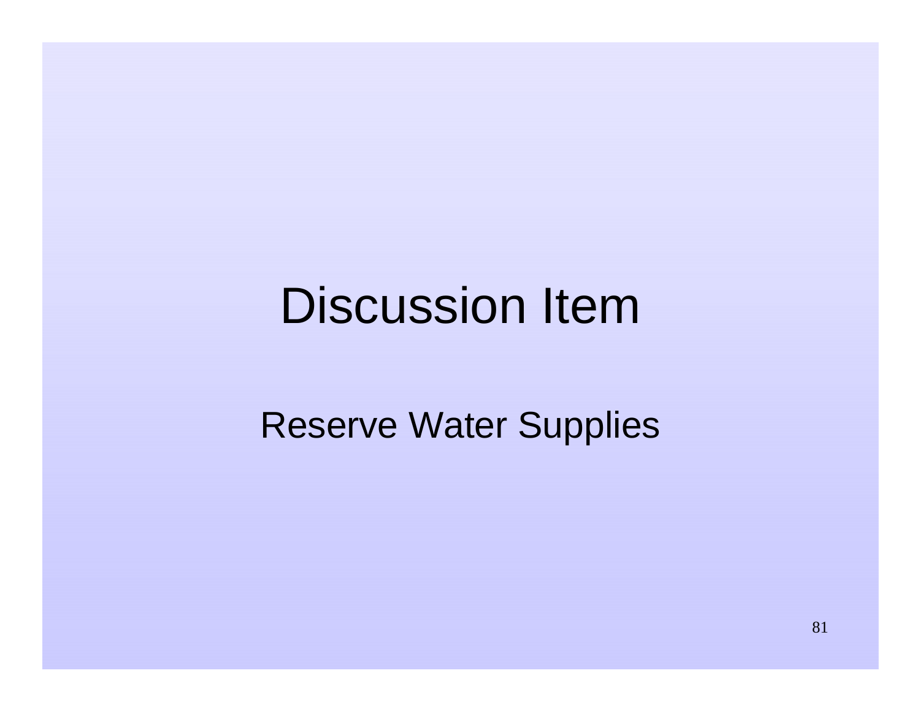# Discussion Item

Reserve Water Supplies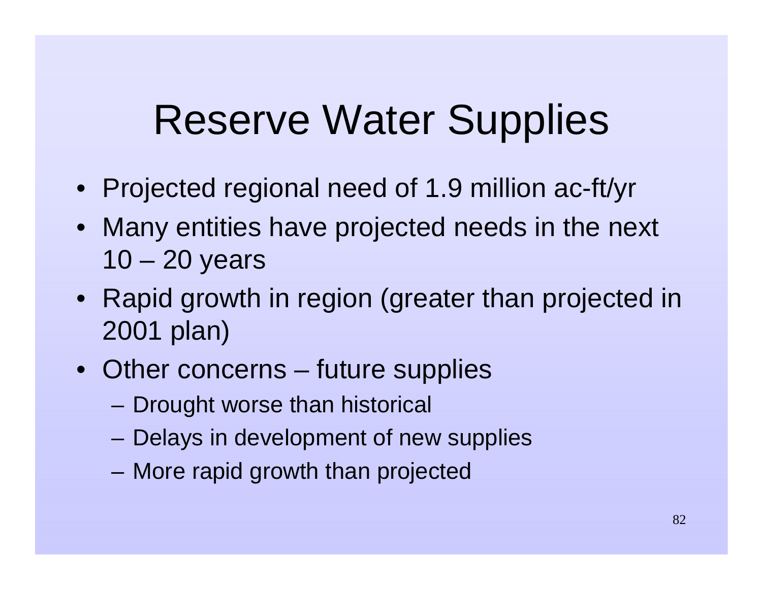# Reserve Water Supplies

- Projected regional need of 1.9 million ac-ft/yr
- Many entities have projected needs in the next 10 – 20 years
- Rapid growth in region (greater than projected in 2001 plan)
- Other concerns – future supplies
  - Drought worse than historical
  - Delays in development of new supplies
  - More rapid growth than projected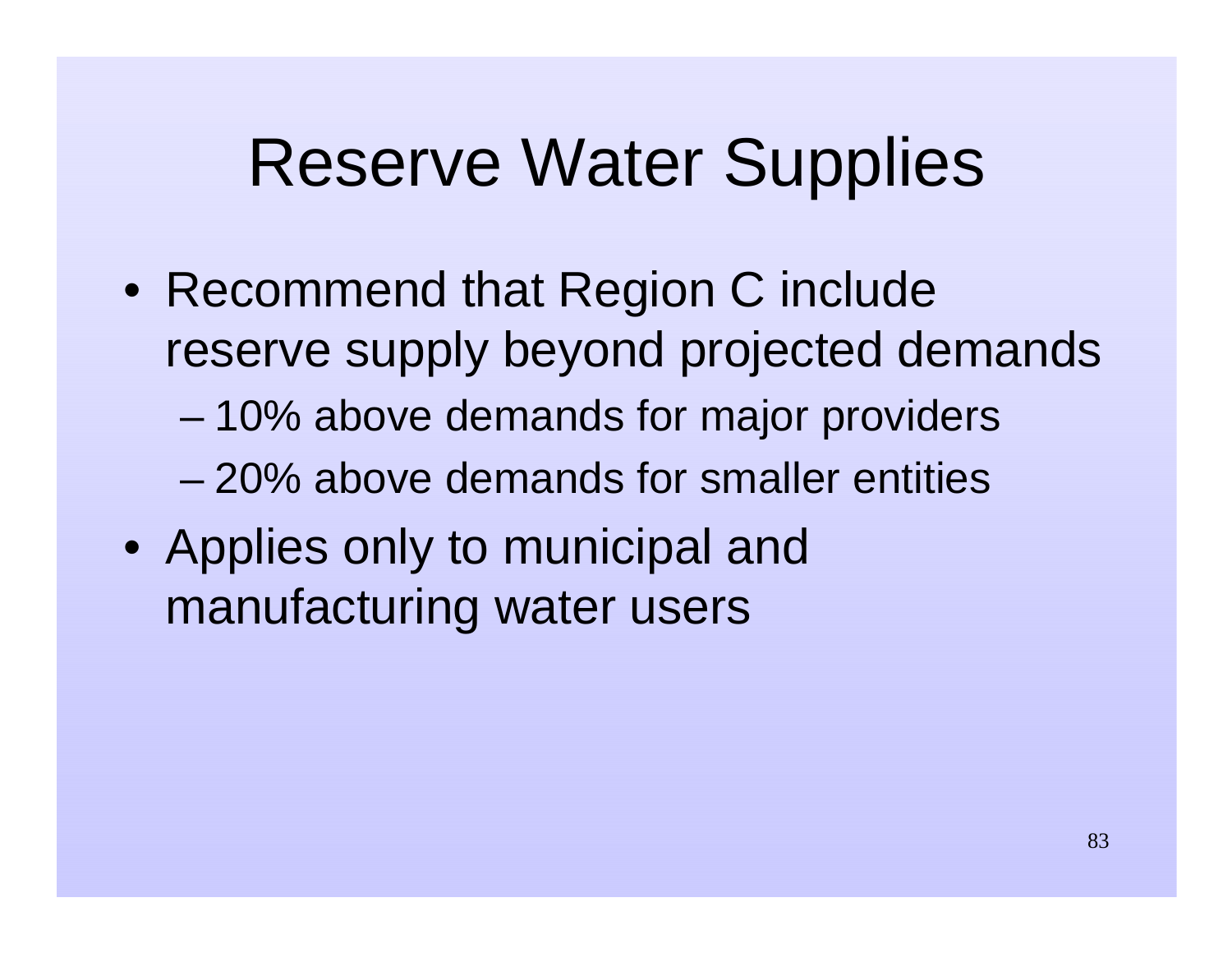# Reserve Water Supplies

- Recommend that Region C include reserve supply beyond projected demands
  - 10% above demands for major providers
  - 20% above demands for smaller entities
- Applies only to municipal and manufacturing water users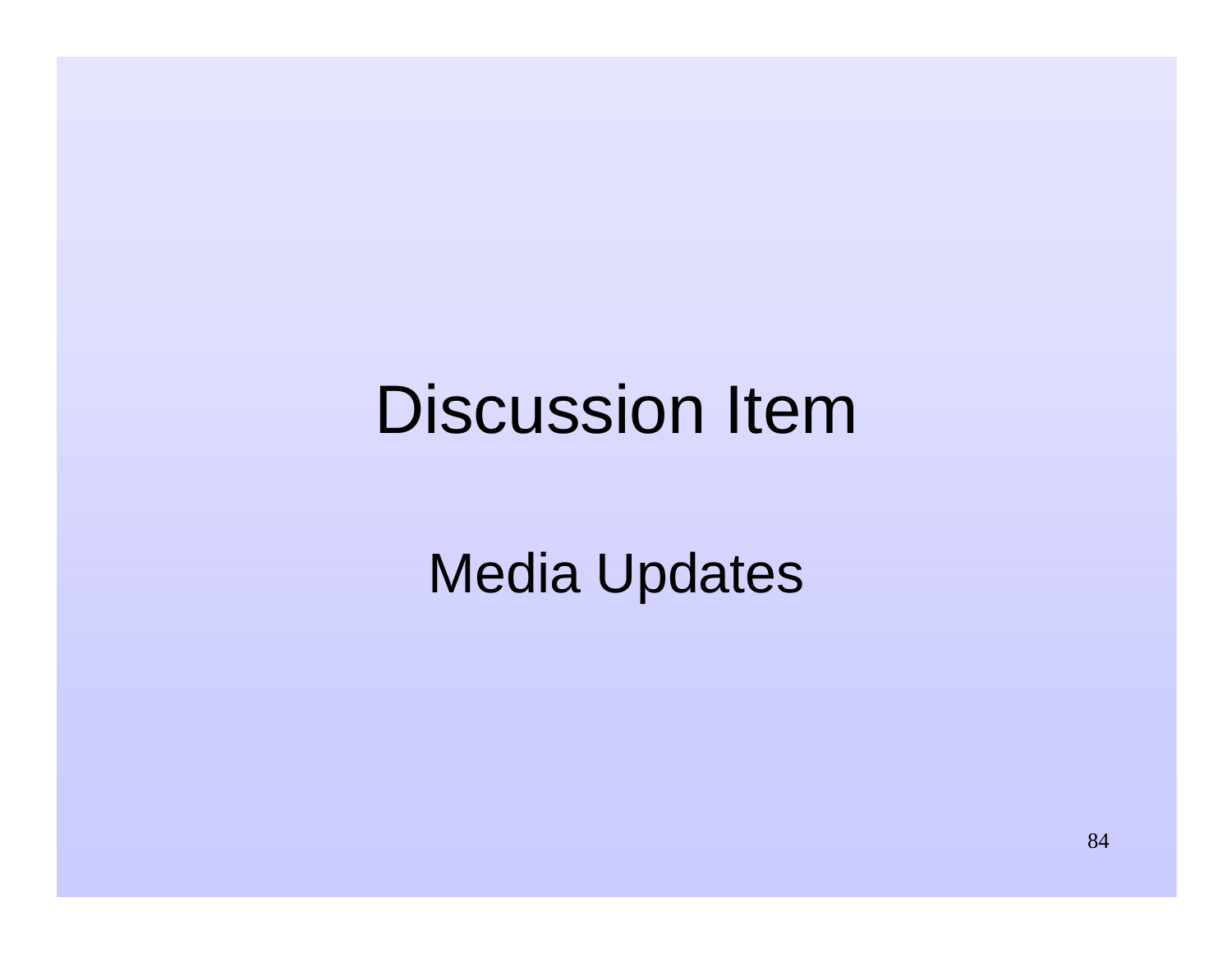# Discussion Item

Media Updates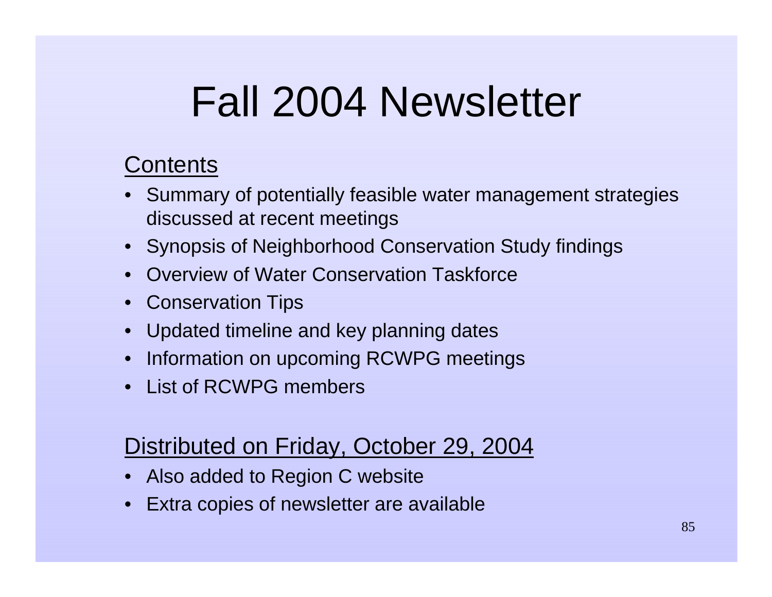# Fall 2004 Newsletter

## Contents

- Summary of potentially feasible water management strategies discussed at recent meetings
- Synopsis of Neighborhood Conservation Study findings
- Overview of Water Conservation Taskforce
- Conservation Tips
- Updated timeline and key planning dates
- Information on upcoming RCWPG meetings
- List of RCWPG members

## Distributed on Friday, October 29, 2004

- Also added to Region C website
- Extra copies of newsletter are available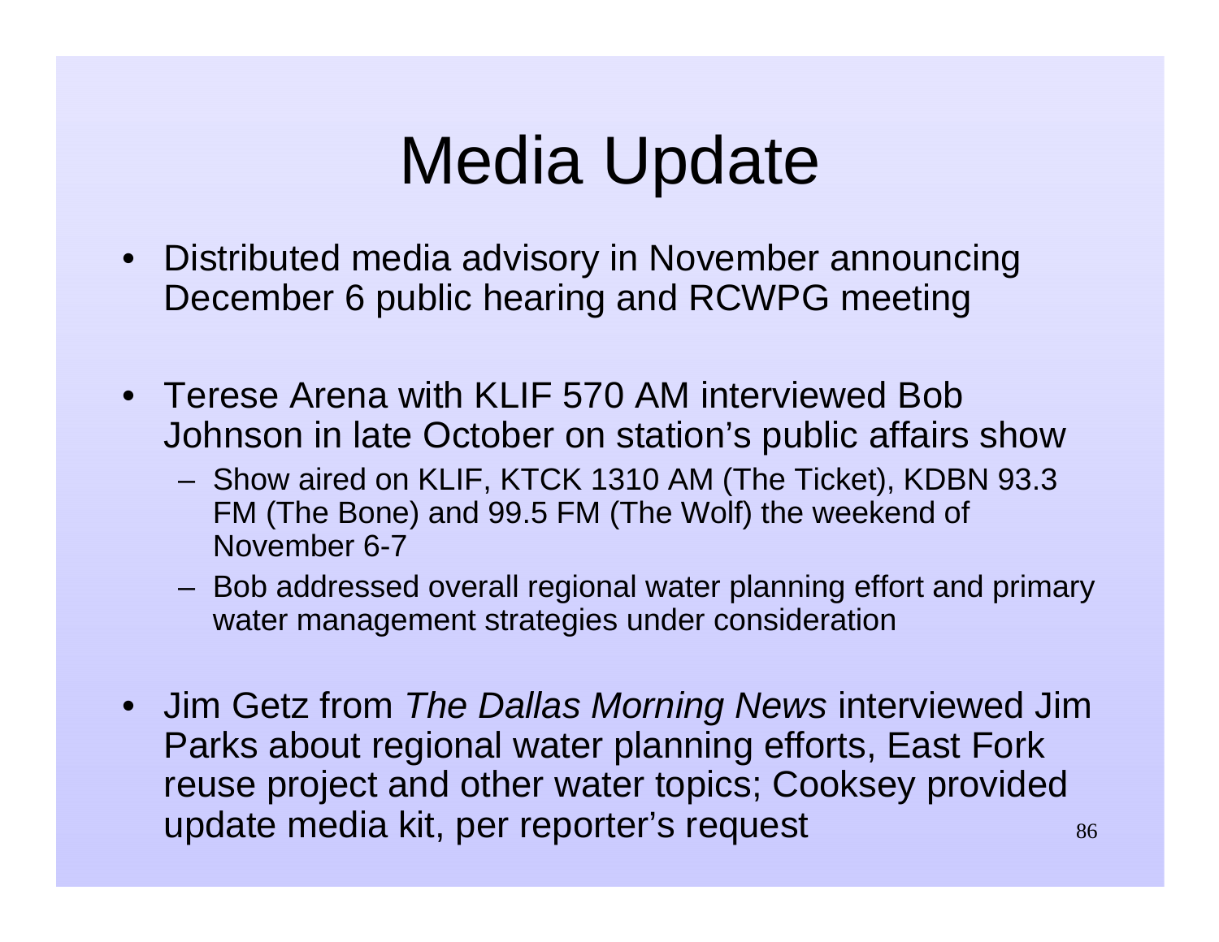# Media Update

- Distributed media advisory in November announcing December 6 public hearing and RCWPG meeting
- Terese Arena with KLIF 570 AM interviewed Bob Johnson in late October on station's public affairs show
  - Show aired on KLIF, KTCK 1310 AM (The Ticket), KDBN 93.3 FM (The Bone) and 99.5 FM (The Wolf) the weekend of November 6-7
  - Bob addressed overall regional water planning effort and primary water management strategies under consideration
- Jim Getz from *The Dallas Morning News* interviewed Jim Parks about regional water planning efforts, East Fork reuse project and other water topics; Cooksey provided update media kit, per reporter's request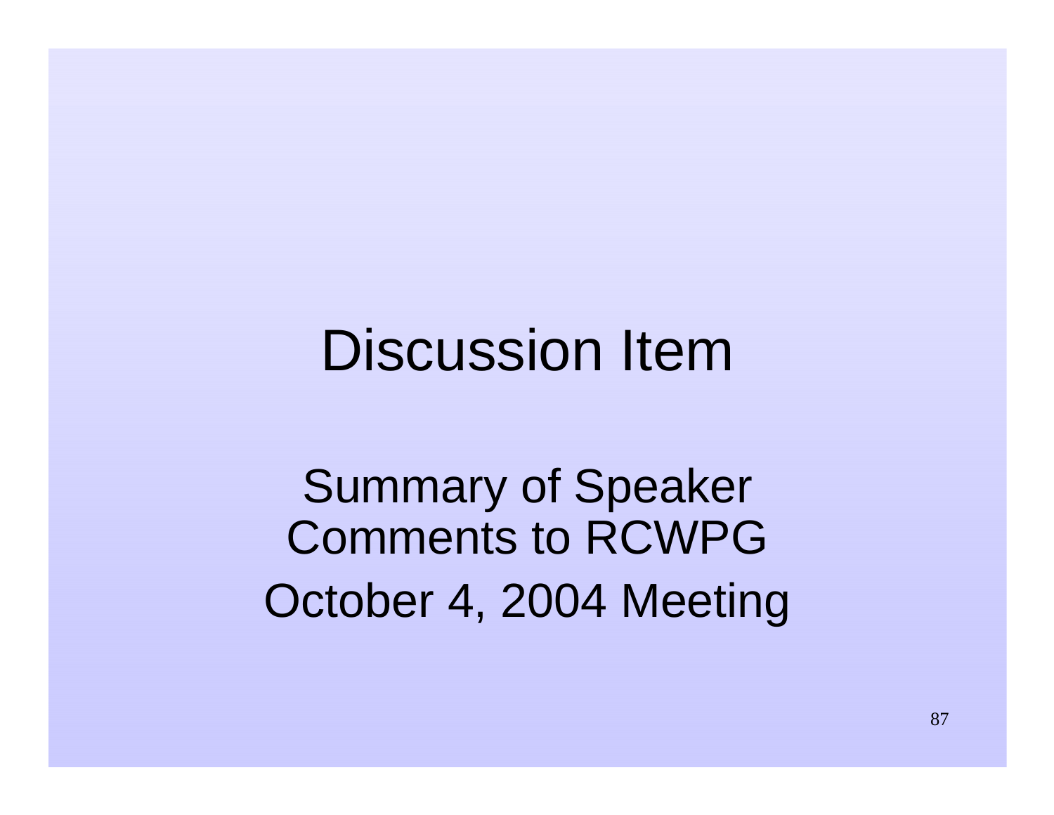# Discussion Item

Summary of Speaker Comments to RCWPG

October 4, 2004 Meeting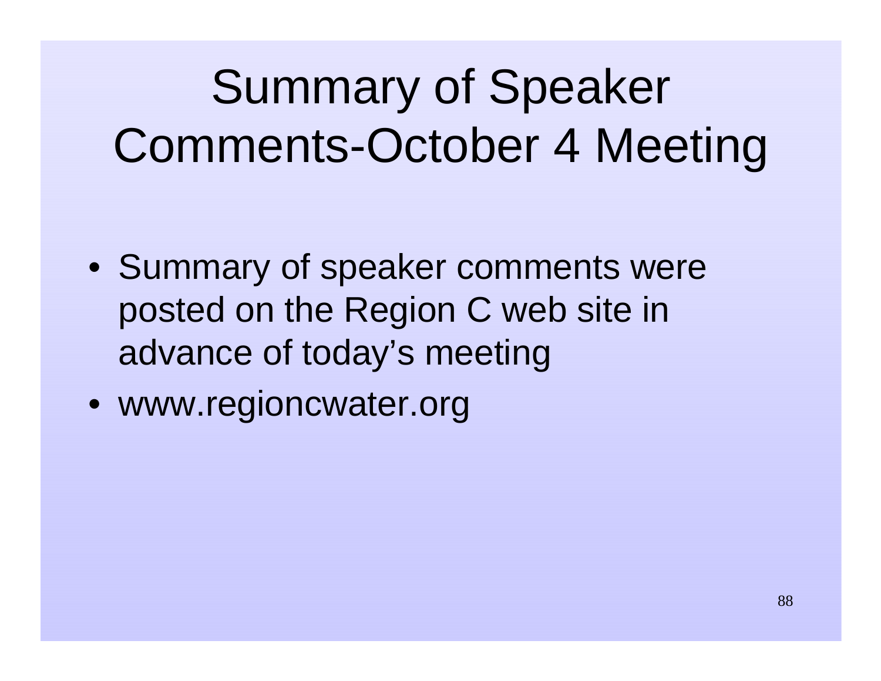# Summary of Speaker Comments-October 4 Meeting

- Summary of speaker comments were posted on the Region C web site in advance of today's meeting
- www.regioncwater.org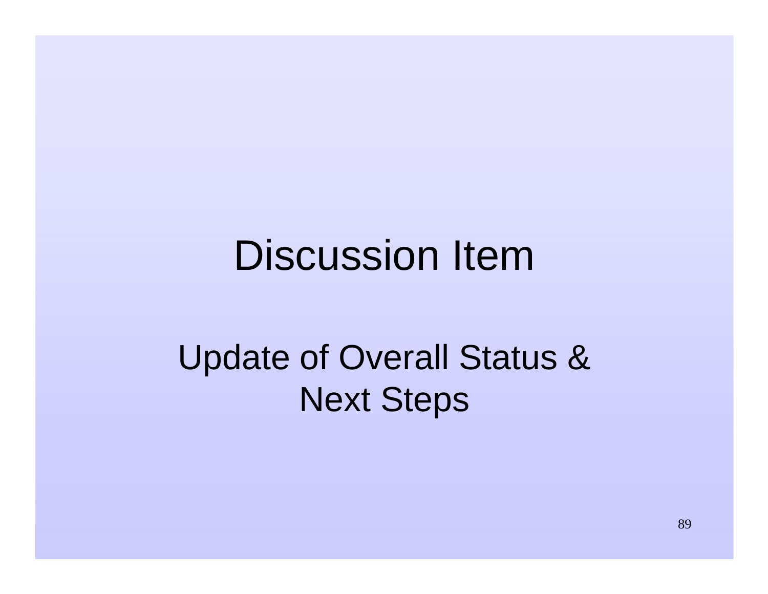# Discussion Item

Update of Overall Status & Next Steps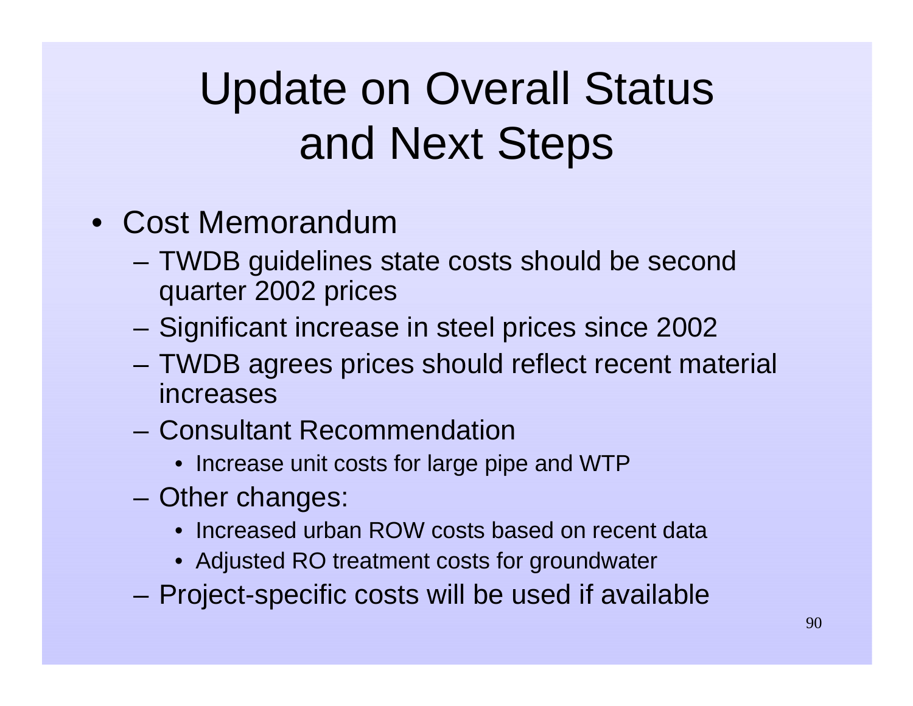# Update on Overall Status and Next Steps

- Cost Memorandum
  - TWDB guidelines state costs should be second quarter 2002 prices
  - Significant increase in steel prices since 2002
  - TWDB agrees prices should reflect recent material increases
  - Consultant Recommendation
    - Increase unit costs for large pipe and WTP
  - Other changes:
    - Increased urban ROW costs based on recent data
    - Adjusted RO treatment costs for groundwater
  - Project-specific costs will be used if available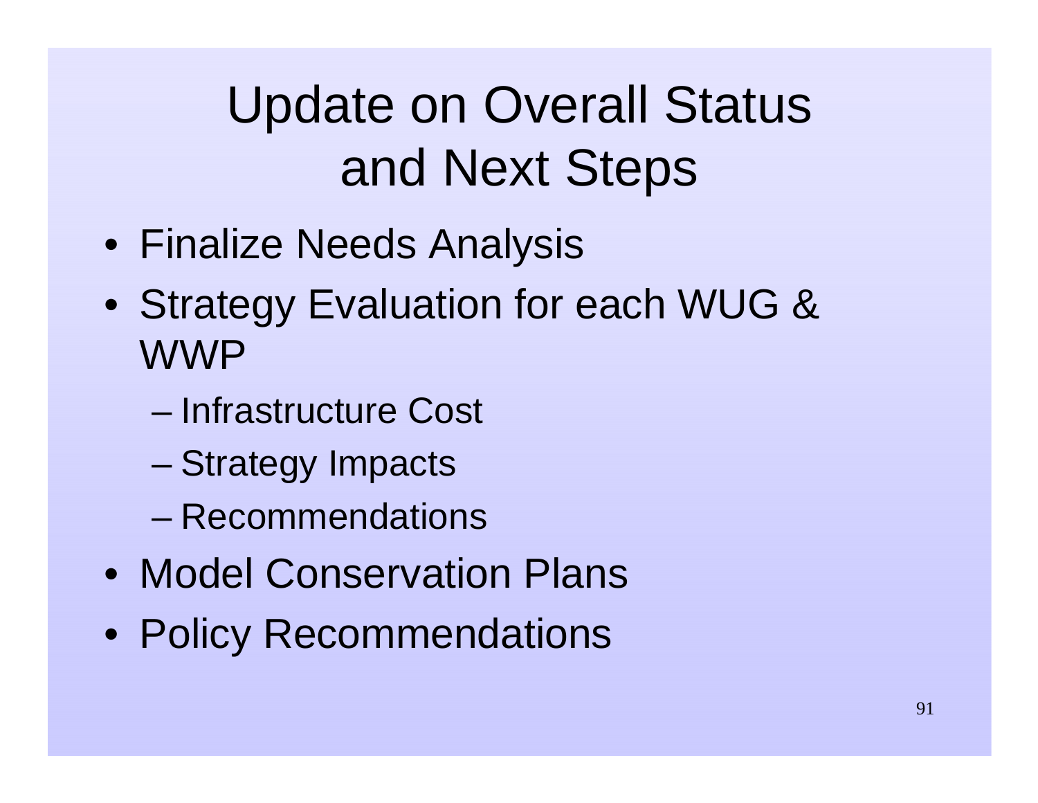# Update on Overall Status and Next Steps

- Finalize Needs Analysis
- Strategy Evaluation for each WUG & WWP
  - Infrastructure Cost
  - Strategy Impacts
  - Recommendations
- Model Conservation Plans
- Policy Recommendations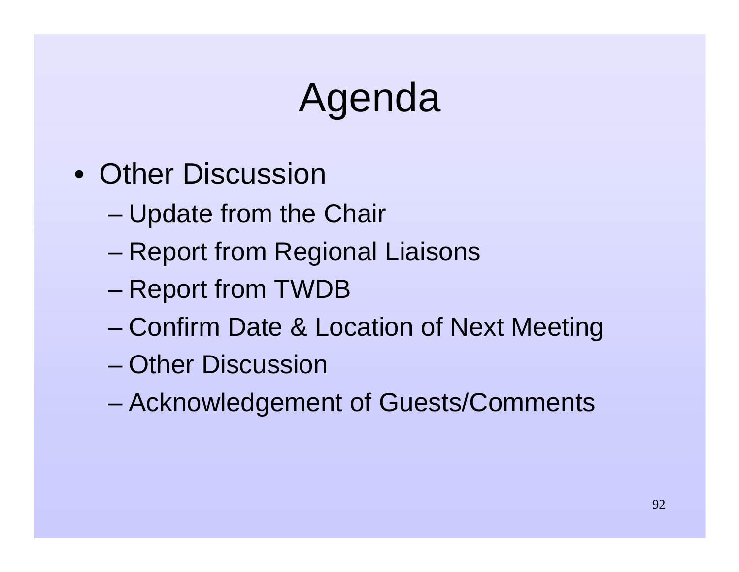# Agenda

- Other Discussion
  - Update from the Chair
  - Report from Regional Liaisons
  - Report from TWDB
  - Confirm Date & Location of Next Meeting
  - Other Discussion
  - Acknowledgement of Guests/Comments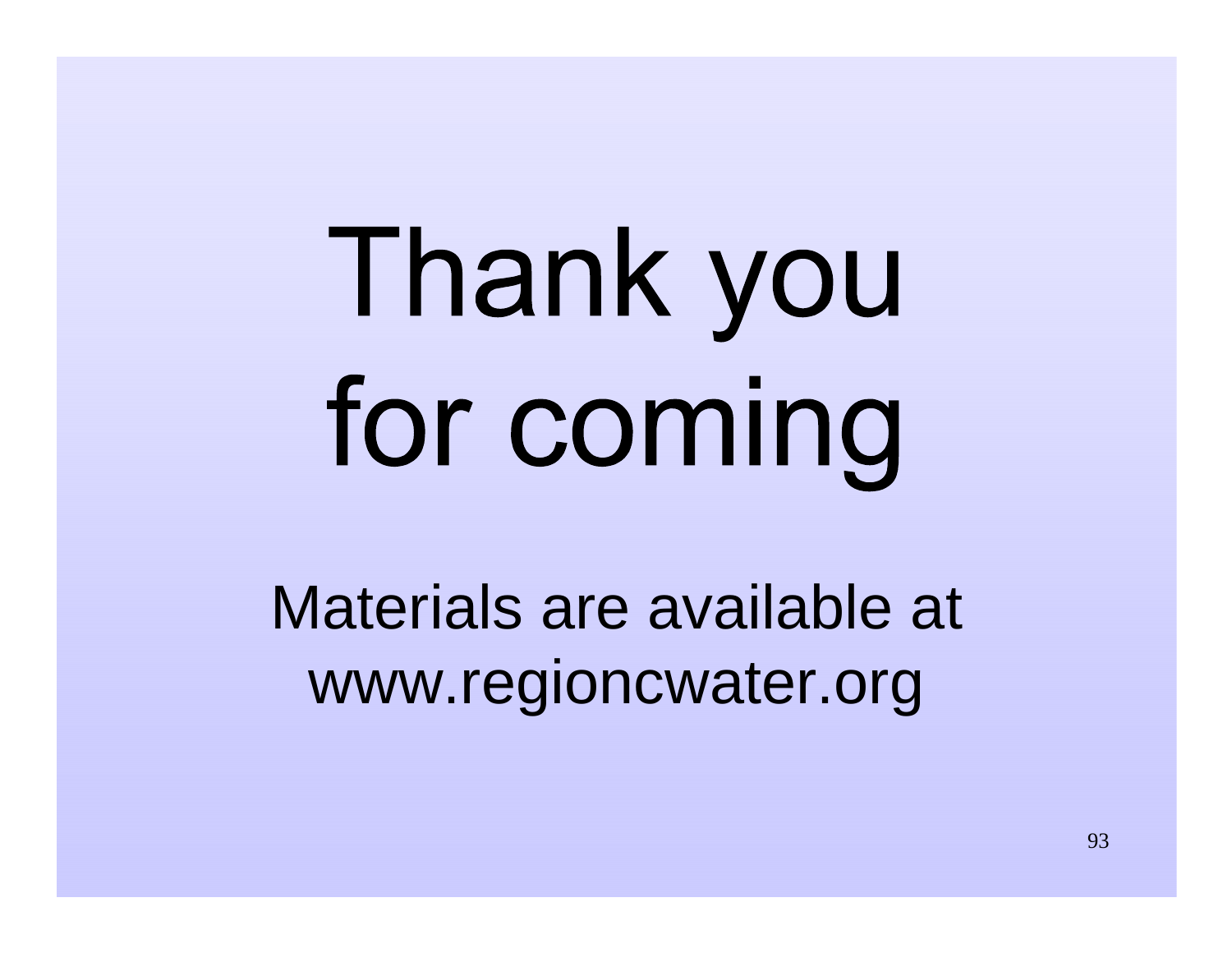# Thank you for coming

Materials are available at www.regioncwater.org